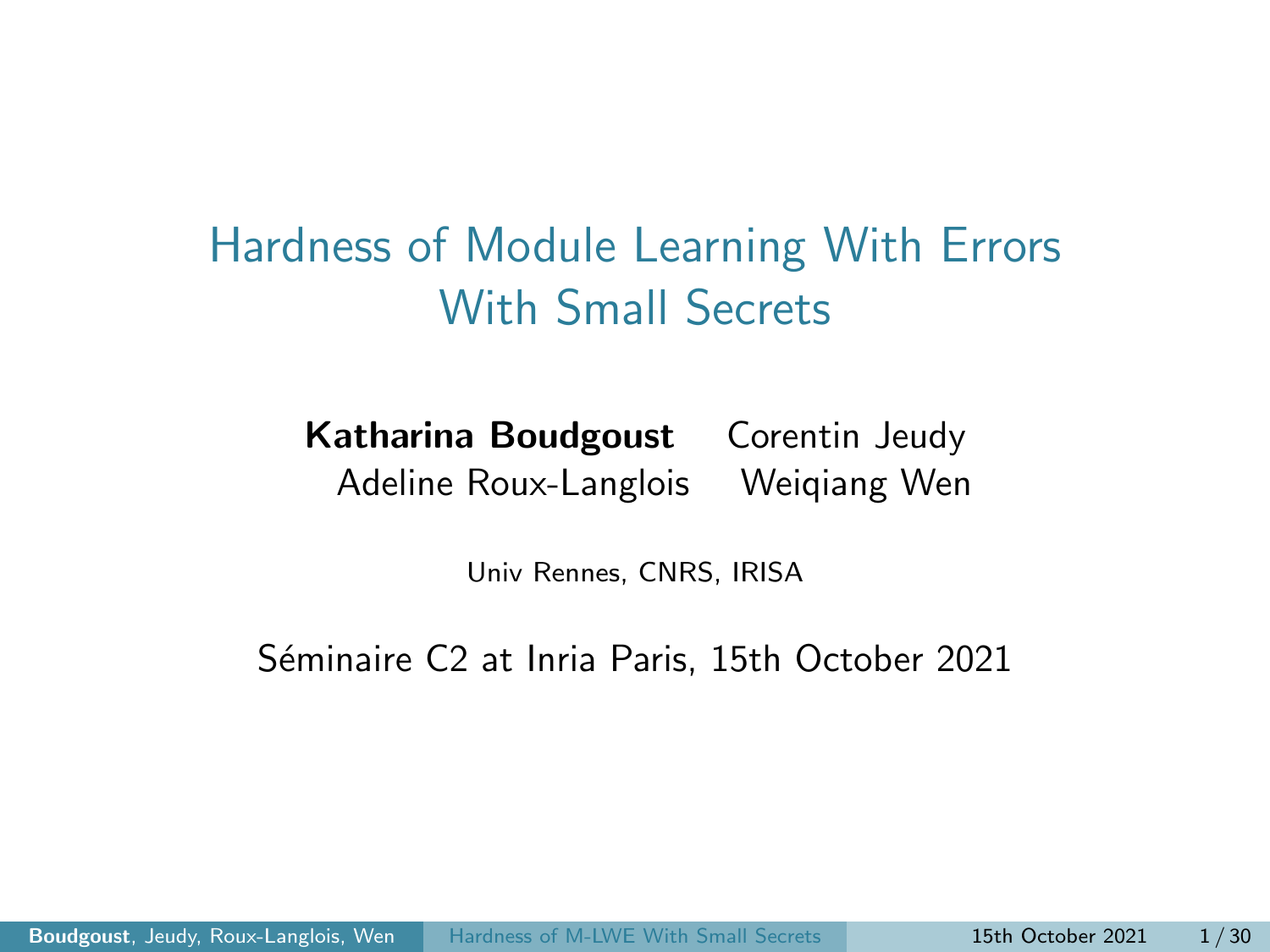# Hardness of Module Learning With Errors With Small Secrets

**Katharina Boudgoust** Corentin Jeudy
Adeline Roux-Langlois Weiqiang Wen

Univ Rennes, CNRS, IRISA

Séminaire C2 at Inria Paris, 15th October 2021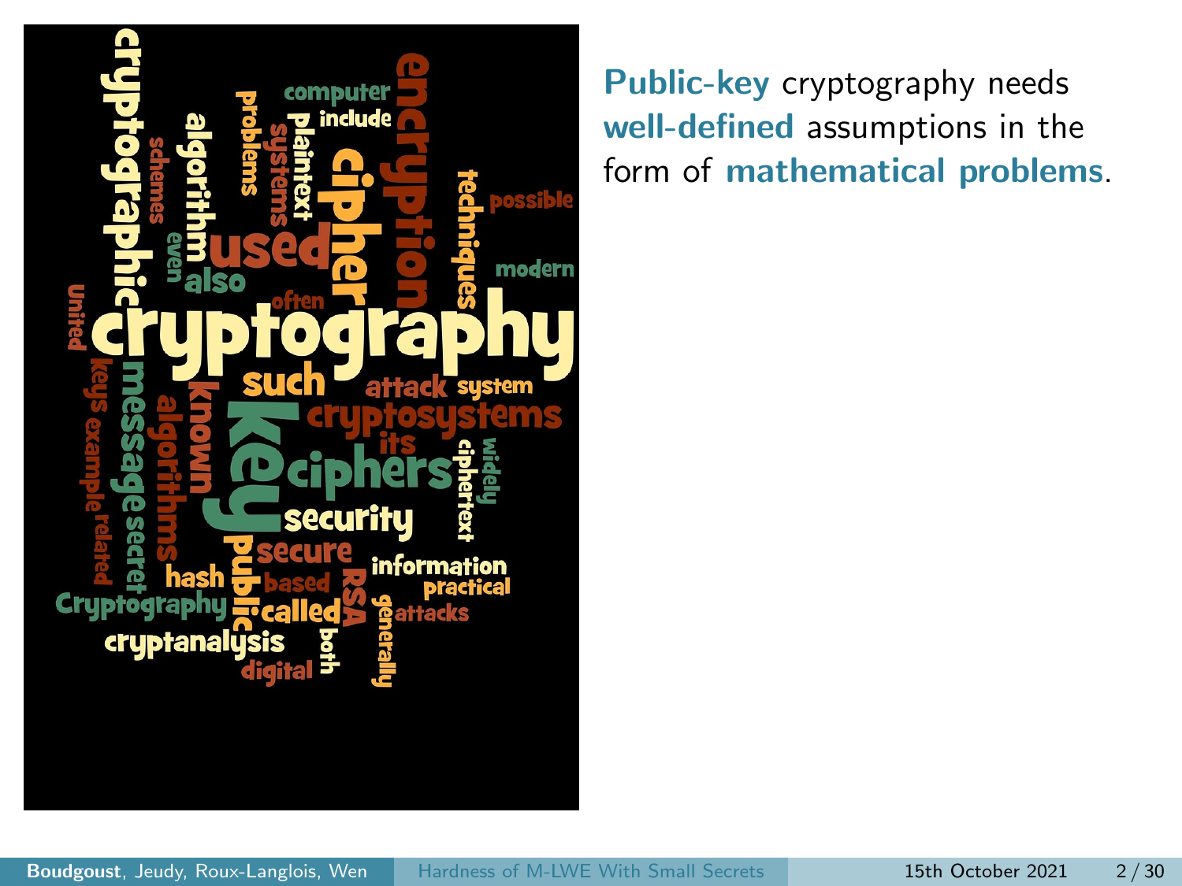**Public-key** cryptography needs **well-defined** assumptions in the form of **mathematical problems**.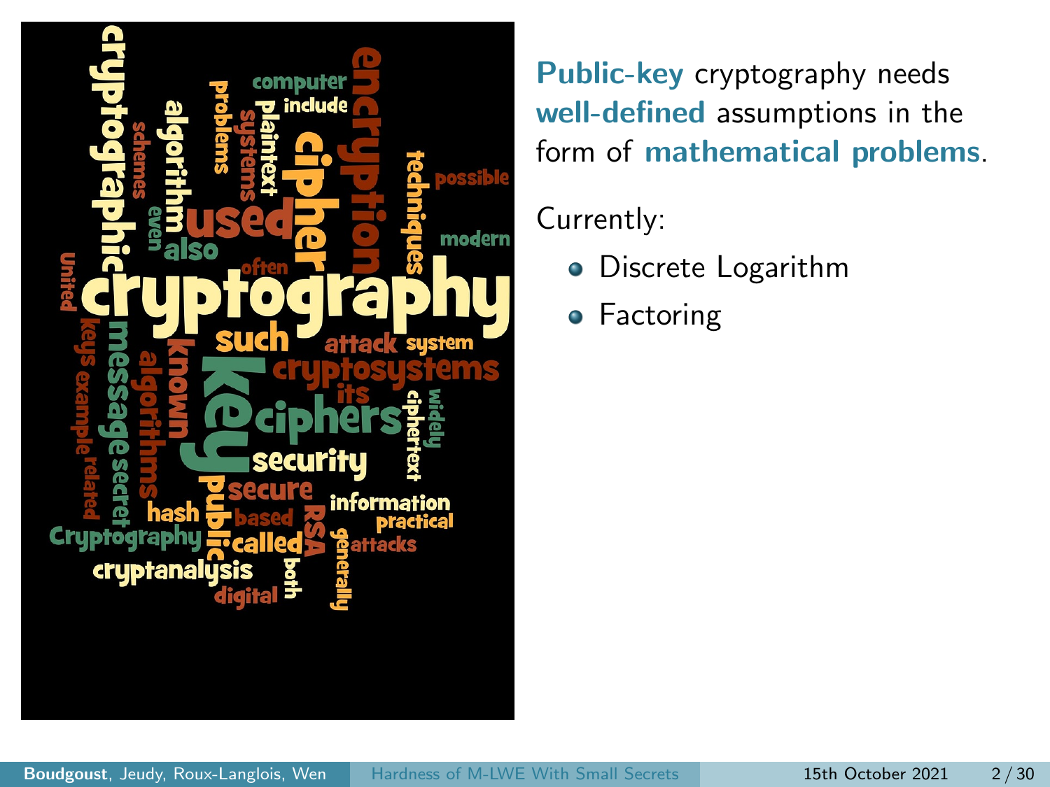**Public-key** cryptography needs **well-defined** assumptions in the form of **mathematical problems**.

Currently:

- Discrete Logarithm
- Factoring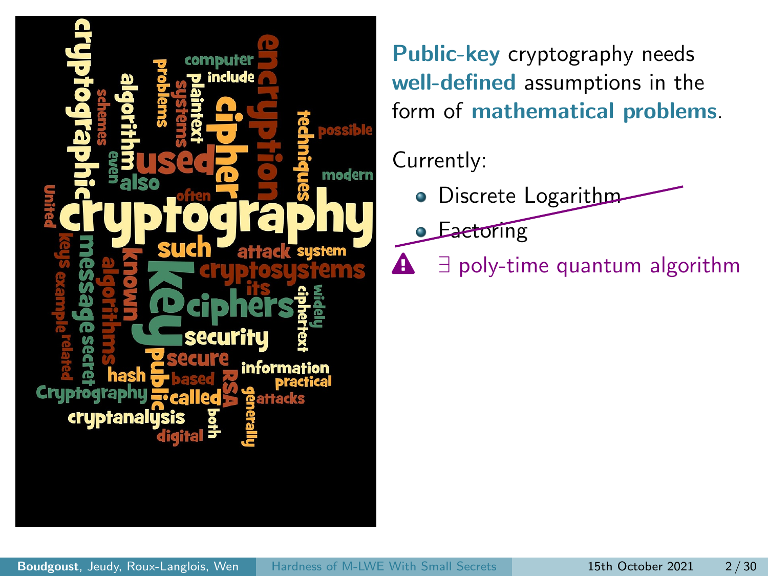**Public-key** cryptography needs **well-defined** assumptions in the form of **mathematical problems**.

Currently:

- ~~Discrete Logarithm~~
- ~~Factoring~~

⚠ $\exists$ poly-time quantum algorithm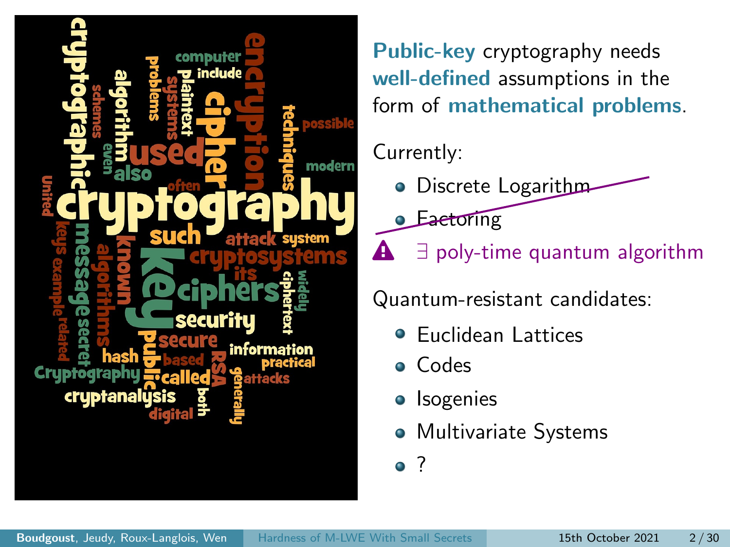**Public-key** cryptography needs **well-defined** assumptions in the form of **mathematical problems**.

Currently:

- ~~Discrete Logarithm~~
- ~~Factoring~~

⚠ $\exists$ poly-time quantum algorithm

Quantum-resistant candidates:

- Euclidean Lattices
- Codes
- Isogenies
- Multivariate Systems
- ?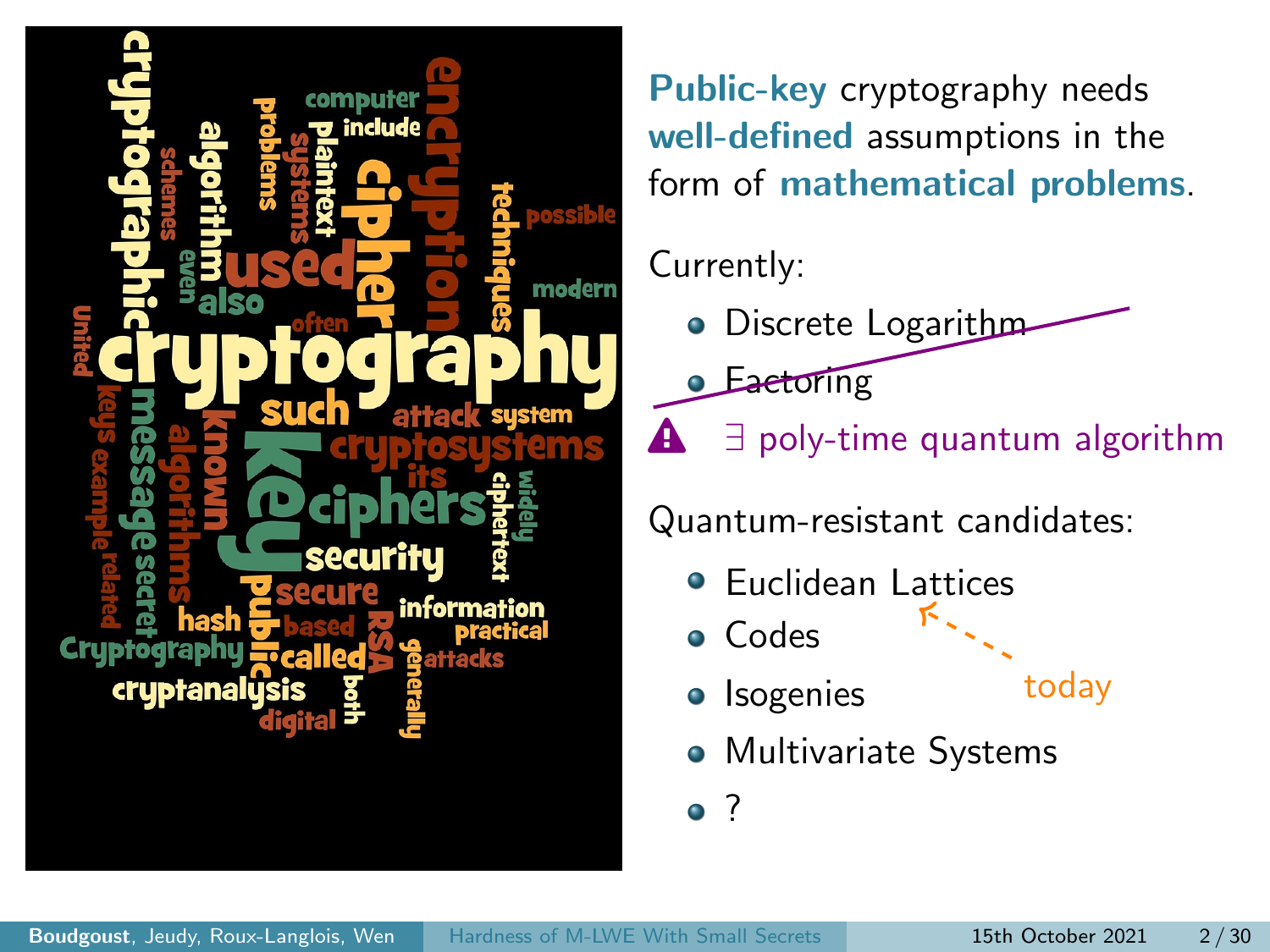**Public-key** cryptography needs **well-defined** assumptions in the form of **mathematical problems**.

Currently:

- ~~Discrete Logarithm~~
- ~~Factoring~~

⚠ $\exists$ poly-time quantum algorithm

Quantum-resistant candidates:

- Euclidean Lattices ← today
- Codes
- Isogenies
- Multivariate Systems
- ?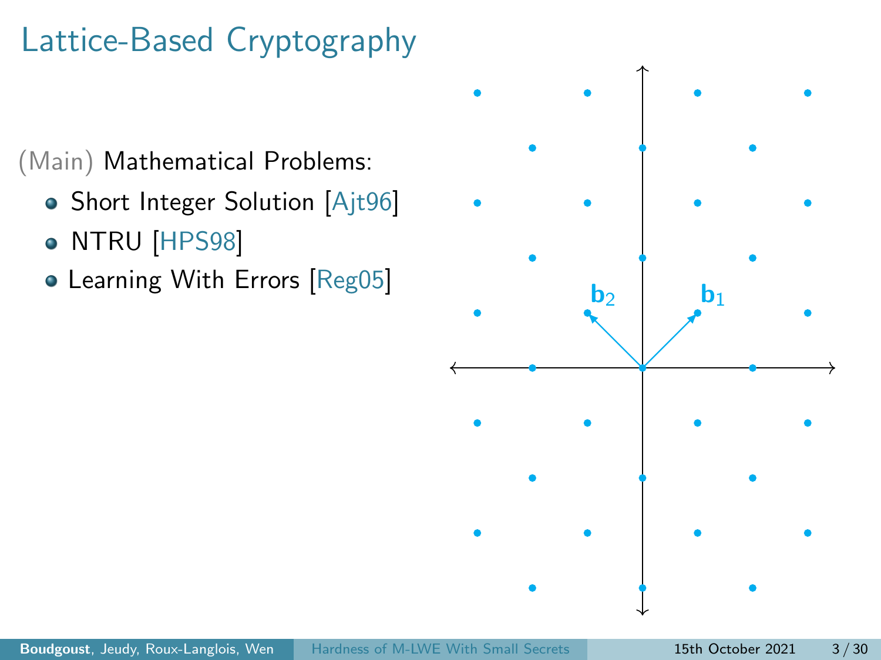# Lattice-Based Cryptography

(Main) Mathematical Problems:

- Short Integer Solution [Ajt96]
- NTRU [HPS98]
- Learning With Errors [Reg05]

$\mathbf{b}_2$ $\mathbf{b}_1$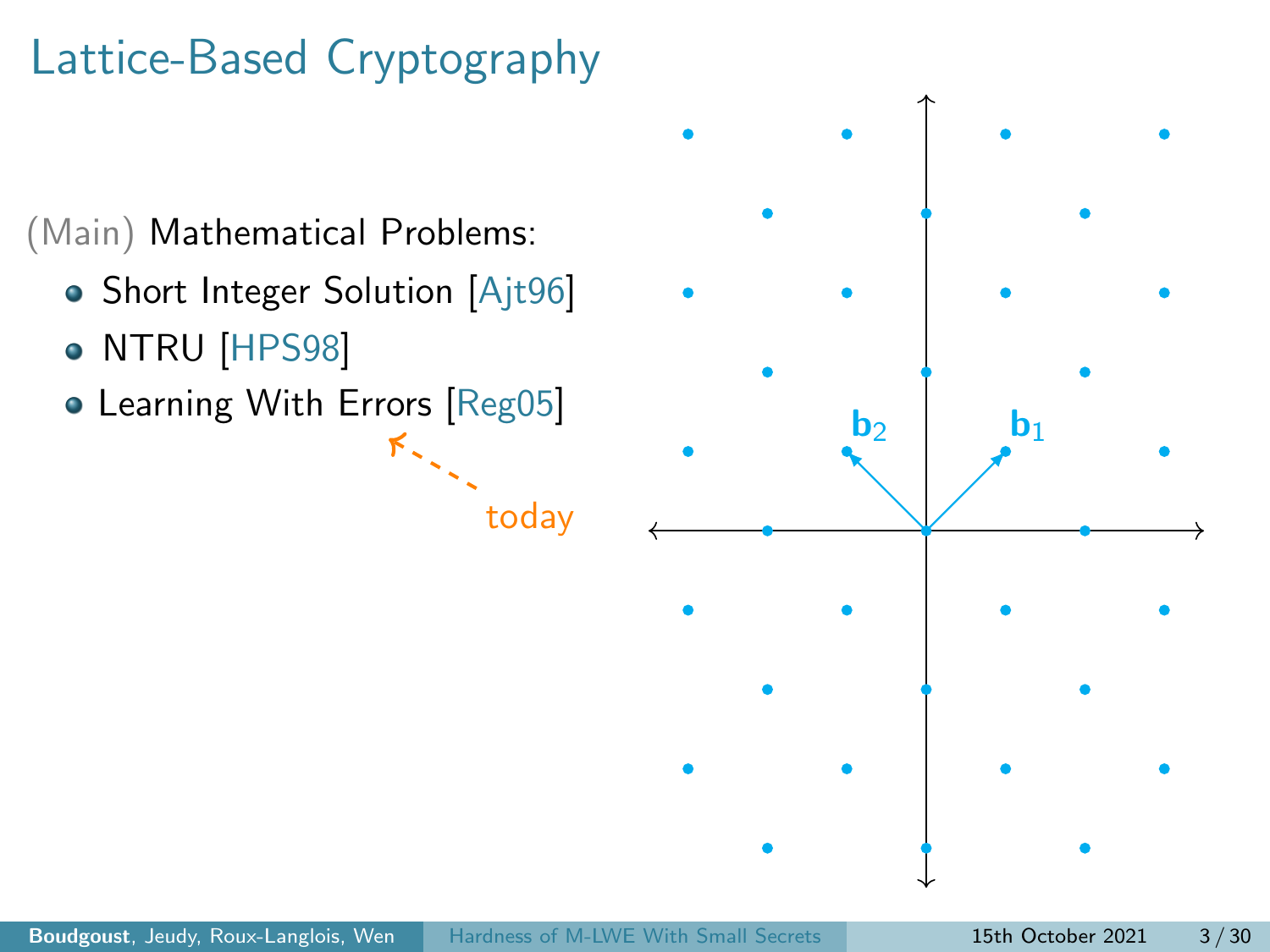# Lattice-Based Cryptography

(Main) Mathematical Problems:

- Short Integer Solution [Ajt96]
- NTRU [HPS98]
- Learning With Errors [Reg05]

today

$\mathbf{b}_2$ $\mathbf{b}_1$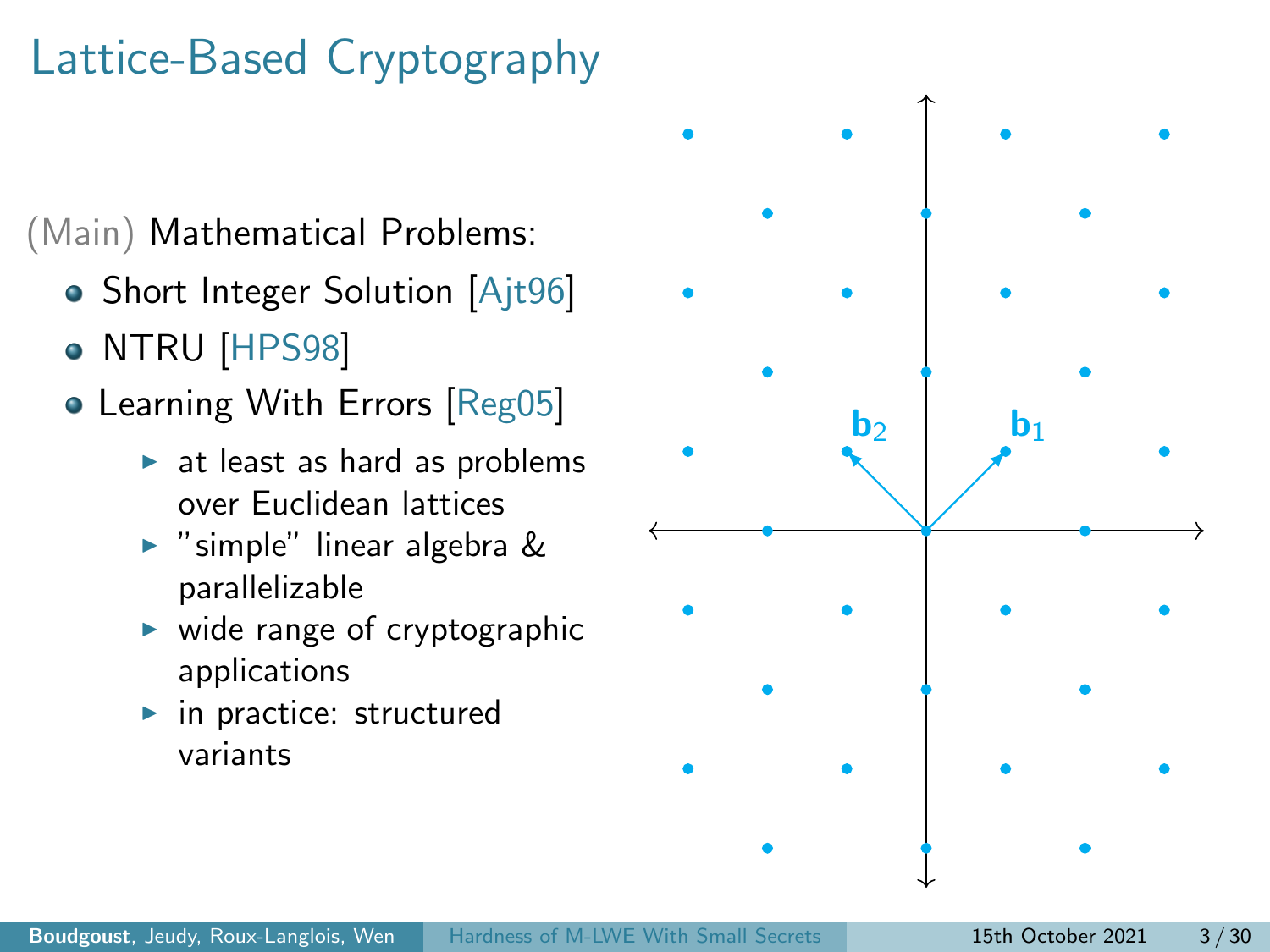# Lattice-Based Cryptography

(Main) Mathematical Problems:

- Short Integer Solution [Ajt96]
- NTRU [HPS98]
- Learning With Errors [Reg05]
  - at least as hard as problems over Euclidean lattices
  - "simple" linear algebra & parallelizable
  - wide range of cryptographic applications
  - in practice: structured variants

$\mathbf{b}_2$ $\mathbf{b}_1$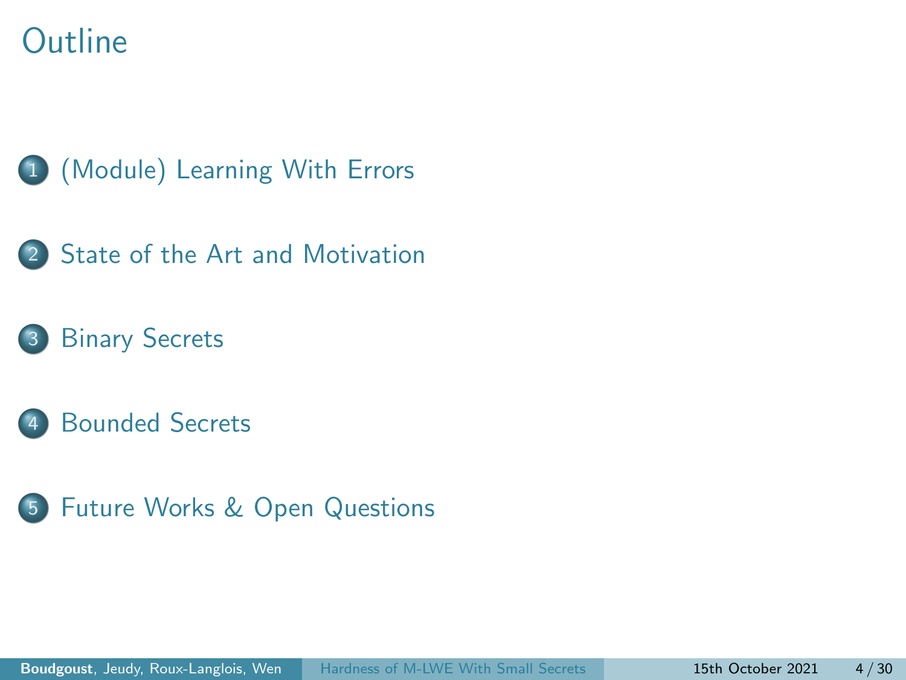# Outline

1. (Module) Learning With Errors
2. State of the Art and Motivation
3. Binary Secrets
4. Bounded Secrets
5. Future Works & Open Questions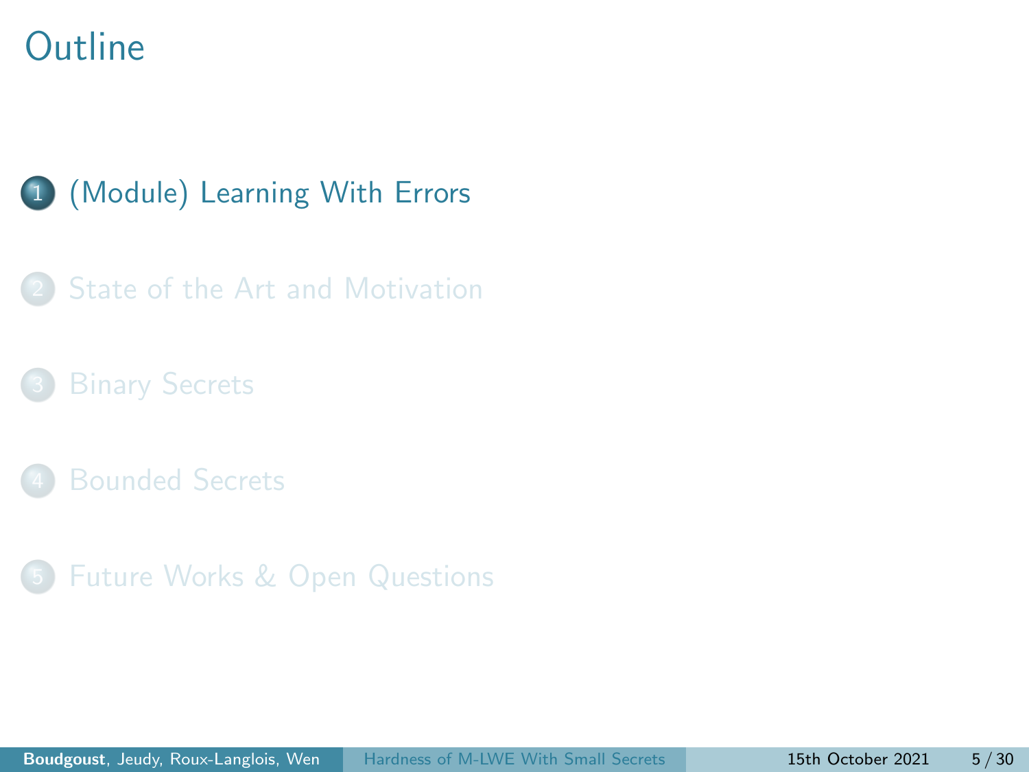# Outline

1. (Module) Learning With Errors
2. State of the Art and Motivation
3. Binary Secrets
4. Bounded Secrets
5. Future Works & Open Questions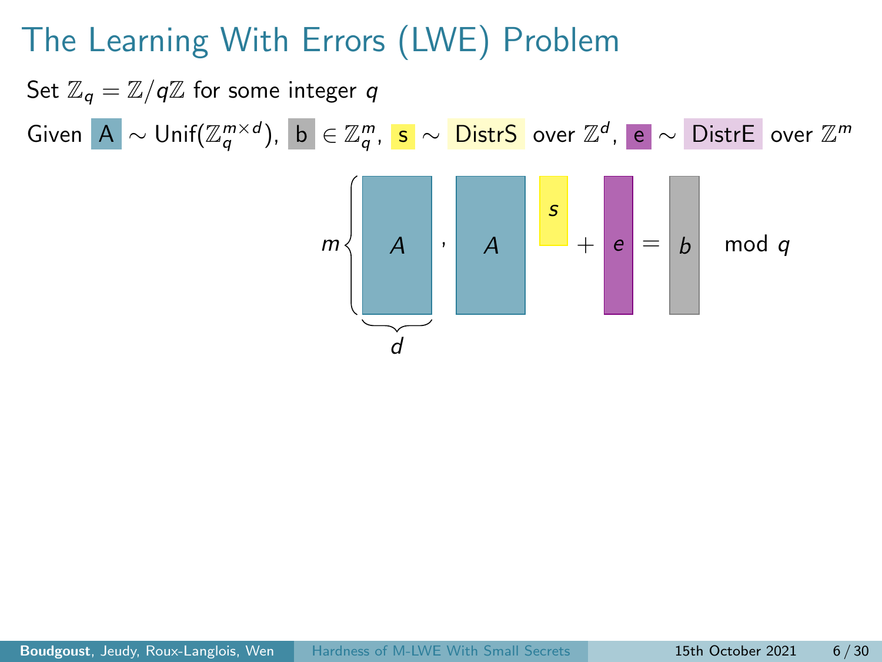# The Learning With Errors (LWE) Problem

Set $\mathbb{Z}_q = \mathbb{Z}/q\mathbb{Z}$ for some integer $q$

Given $A \sim \text{Unif}(\mathbb{Z}_q^{m \times d})$, $b \in \mathbb{Z}_q^m$, $s \sim$ DistrS over $\mathbb{Z}^d$, $e \sim$ DistrE over $\mathbb{Z}^m$

$$m\left\{ A \right. , \quad A \cdot s + e = b \mod q$$

(with $A$ of width $d$)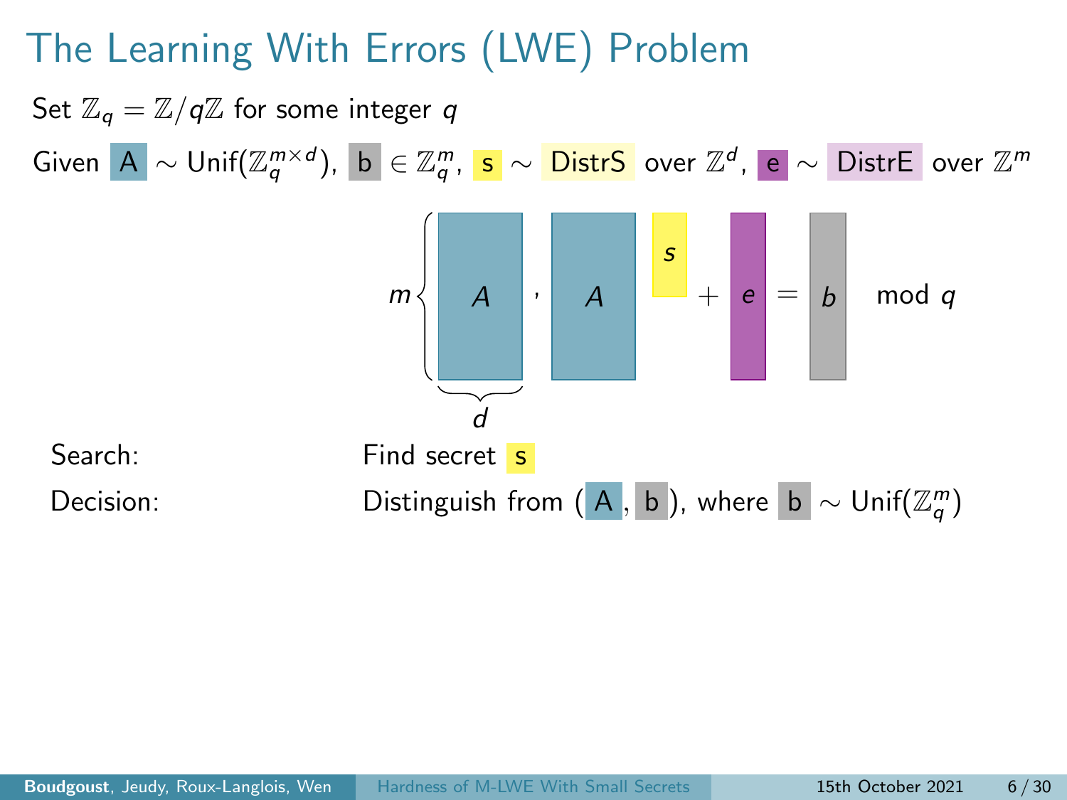# The Learning With Errors (LWE) Problem

Set $\mathbb{Z}_q = \mathbb{Z}/q\mathbb{Z}$ for some integer $q$

Given $A \sim \text{Unif}(\mathbb{Z}_q^{m \times d})$, $b \in \mathbb{Z}_q^m$, $s \sim$ DistrS over $\mathbb{Z}^d$, $e \sim$ DistrE over $\mathbb{Z}^m$

$$m\left\{ \underbrace{A}_{d} \right. , \quad A \cdot s + e = b \mod q$$

Search: Find secret $s$

Decision: Distinguish from $(A, b)$, where $b \sim \text{Unif}(\mathbb{Z}_q^m)$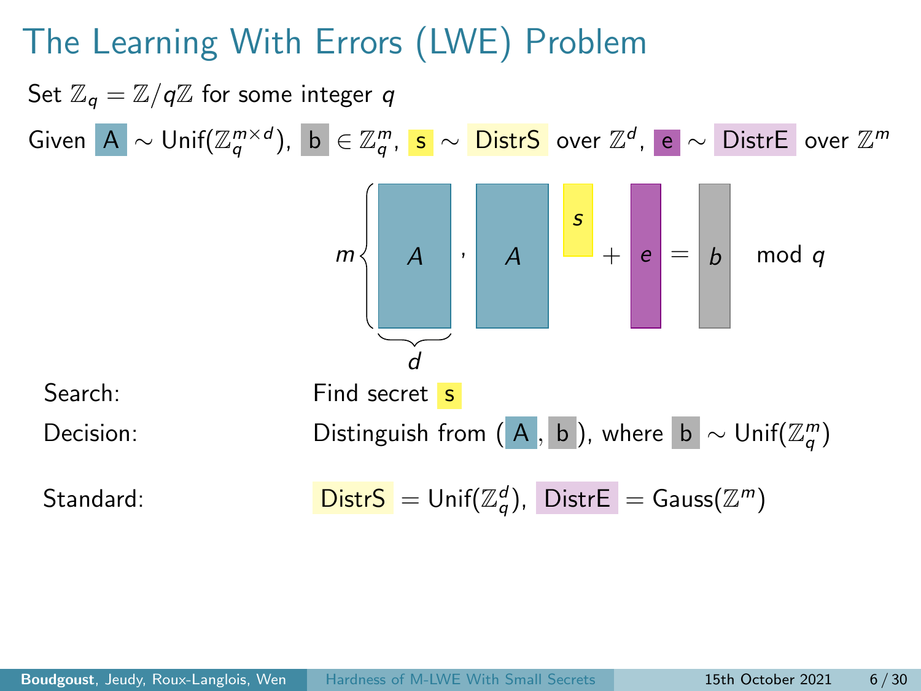# The Learning With Errors (LWE) Problem

Set $\mathbb{Z}_q = \mathbb{Z}/q\mathbb{Z}$ for some integer $q$

Given $A \sim \text{Unif}(\mathbb{Z}_q^{m \times d})$, $b \in \mathbb{Z}_q^m$, $s \sim$ DistrS over $\mathbb{Z}^d$, $e \sim$ DistrE over $\mathbb{Z}^m$

$$\left(A,\ A \cdot s + e = b \mod q\right)$$

($A$ has $m$ rows and $d$ columns)

Search: Find secret $s$

Decision: Distinguish from $(A, b)$, where $b \sim \text{Unif}(\mathbb{Z}_q^m)$

Standard: DistrS $= \text{Unif}(\mathbb{Z}_q^d)$, DistrE $= \text{Gauss}(\mathbb{Z}^m)$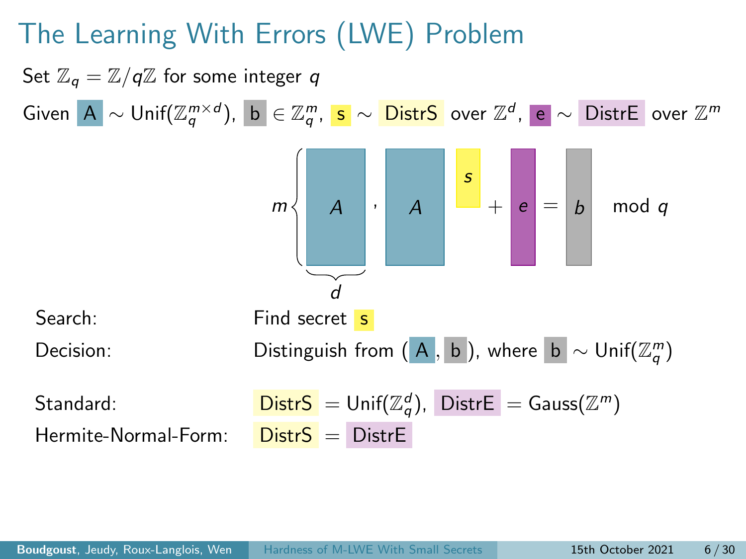# The Learning With Errors (LWE) Problem

Set $\mathbb{Z}_q = \mathbb{Z}/q\mathbb{Z}$ for some integer $q$

Given $A \sim \text{Unif}(\mathbb{Z}_q^{m \times d})$, $b \in \mathbb{Z}_q^m$, $s \sim$ DistrS over $\mathbb{Z}^d$, $e \sim$ DistrE over $\mathbb{Z}^m$

$$\underbrace{A}_{d} \text{ (} m \text{ rows)}, \quad A \cdot s + e = b \mod q$$

Search: Find secret $s$

Decision: Distinguish from $(A, b)$, where $b \sim \text{Unif}(\mathbb{Z}_q^m)$

Standard: DistrS $= \text{Unif}(\mathbb{Z}_q^d)$, DistrE $= \text{Gauss}(\mathbb{Z}^m)$

Hermite-Normal-Form: DistrS $=$ DistrE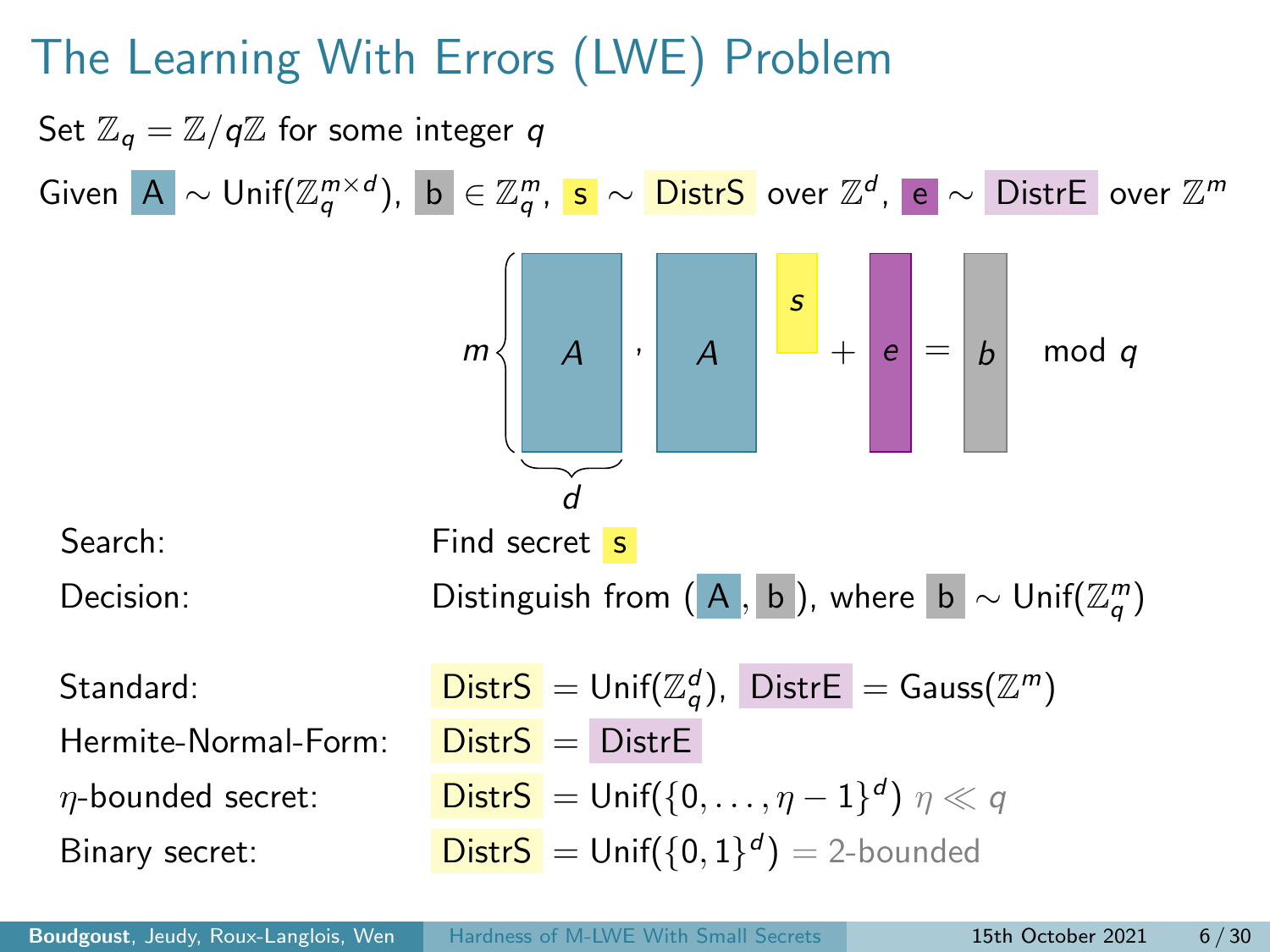# The Learning With Errors (LWE) Problem

Set $\mathbb{Z}_q = \mathbb{Z}/q\mathbb{Z}$ for some integer $q$

Given $A \sim \text{Unif}(\mathbb{Z}_q^{m \times d})$, $b \in \mathbb{Z}_q^m$, $s \sim$ DistrS over $\mathbb{Z}^d$, $e \sim$ DistrE over $\mathbb{Z}^m$

$$\underbrace{A}_{d} \;(m \text{ rows}), \quad A \cdot s + e = b \mod q$$

| | |
|---|---|
| Search: | Find secret $s$ |
| Decision: | Distinguish from $(A, b)$, where $b \sim \text{Unif}(\mathbb{Z}_q^m)$ |

| | |
|---|---|
| Standard: | DistrS $= \text{Unif}(\mathbb{Z}_q^d)$, DistrE $= \text{Gauss}(\mathbb{Z}^m)$ |
| Hermite-Normal-Form: | DistrS $=$ DistrE |
| $\eta$-bounded secret: | DistrS $= \text{Unif}(\{0, \ldots, \eta - 1\}^d)$ $\eta \ll q$ |
| Binary secret: | DistrS $= \text{Unif}(\{0, 1\}^d)$ $=$ 2-bounded |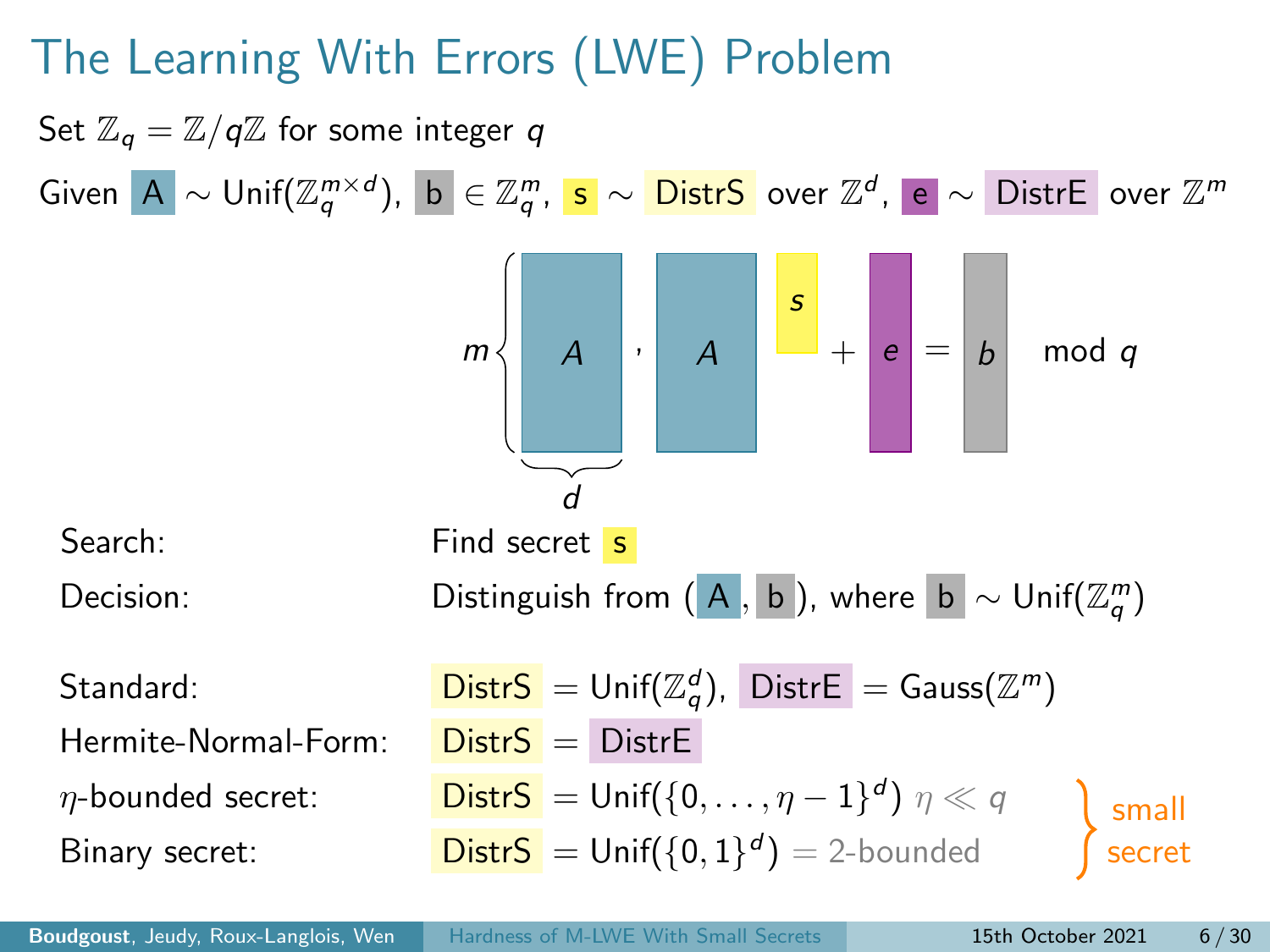# The Learning With Errors (LWE) Problem

Set $\mathbb{Z}_q = \mathbb{Z}/q\mathbb{Z}$ for some integer $q$

Given $A \sim \text{Unif}(\mathbb{Z}_q^{m \times d})$, $b \in \mathbb{Z}_q^m$, $s \sim$ DistrS over $\mathbb{Z}^d$, $e \sim$ DistrE over $\mathbb{Z}^m$

$$\underbrace{A}_{d} \; (m \text{ rows}), \quad A \cdot s + e = b \mod q$$

| | |
|---|---|
| Search: | Find secret $s$ |
| Decision: | Distinguish from $(A, b)$, where $b \sim \text{Unif}(\mathbb{Z}_q^m)$ |

| | |
|---|---|
| Standard: | DistrS $= \text{Unif}(\mathbb{Z}_q^d)$, DistrE $= \text{Gauss}(\mathbb{Z}^m)$ |
| Hermite-Normal-Form: | DistrS $=$ DistrE |
| $\eta$-bounded secret: | DistrS $= \text{Unif}(\{0, \ldots, \eta - 1\}^d)$ $\eta \ll q$ (small secret) |
| Binary secret: | DistrS $= \text{Unif}(\{0, 1\}^d) = 2$-bounded (small secret) |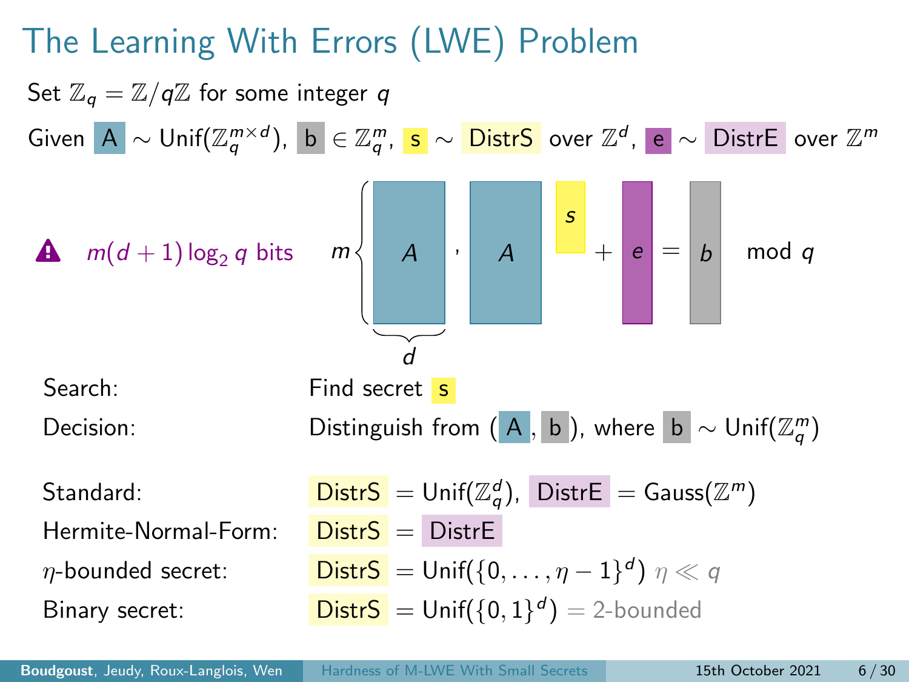# The Learning With Errors (LWE) Problem

Set $\mathbb{Z}_q = \mathbb{Z}/q\mathbb{Z}$ for some integer $q$

Given $A \sim \mathrm{Unif}(\mathbb{Z}_q^{m \times d})$, $b \in \mathbb{Z}_q^m$, $s \sim$ DistrS over $\mathbb{Z}^d$, $e \sim$ DistrE over $\mathbb{Z}^m$

⚠ $m(d+1)\log_2 q$ bits

$$m\left\{ \underbrace{A}_{d} \right. \quad , \quad A \cdot s + e = b \mod q$$

| | |
|---|---|
| Search: | Find secret $s$ |
| Decision: | Distinguish from $(A, b)$, where $b \sim \mathrm{Unif}(\mathbb{Z}_q^m)$ |

| | |
|---|---|
| Standard: | DistrS $= \mathrm{Unif}(\mathbb{Z}_q^d)$, DistrE $= \mathrm{Gauss}(\mathbb{Z}^m)$ |
| Hermite-Normal-Form: | DistrS $=$ DistrE |
| $\eta$-bounded secret: | DistrS $= \mathrm{Unif}(\{0, \ldots, \eta - 1\}^d)$ $\eta \ll q$ |
| Binary secret: | DistrS $= \mathrm{Unif}(\{0, 1\}^d) =$ 2-bounded |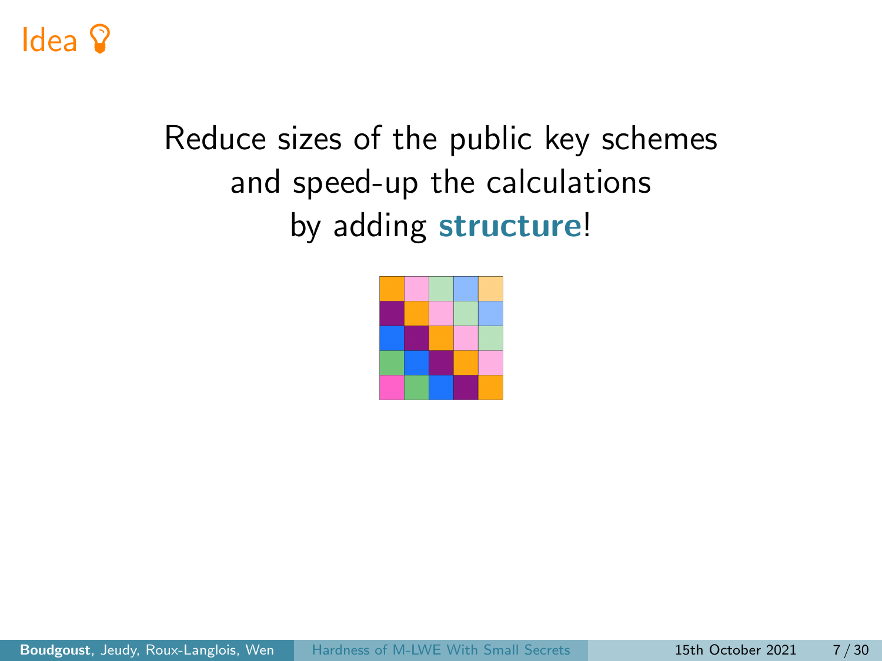# Idea

Reduce sizes of the public key schemes and speed-up the calculations by adding **structure**!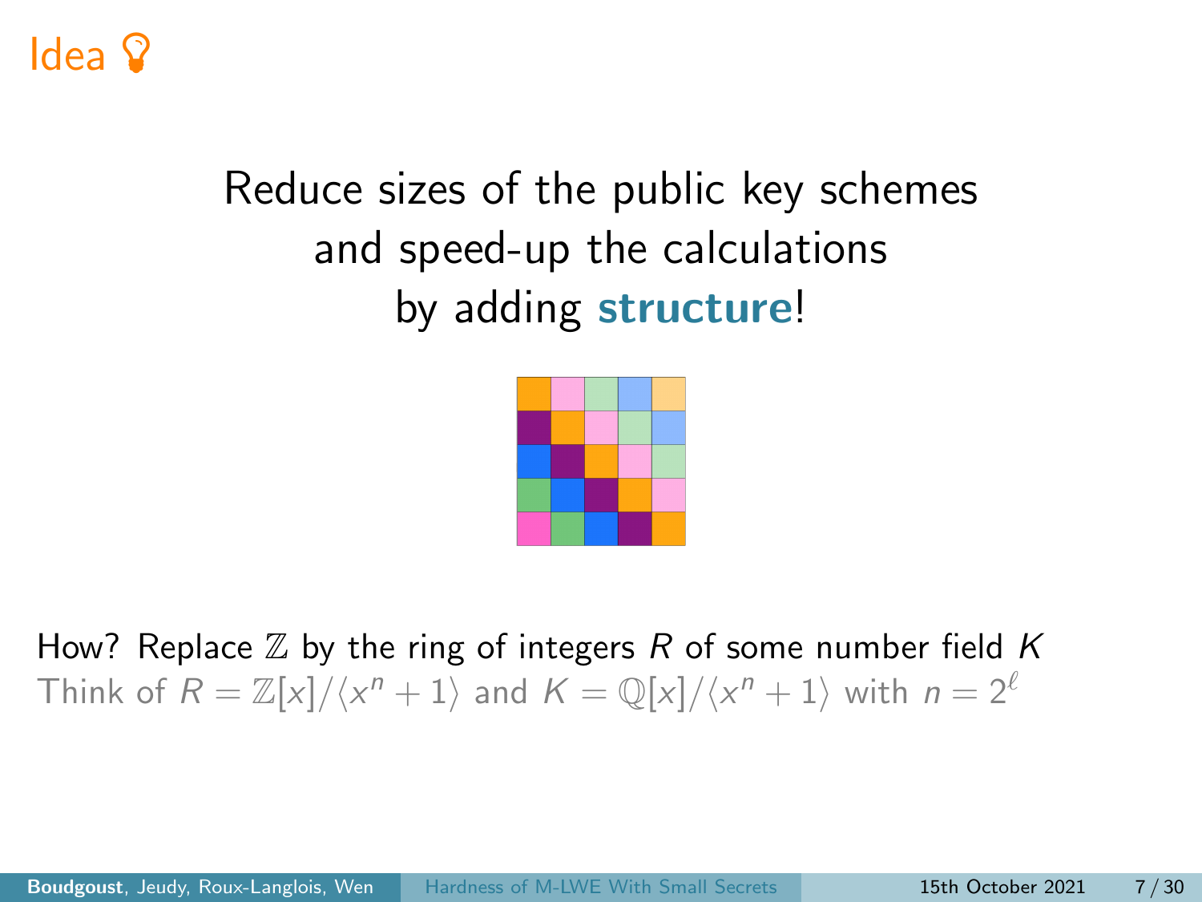# Idea

Reduce sizes of the public key schemes
and speed-up the calculations
by adding **structure**!

How? Replace $\mathbb{Z}$ by the ring of integers $R$ of some number field $K$

Think of $R = \mathbb{Z}[x]/\langle x^n + 1\rangle$ and $K = \mathbb{Q}[x]/\langle x^n + 1\rangle$ with $n = 2^\ell$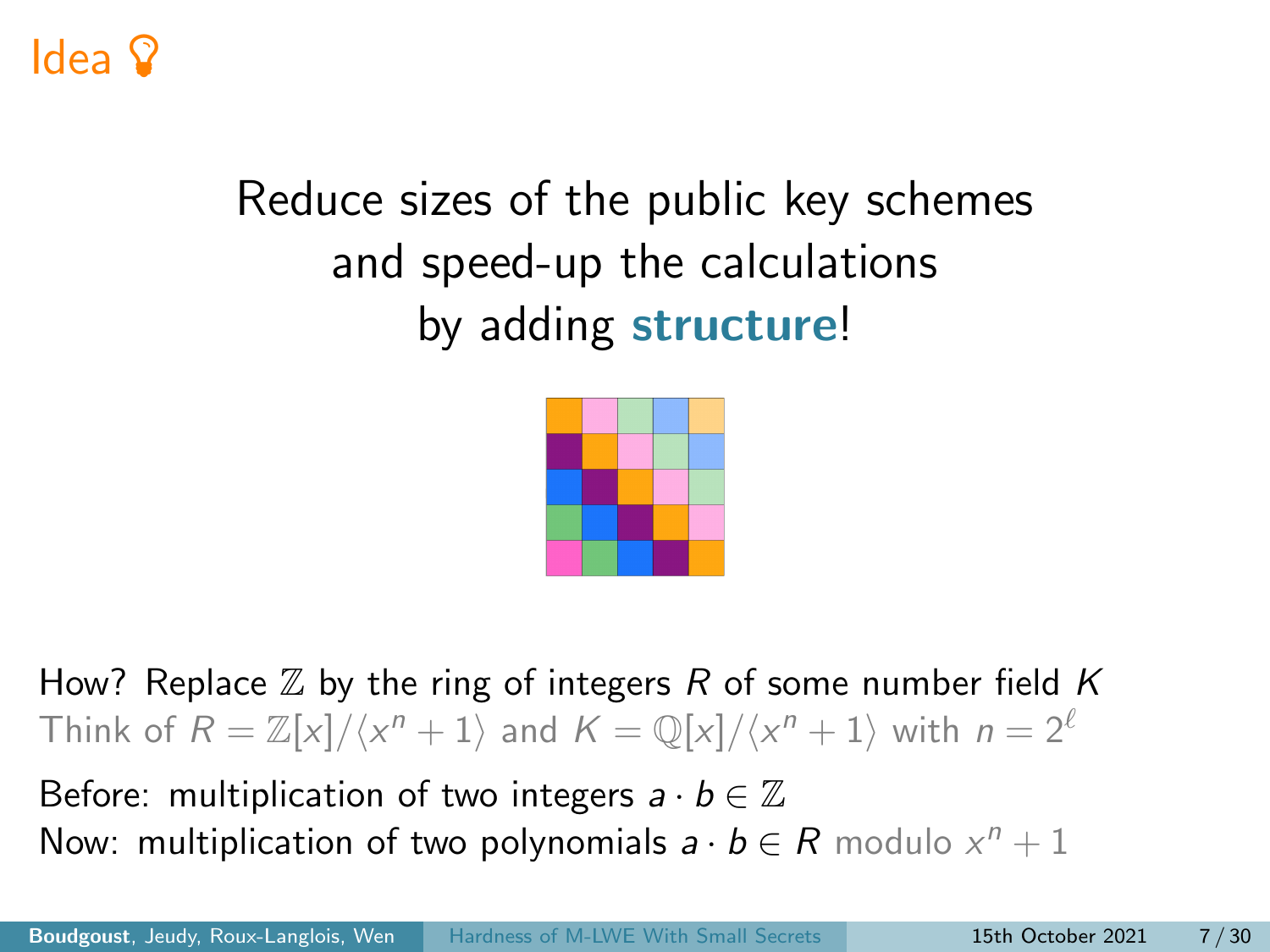# Idea

Reduce sizes of the public key schemes
and speed-up the calculations
by adding **structure**!

How? Replace $\mathbb{Z}$ by the ring of integers $R$ of some number field $K$
Think of $R = \mathbb{Z}[x]/\langle x^n + 1 \rangle$ and $K = \mathbb{Q}[x]/\langle x^n + 1 \rangle$ with $n = 2^\ell$

Before: multiplication of two integers $a \cdot b \in \mathbb{Z}$
Now: multiplication of two polynomials $a \cdot b \in R$ modulo $x^n + 1$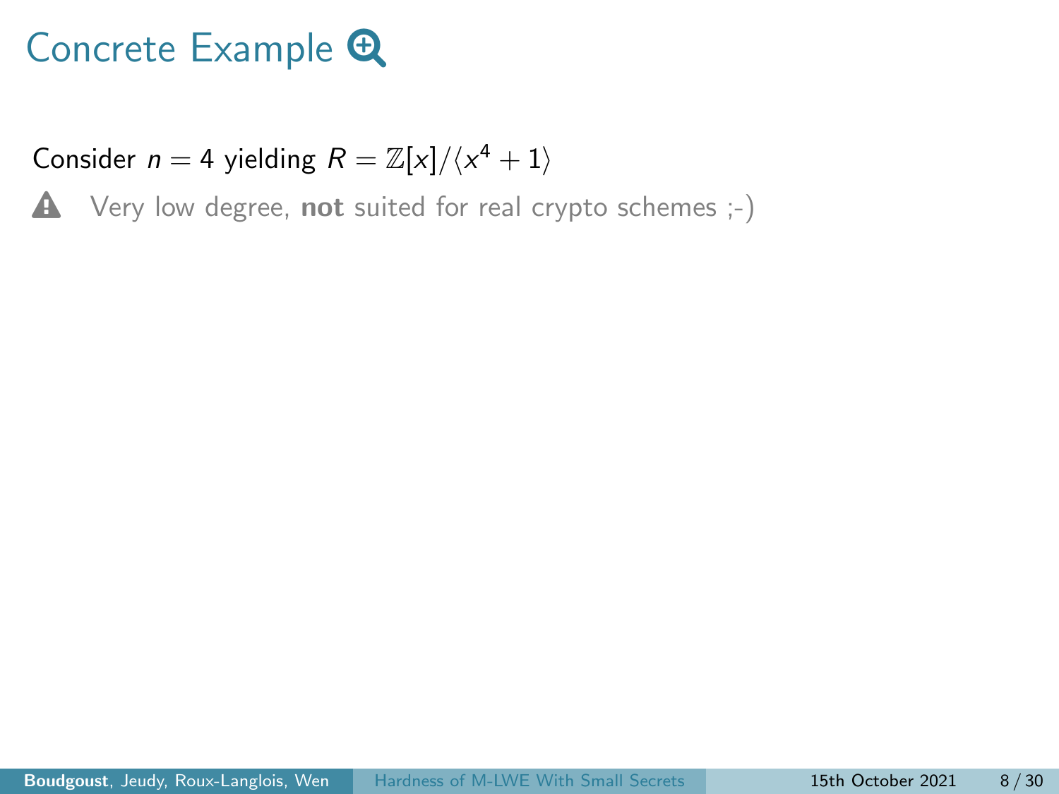# Concrete Example

Consider $n = 4$ yielding $R = \mathbb{Z}[x]/\langle x^4 + 1 \rangle$

Very low degree, **not** suited for real crypto schemes ;-)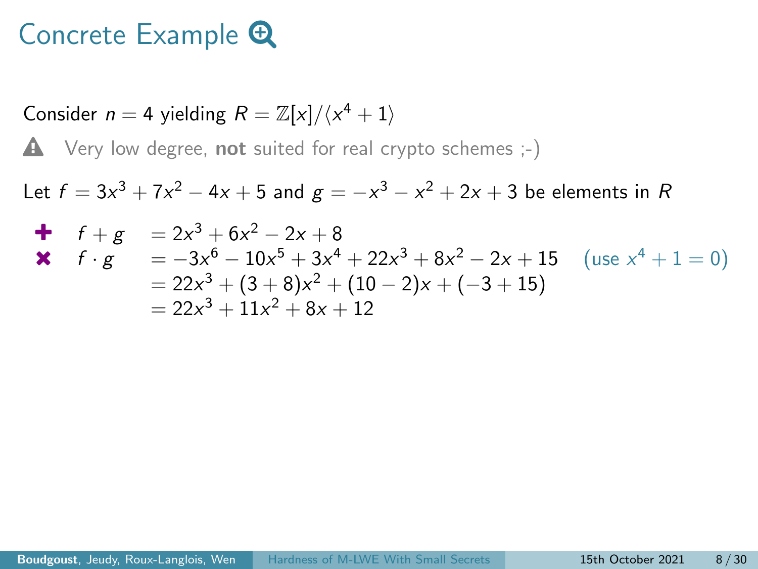# Concrete Example

Consider $n = 4$ yielding $R = \mathbb{Z}[x]/\langle x^4 + 1 \rangle$

Very low degree, **not** suited for real crypto schemes ;-)

Let $f = 3x^3 + 7x^2 - 4x + 5$ and $g = -x^3 - x^2 + 2x + 3$ be elements in $R$

$$
\begin{aligned}
f + g &= 2x^3 + 6x^2 - 2x + 8 \\
f \cdot g &= -3x^6 - 10x^5 + 3x^4 + 22x^3 + 8x^2 - 2x + 15 \quad \text{(use } x^4 + 1 = 0\text{)} \\
&= 22x^3 + (3 + 8)x^2 + (10 - 2)x + (-3 + 15) \\
&= 22x^3 + 11x^2 + 8x + 12
\end{aligned}
$$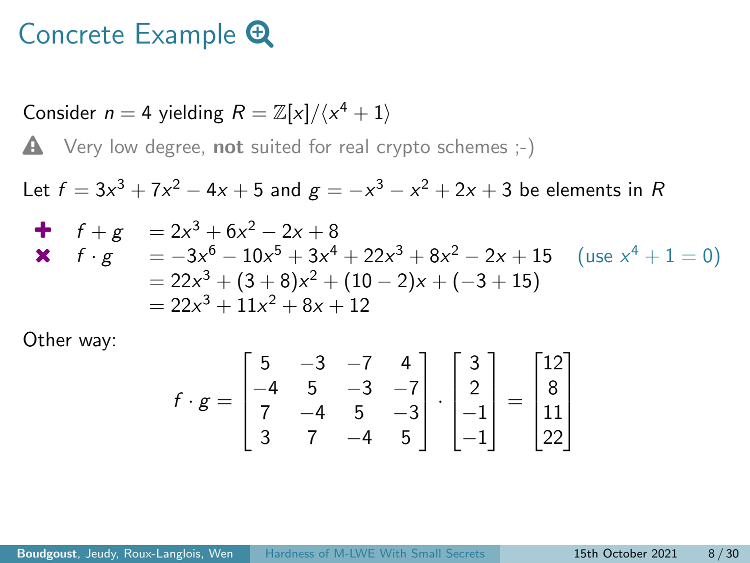# Concrete Example

Consider $n = 4$ yielding $R = \mathbb{Z}[x]/\langle x^4 + 1 \rangle$

⚠ Very low degree, **not** suited for real crypto schemes ;-)

Let $f = 3x^3 + 7x^2 - 4x + 5$ and $g = -x^3 - x^2 + 2x + 3$ be elements in $R$

$$
\begin{aligned}
f + g &= 2x^3 + 6x^2 - 2x + 8 \\
f \cdot g &= -3x^6 - 10x^5 + 3x^4 + 22x^3 + 8x^2 - 2x + 15 \quad \text{(use } x^4 + 1 = 0\text{)} \\
&= 22x^3 + (3+8)x^2 + (10-2)x + (-3+15) \\
&= 22x^3 + 11x^2 + 8x + 12
\end{aligned}
$$

Other way:

$$
f \cdot g = \begin{bmatrix} 5 & -3 & -7 & 4 \\ -4 & 5 & -3 & -7 \\ 7 & -4 & 5 & -3 \\ 3 & 7 & -4 & 5 \end{bmatrix} \cdot \begin{bmatrix} 3 \\ 2 \\ -1 \\ -1 \end{bmatrix} = \begin{bmatrix} 12 \\ 8 \\ 11 \\ 22 \end{bmatrix}
$$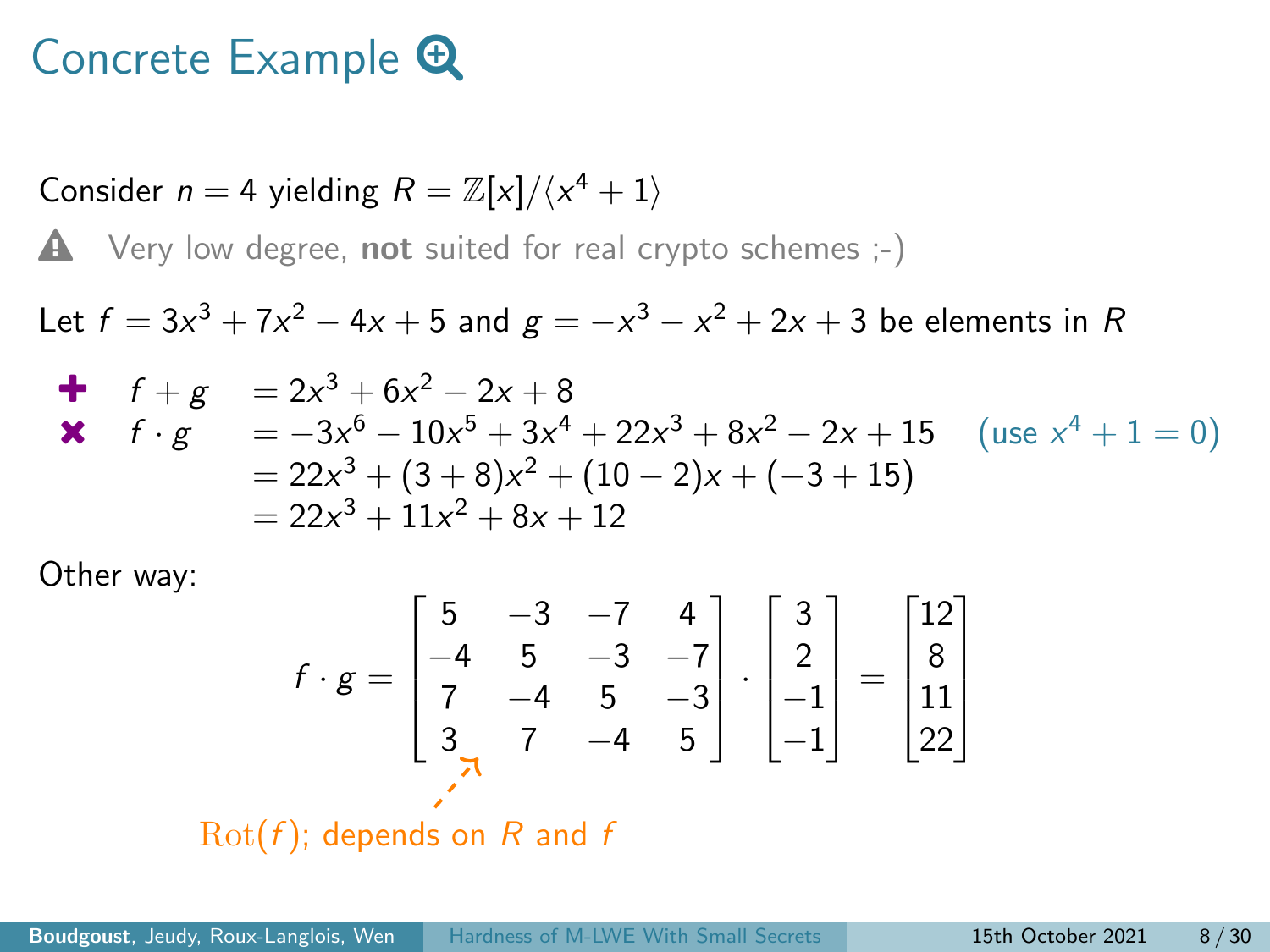# Concrete Example

Consider $n = 4$ yielding $R = \mathbb{Z}[x]/\langle x^4 + 1 \rangle$

⚠ Very low degree, **not** suited for real crypto schemes ;-)

Let $f = 3x^3 + 7x^2 - 4x + 5$ and $g = -x^3 - x^2 + 2x + 3$ be elements in $R$

$$
\begin{aligned}
+ \quad f + g &= 2x^3 + 6x^2 - 2x + 8 \\
\times \quad f \cdot g &= -3x^6 - 10x^5 + 3x^4 + 22x^3 + 8x^2 - 2x + 15 \quad (\text{use } x^4 + 1 = 0) \\
&= 22x^3 + (3 + 8)x^2 + (10 - 2)x + (-3 + 15) \\
&= 22x^3 + 11x^2 + 8x + 12
\end{aligned}
$$

Other way:

$$
f \cdot g = \begin{bmatrix} 5 & -3 & -7 & 4 \\ -4 & 5 & -3 & -7 \\ 7 & -4 & 5 & -3 \\ 3 & 7 & -4 & 5 \end{bmatrix} \cdot \begin{bmatrix} 3 \\ 2 \\ -1 \\ -1 \end{bmatrix} = \begin{bmatrix} 12 \\ 8 \\ 11 \\ 22 \end{bmatrix}
$$

$\mathrm{Rot}(f)$; depends on $R$ and $f$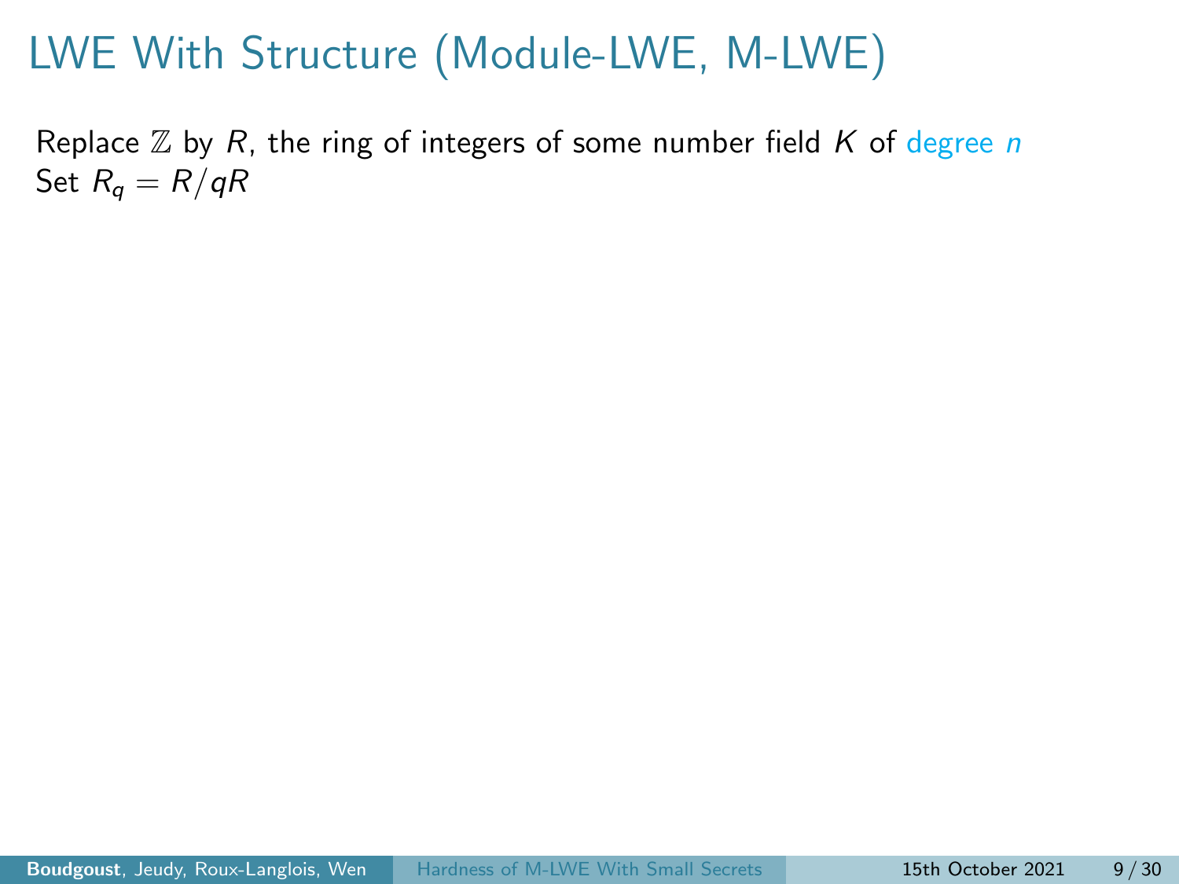# LWE With Structure (Module-LWE, M-LWE)

Replace $\mathbb{Z}$ by $R$, the ring of integers of some number field $K$ of degree $n$
Set $R_q = R/qR$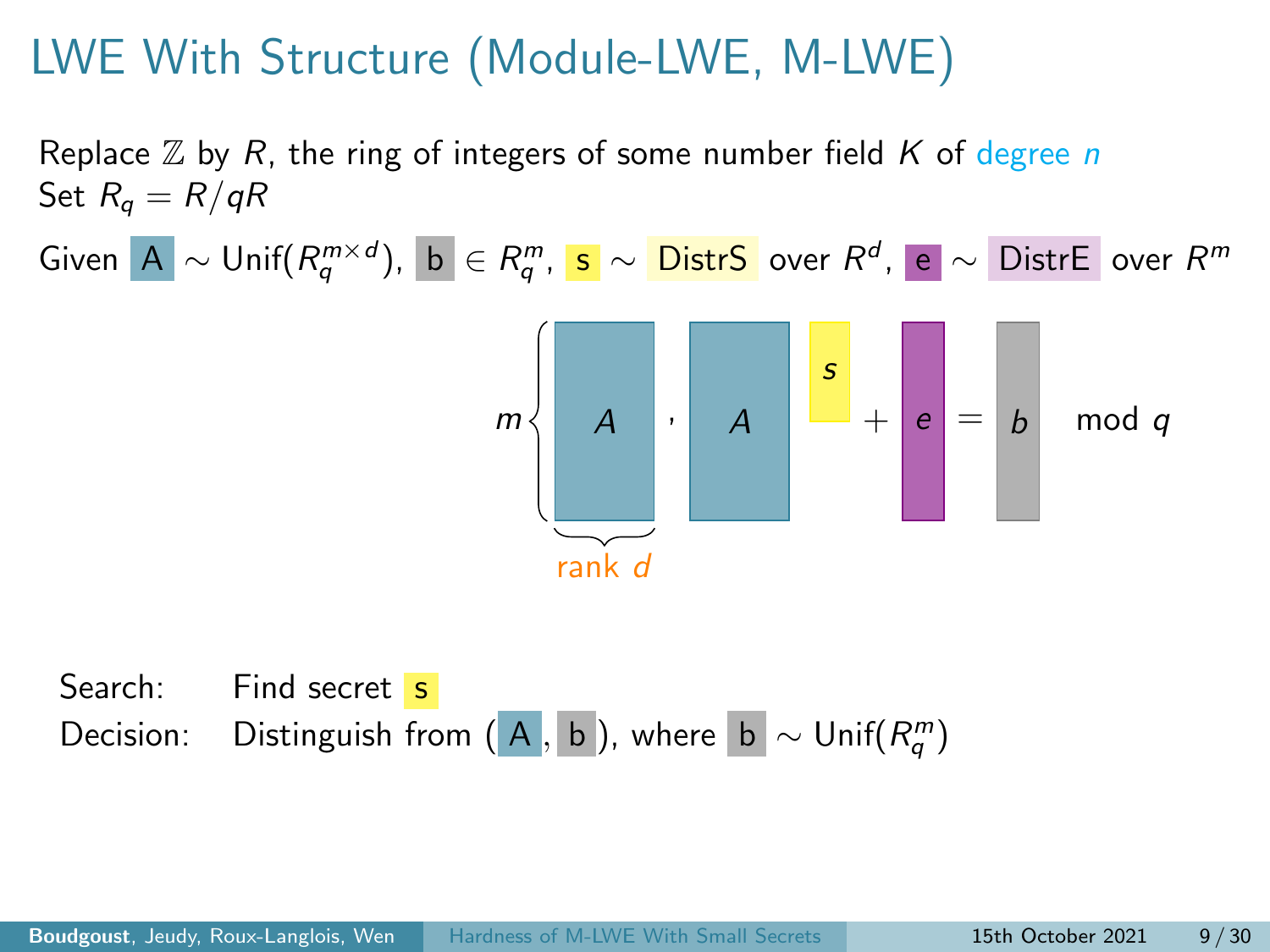# LWE With Structure (Module-LWE, M-LWE)

Replace $\mathbb{Z}$ by $R$, the ring of integers of some number field $K$ of degree $n$
Set $R_q = R/qR$

Given $A \sim \text{Unif}(R_q^{m \times d})$, $b \in R_q^m$, $s \sim$ DistrS over $R^d$, $e \sim$ DistrE over $R^m$

$$m \left\{ A \right., \quad A \cdot s + e = b \mod q$$

rank $d$

Search: Find secret $s$

Decision: Distinguish from $(A, b)$, where $b \sim \text{Unif}(R_q^m)$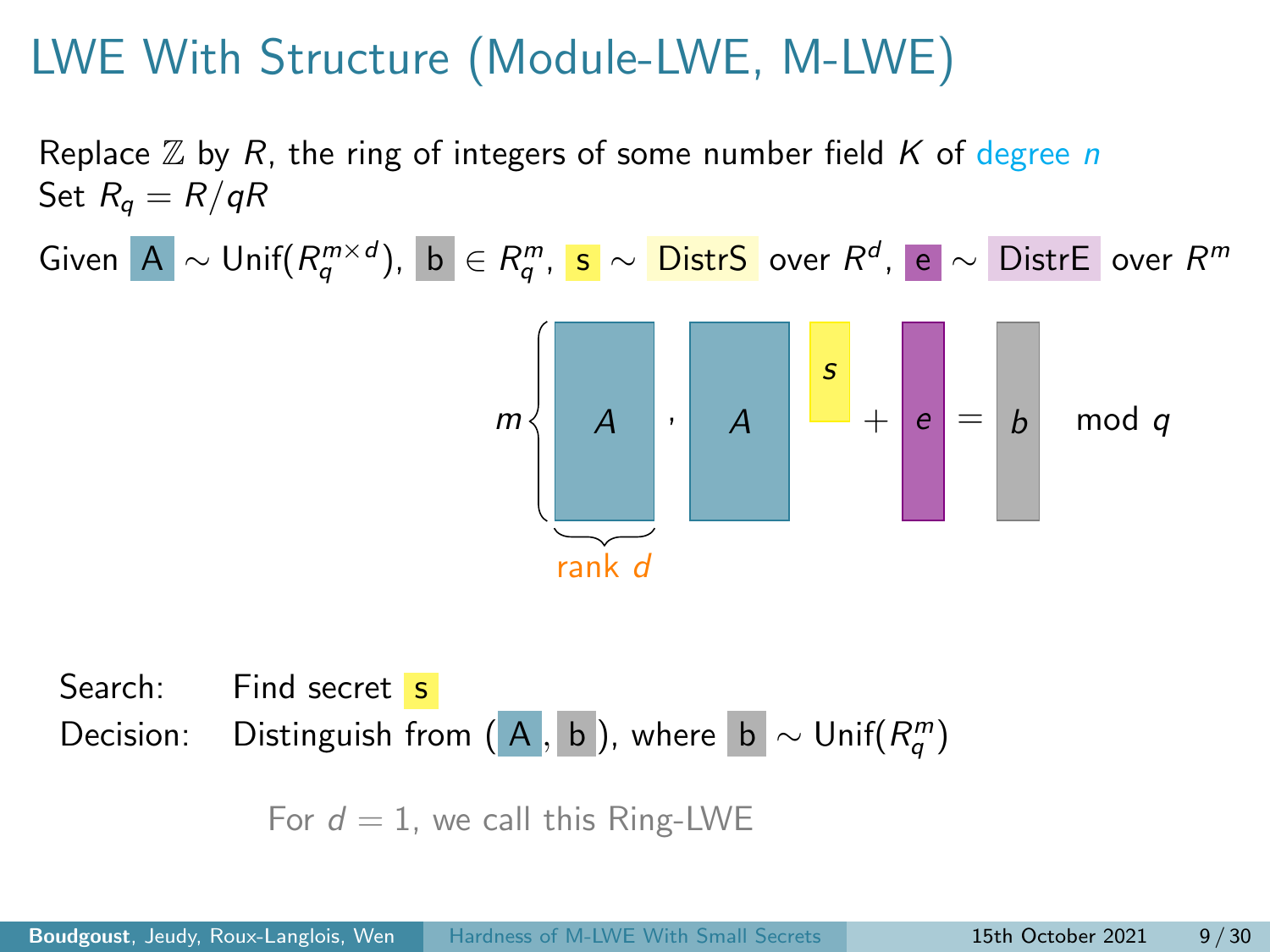# LWE With Structure (Module-LWE, M-LWE)

Replace $\mathbb{Z}$ by $R$, the ring of integers of some number field $K$ of degree $n$
Set $R_q = R/qR$

Given $A \sim \text{Unif}(R_q^{m \times d})$, $b \in R_q^m$, $s \sim$ DistrS over $R^d$, $e \sim$ DistrE over $R^m$

$$m \left\{ A \right., \quad A \, s + e = b \mod q$$

rank $d$

Search: Find secret $s$

Decision: Distinguish from $(A, b)$, where $b \sim \text{Unif}(R_q^m)$

For $d = 1$, we call this Ring-LWE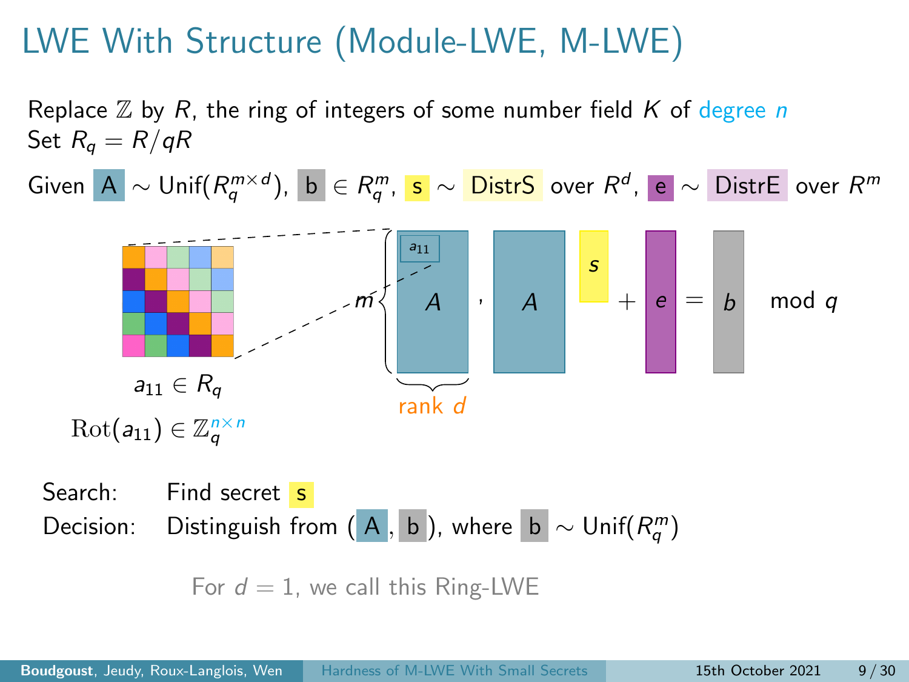# LWE With Structure (Module-LWE, M-LWE)

Replace $\mathbb{Z}$ by $R$, the ring of integers of some number field $K$ of degree $n$
Set $R_q = R/qR$

Given $A \sim \mathrm{Unif}(R_q^{m \times d})$, $b \in R_q^m$, $s \sim$ DistrS over $R^d$, $e \sim$ DistrE over $R^m$

$a_{11} \in R_q$

$\mathrm{Rot}(a_{11}) \in \mathbb{Z}_q^{n \times n}$

$m \left\{ A \right.$, $A \cdot s + e = b \mod q$

rank $d$

Search: Find secret $s$

Decision: Distinguish from $(A, b)$, where $b \sim \mathrm{Unif}(R_q^m)$

For $d = 1$, we call this Ring-LWE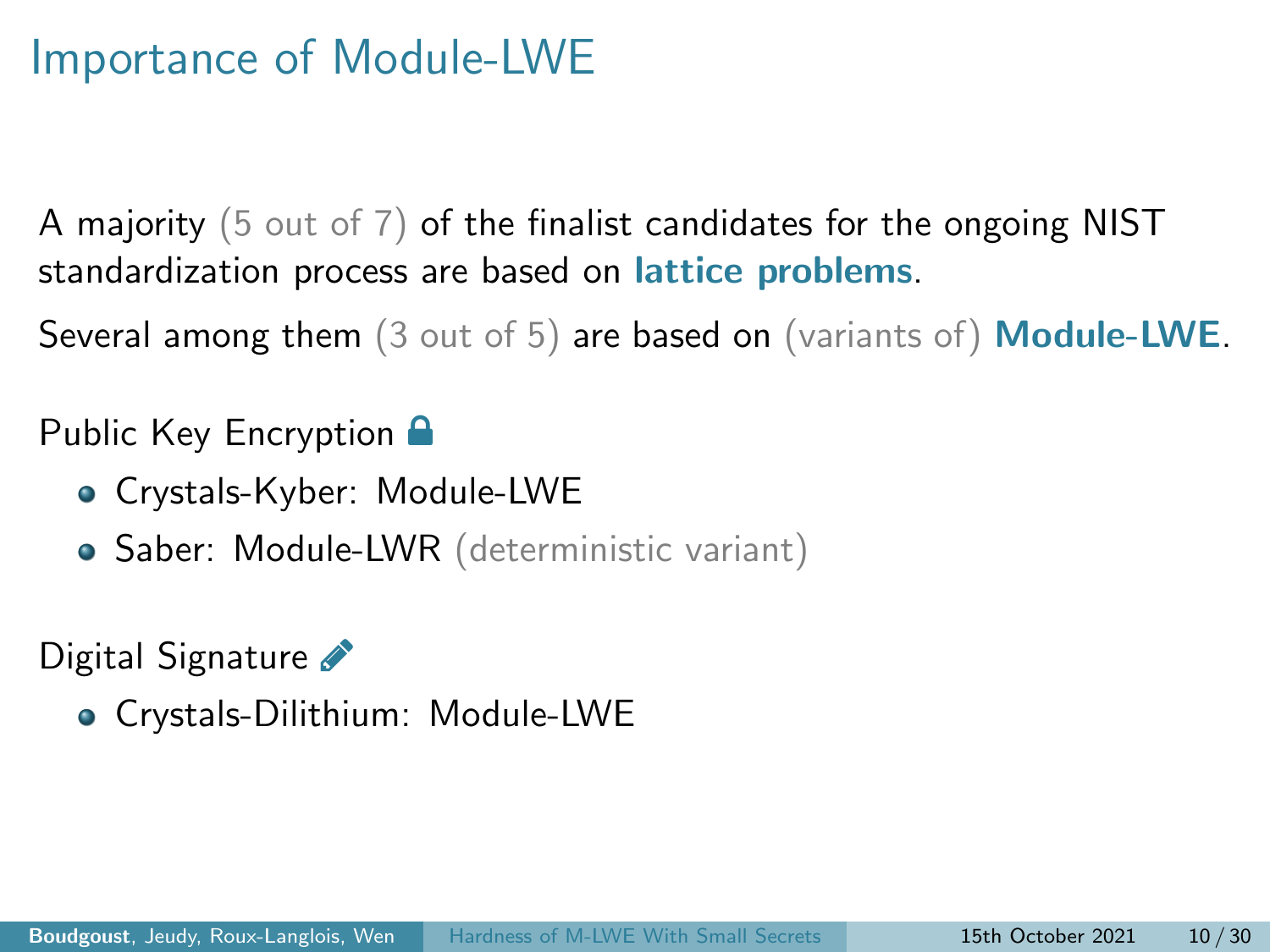# Importance of Module-LWE

A majority (5 out of 7) of the finalist candidates for the ongoing NIST standardization process are based on **lattice problems**.

Several among them (3 out of 5) are based on (variants of) **Module-LWE**.

Public Key Encryption

- Crystals-Kyber: Module-LWE
- Saber: Module-LWR (deterministic variant)

Digital Signature

- Crystals-Dilithium: Module-LWE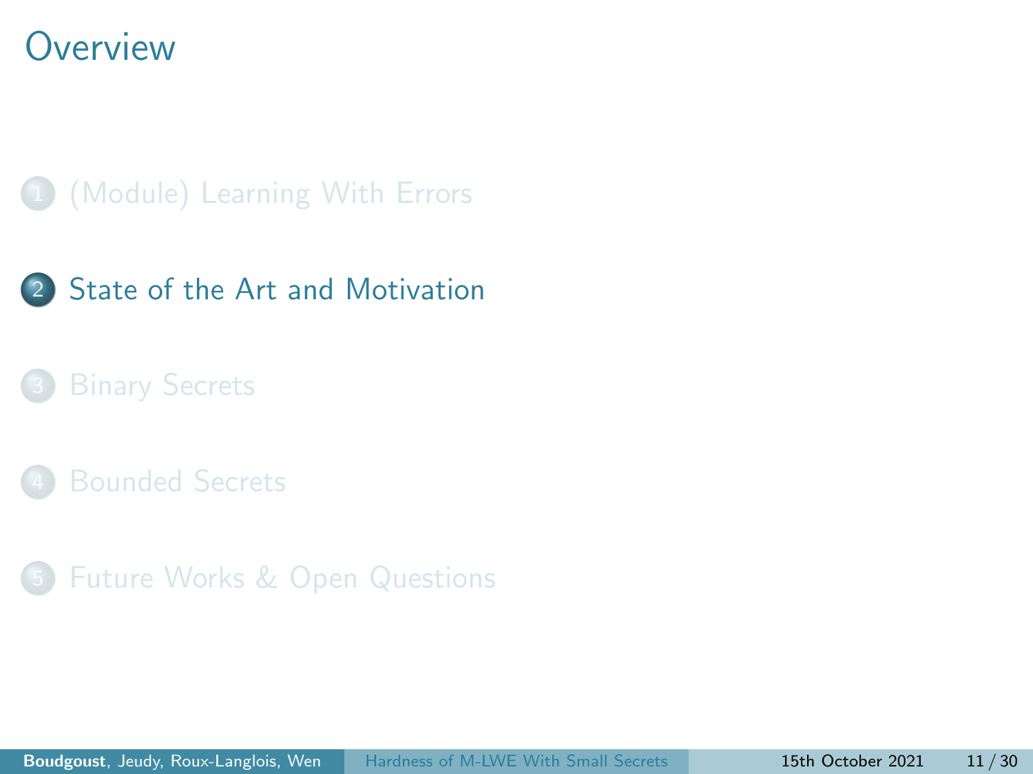# Overview

1. (Module) Learning With Errors
2. State of the Art and Motivation
3. Binary Secrets
4. Bounded Secrets
5. Future Works & Open Questions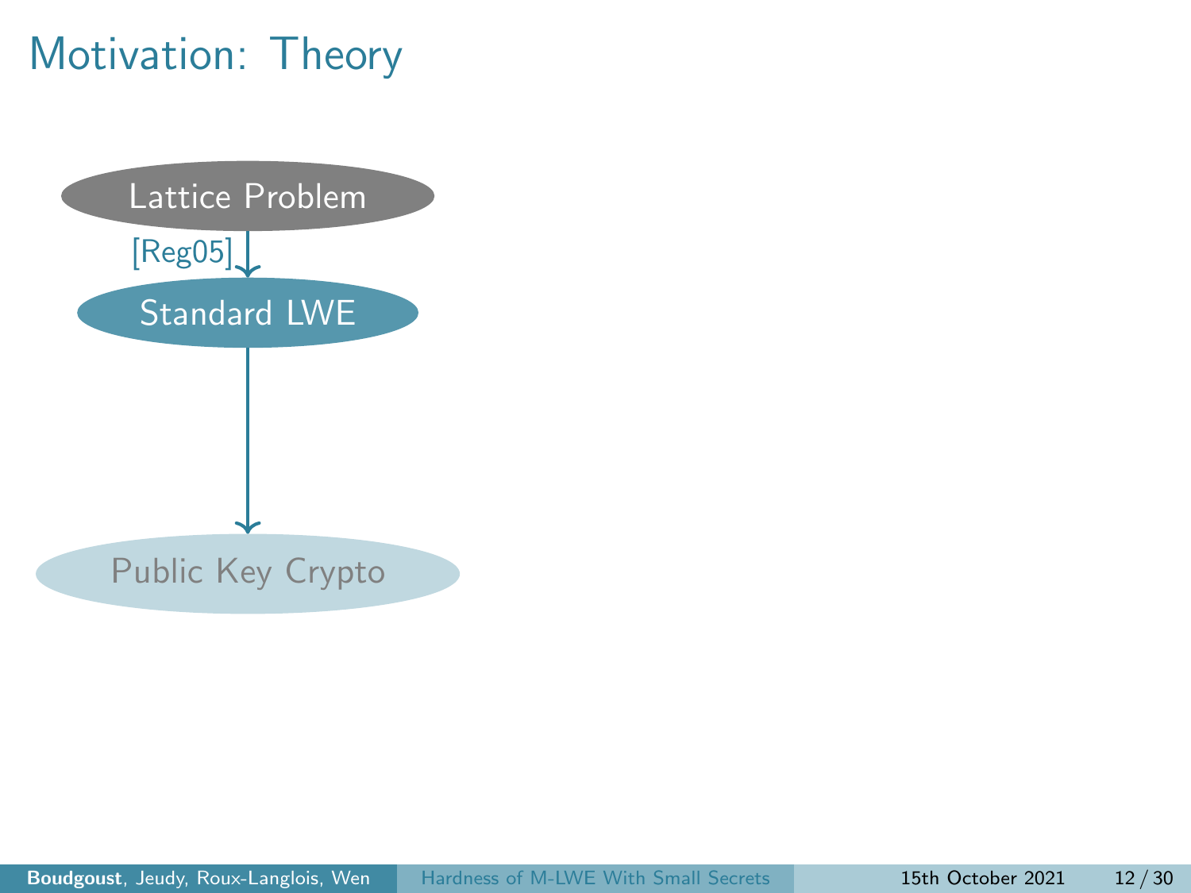# Motivation: Theory

Lattice Problem

[Reg05]

Standard LWE

Public Key Crypto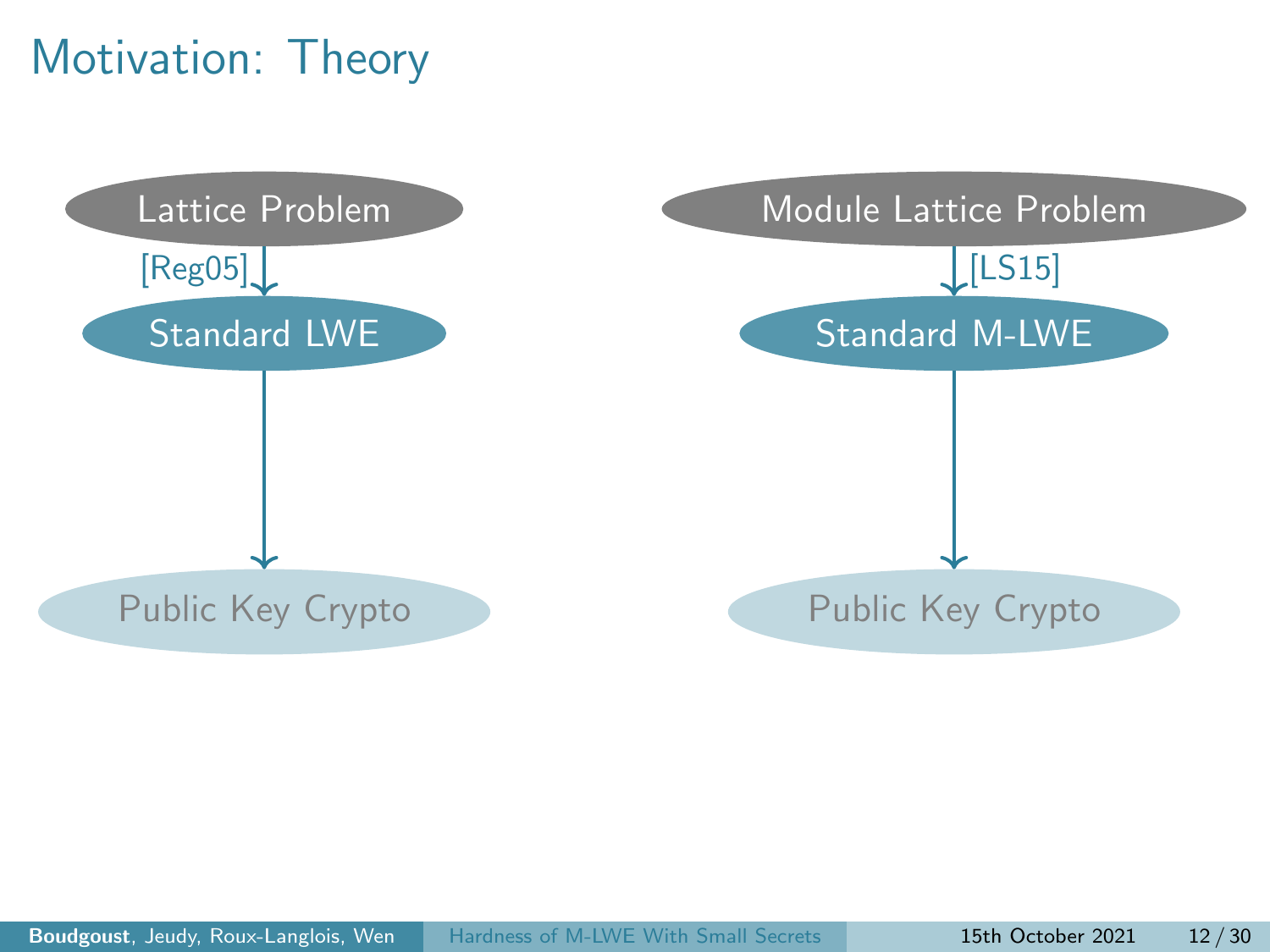# Motivation: Theory

Lattice Problem

[Reg05]

Standard LWE

Public Key Crypto

Module Lattice Problem

[LS15]

Standard M-LWE

Public Key Crypto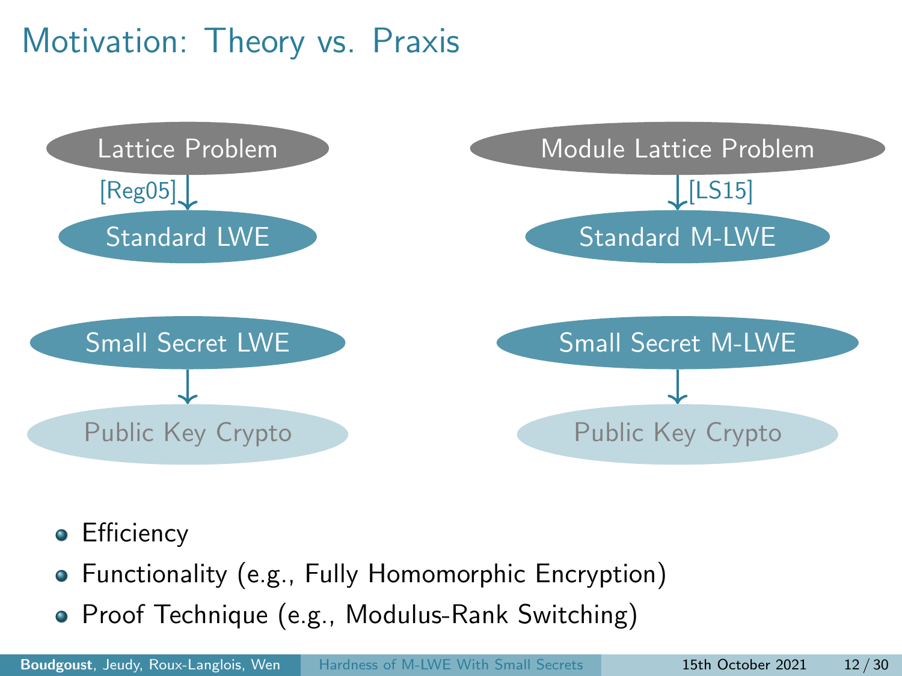# Motivation: Theory vs. Praxis

Lattice Problem → [Reg05] → Standard LWE

Module Lattice Problem → [LS15] → Standard M-LWE

Small Secret LWE → Public Key Crypto

Small Secret M-LWE → Public Key Crypto

- Efficiency
- Functionality (e.g., Fully Homomorphic Encryption)
- Proof Technique (e.g., Modulus-Rank Switching)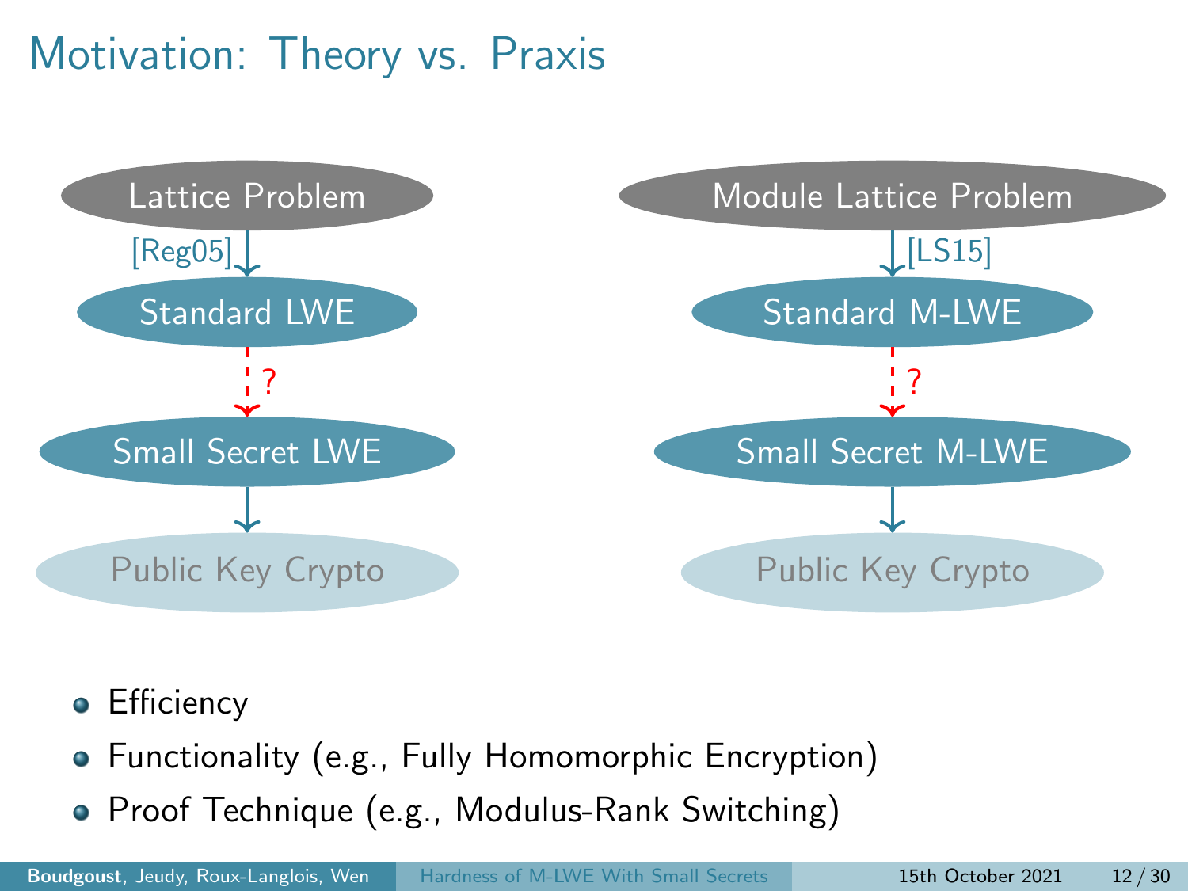# Motivation: Theory vs. Praxis

Lattice Problem → [Reg05] → Standard LWE → ? → Small Secret LWE → Public Key Crypto

Module Lattice Problem → [LS15] → Standard M-LWE → ? → Small Secret M-LWE → Public Key Crypto

- Efficiency
- Functionality (e.g., Fully Homomorphic Encryption)
- Proof Technique (e.g., Modulus-Rank Switching)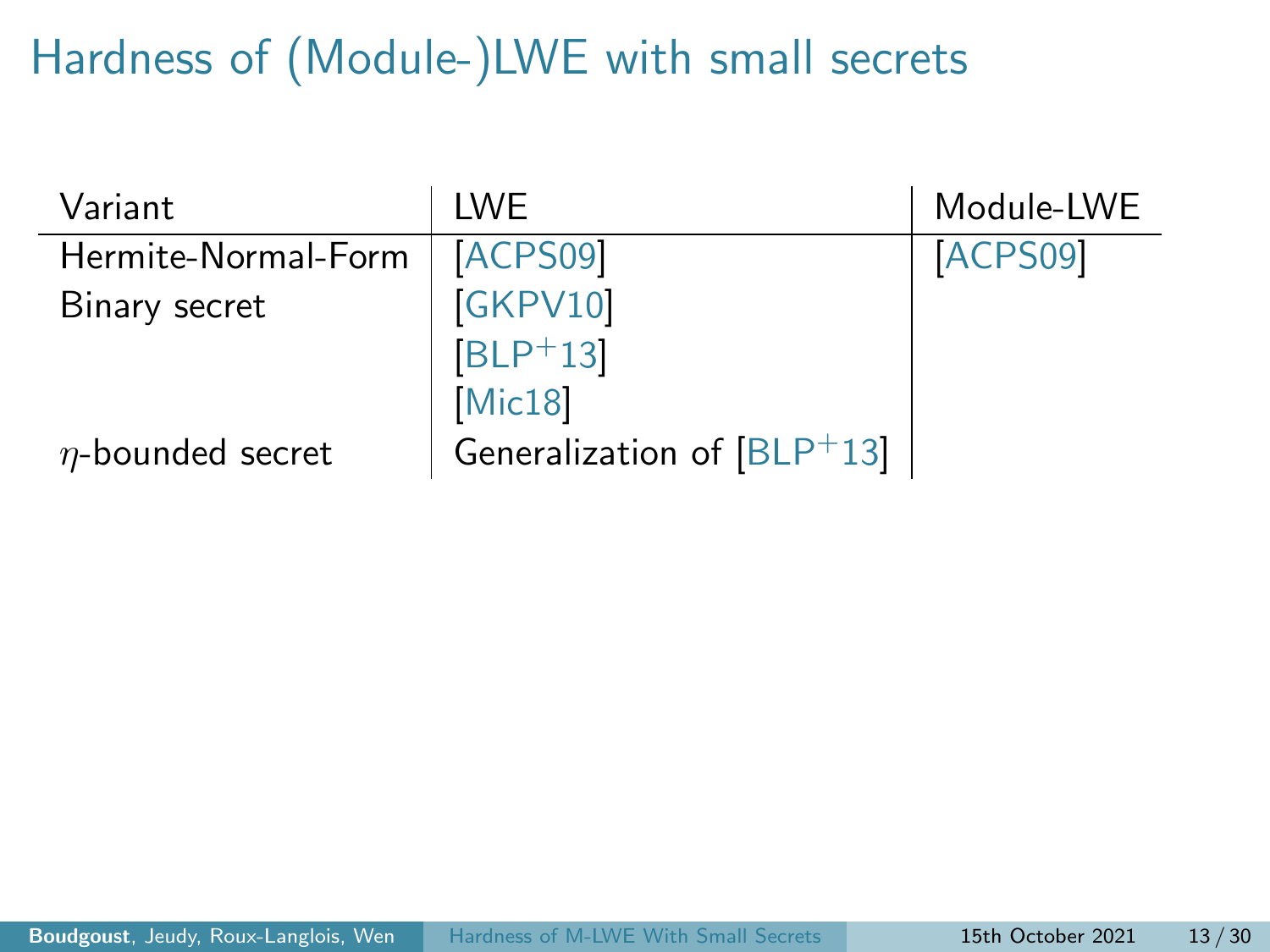# Hardness of (Module-)LWE with small secrets

| Variant | LWE | Module-LWE |
| --- | --- | --- |
| Hermite-Normal-Form | [ACPS09] | [ACPS09] |
| Binary secret | [GKPV10] | |
| | [BLP+13] | |
| | [Mic18] | |
| $\eta$-bounded secret | Generalization of [BLP+13] | |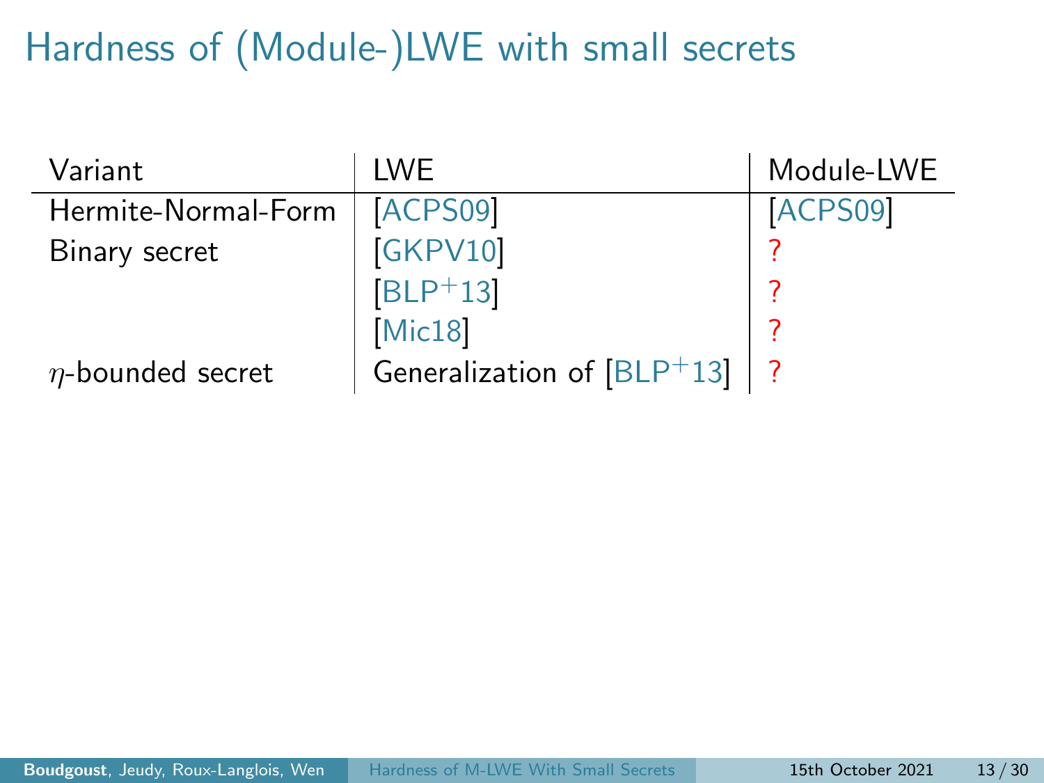# Hardness of (Module-)LWE with small secrets

| Variant | LWE | Module-LWE |
|---|---|---|
| Hermite-Normal-Form | [ACPS09] | [ACPS09] |
| Binary secret | [GKPV10] | ? |
| | [BLP+13] | ? |
| | [Mic18] | ? |
| $\eta$-bounded secret | Generalization of [BLP+13] | ? |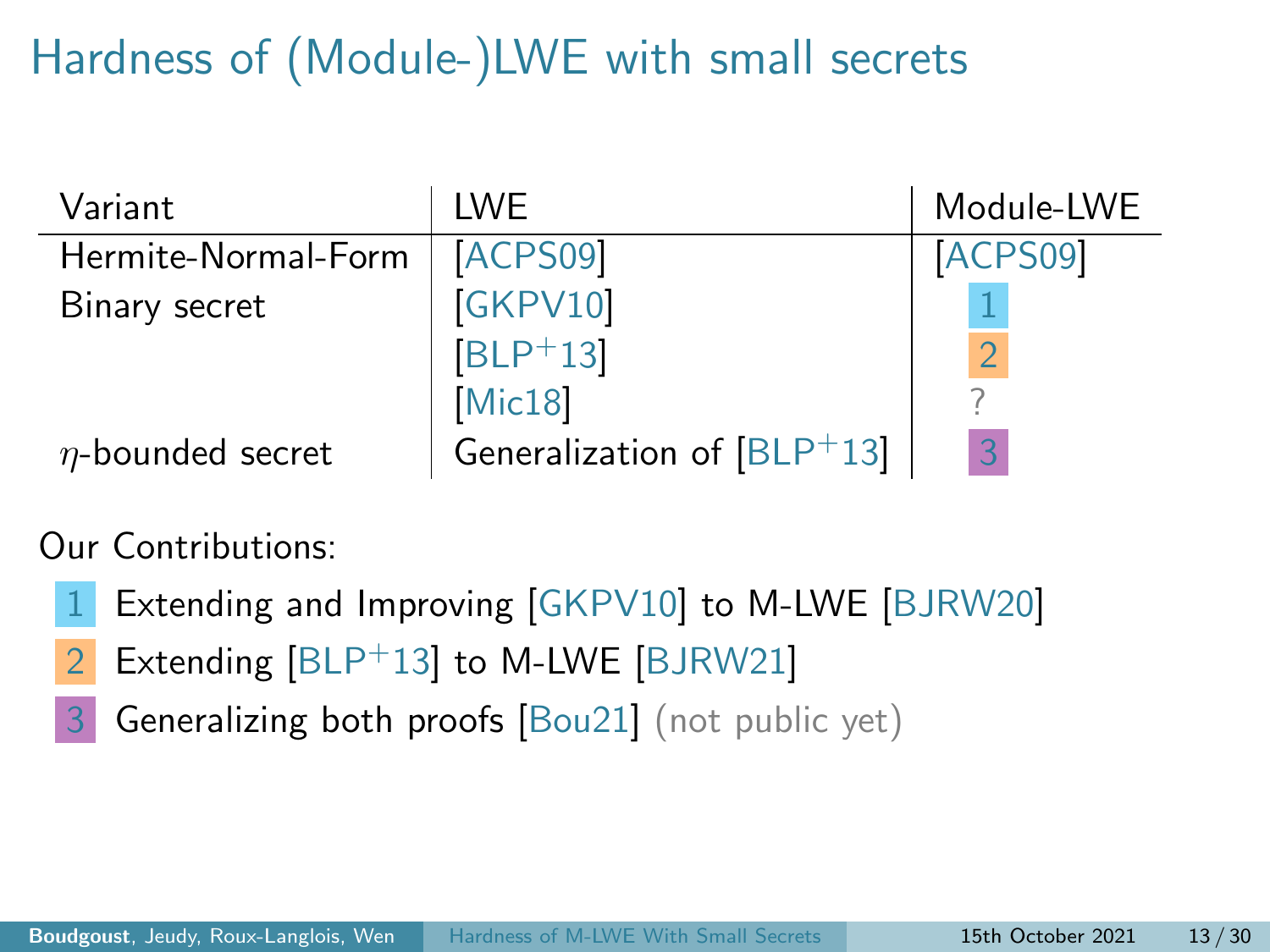# Hardness of (Module-)LWE with small secrets

| Variant | LWE | Module-LWE |
|---|---|---|
| Hermite-Normal-Form | [ACPS09] | [ACPS09] |
| Binary secret | [GKPV10] | 1 |
| | [BLP+13] | 2 |
| | [Mic18] | ? |
| $\eta$-bounded secret | Generalization of [BLP+13] | 3 |

Our Contributions:

1. Extending and Improving [GKPV10] to M-LWE [BJRW20]
2. Extending [BLP+13] to M-LWE [BJRW21]
3. Generalizing both proofs [Bou21] (not public yet)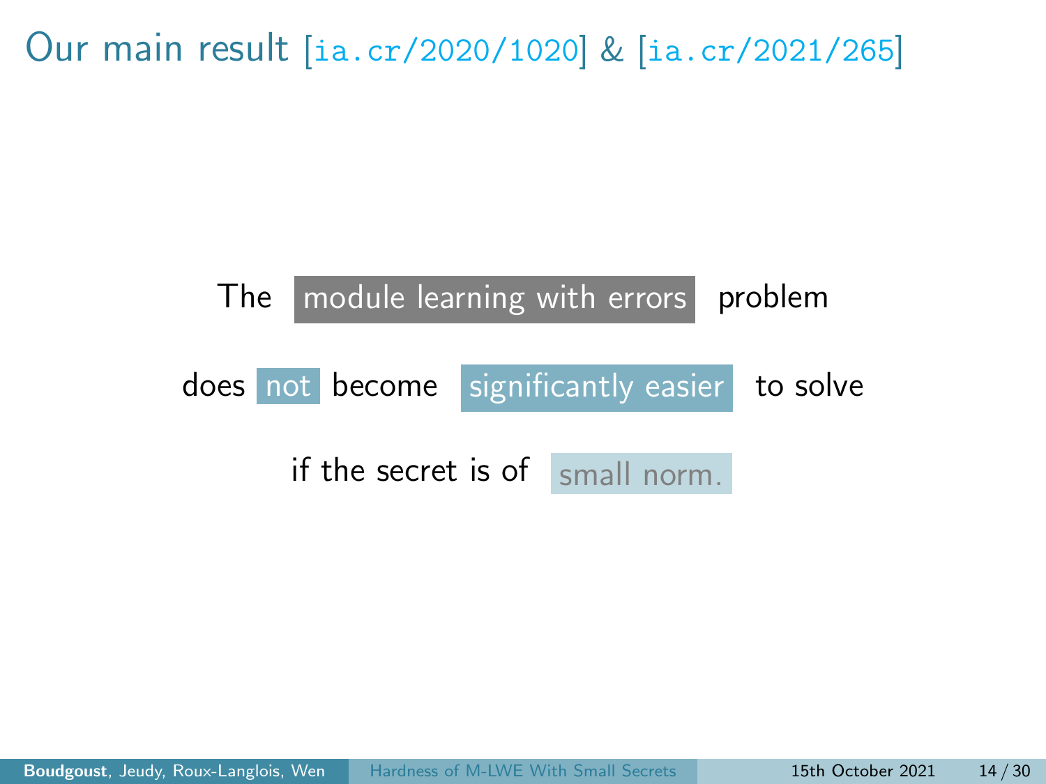# Our main result [ia.cr/2020/1020] & [ia.cr/2021/265]

The module learning with errors problem

does not become significantly easier to solve

if the secret is of small norm.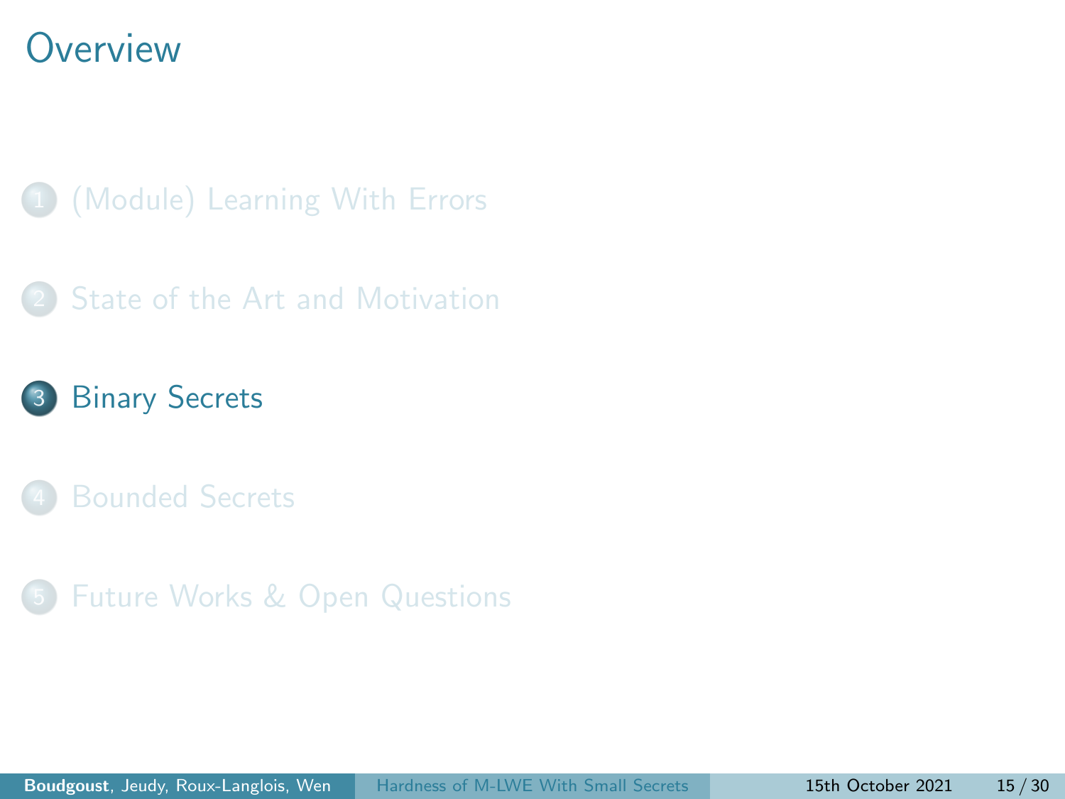# Overview

1. (Module) Learning With Errors
2. State of the Art and Motivation
3. **Binary Secrets**
4. Bounded Secrets
5. Future Works & Open Questions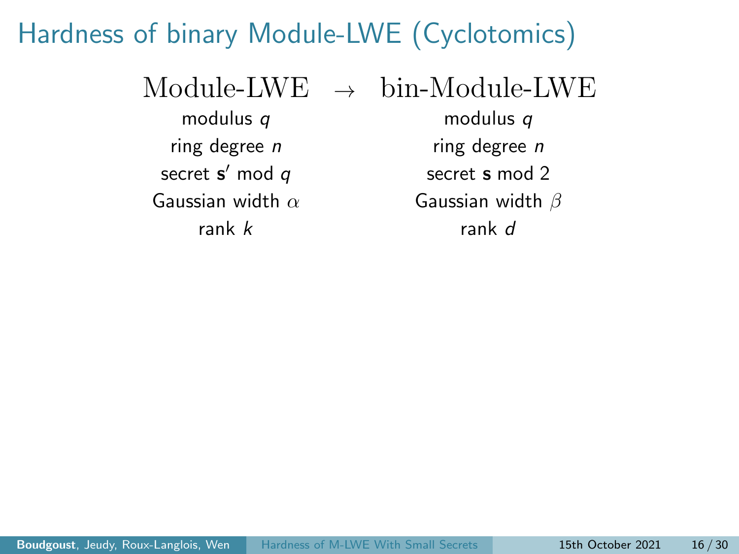# Hardness of binary Module-LWE (Cyclotomics)

| Module-LWE | $\rightarrow$ | bin-Module-LWE |
|---|---|---|
| modulus $q$ | | modulus $q$ |
| ring degree $n$ | | ring degree $n$ |
| secret $\mathbf{s}'$ mod $q$ | | secret $\mathbf{s}$ mod 2 |
| Gaussian width $\alpha$ | | Gaussian width $\beta$ |
| rank $k$ | | rank $d$ |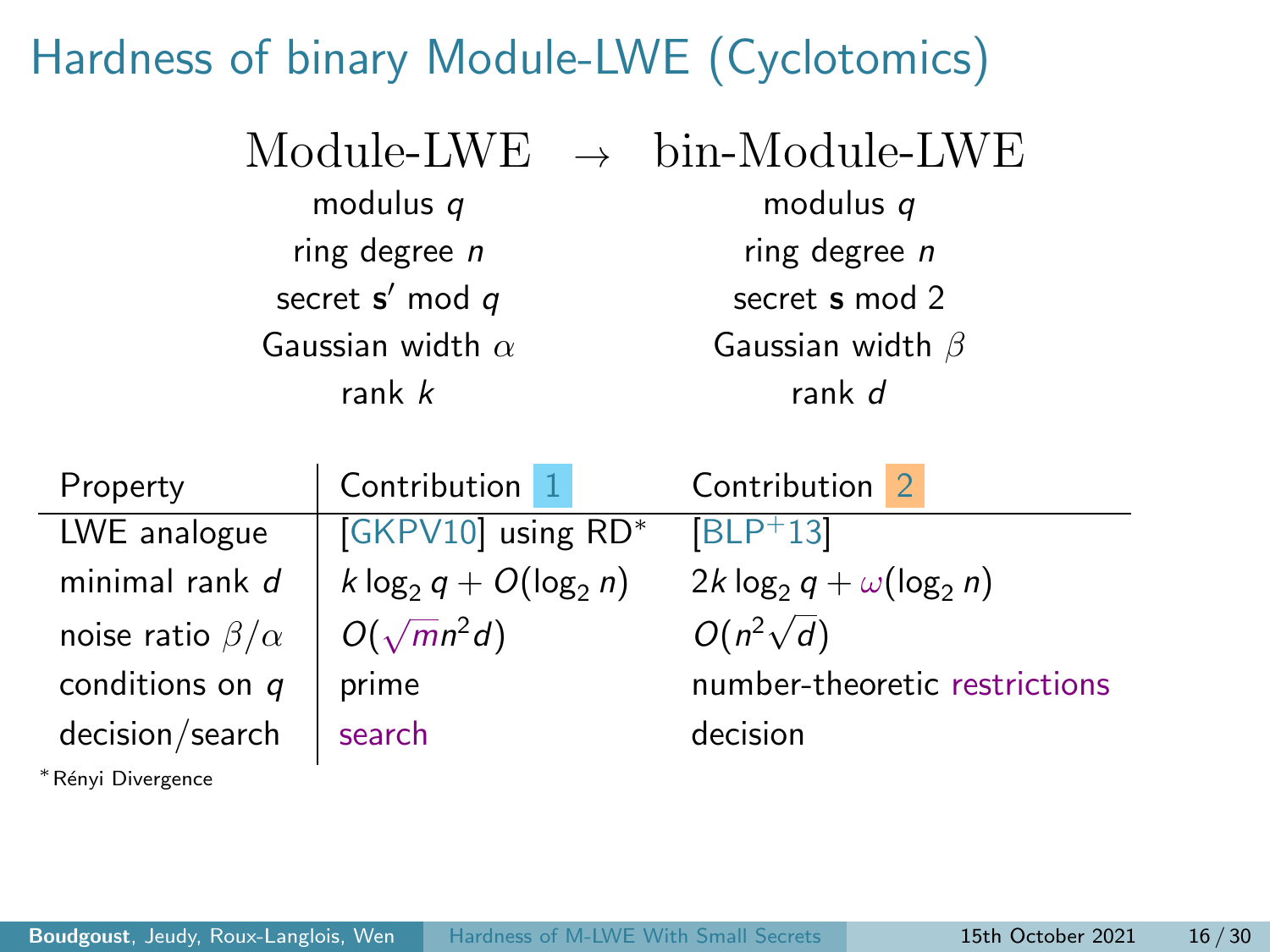# Hardness of binary Module-LWE (Cyclotomics)

| Module-LWE | $\rightarrow$ | bin-Module-LWE |
|---|---|---|
| modulus $q$ | | modulus $q$ |
| ring degree $n$ | | ring degree $n$ |
| secret $\mathbf{s}'$ mod $q$ | | secret $\mathbf{s}$ mod 2 |
| Gaussian width $\alpha$ | | Gaussian width $\beta$ |
| rank $k$ | | rank $d$ |

| Property | Contribution 1 | Contribution 2 |
|---|---|---|
| LWE analogue | [GKPV10] using RD* | [BLP+13] |
| minimal rank $d$ | $k \log_2 q + O(\log_2 n)$ | $2k \log_2 q + \omega(\log_2 n)$ |
| noise ratio $\beta/\alpha$ | $O(\sqrt{m} n^2 d)$ | $O(n^2 \sqrt{d})$ |
| conditions on $q$ | prime | number-theoretic restrictions |
| decision/search | search | decision |

*Rényi Divergence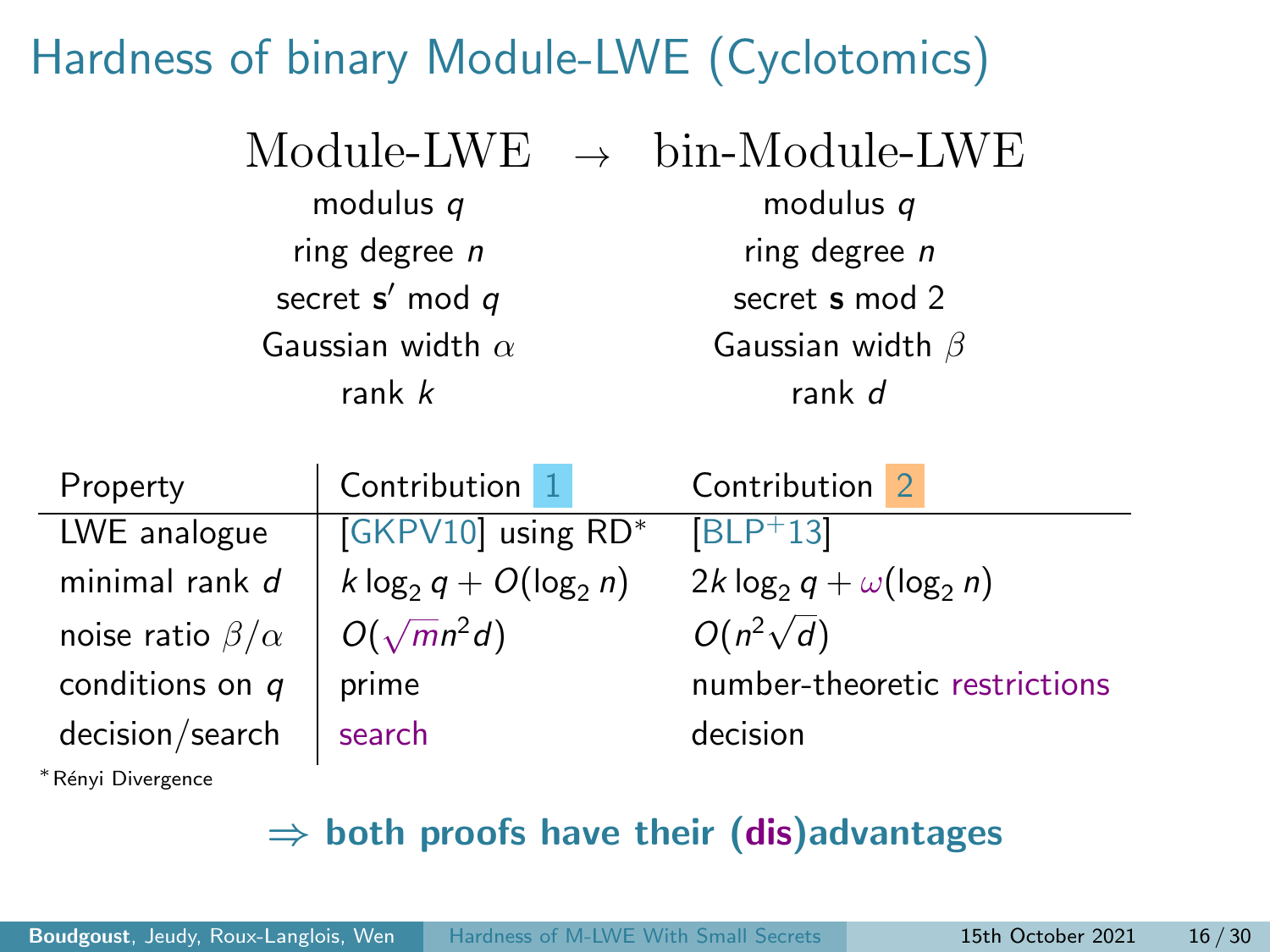# Hardness of binary Module-LWE (Cyclotomics)

| Module-LWE | $\rightarrow$ | bin-Module-LWE |
|---|---|---|
| modulus $q$ | | modulus $q$ |
| ring degree $n$ | | ring degree $n$ |
| secret $\mathbf{s}'$ mod $q$ | | secret $\mathbf{s}$ mod 2 |
| Gaussian width $\alpha$ | | Gaussian width $\beta$ |
| rank $k$ | | rank $d$ |

| Property | Contribution 1 | Contribution 2 |
|---|---|---|
| LWE analogue | [GKPV10] using RD* | [BLP+13] |
| minimal rank $d$ | $k \log_2 q + O(\log_2 n)$ | $2k \log_2 q + \omega(\log_2 n)$ |
| noise ratio $\beta/\alpha$ | $O(\sqrt{m} n^2 d)$ | $O(n^2 \sqrt{d})$ |
| conditions on $q$ | prime | number-theoretic restrictions |
| decision/search | search | decision |

*Rényi Divergence

$\Rightarrow$ **both proofs have their (dis)advantages**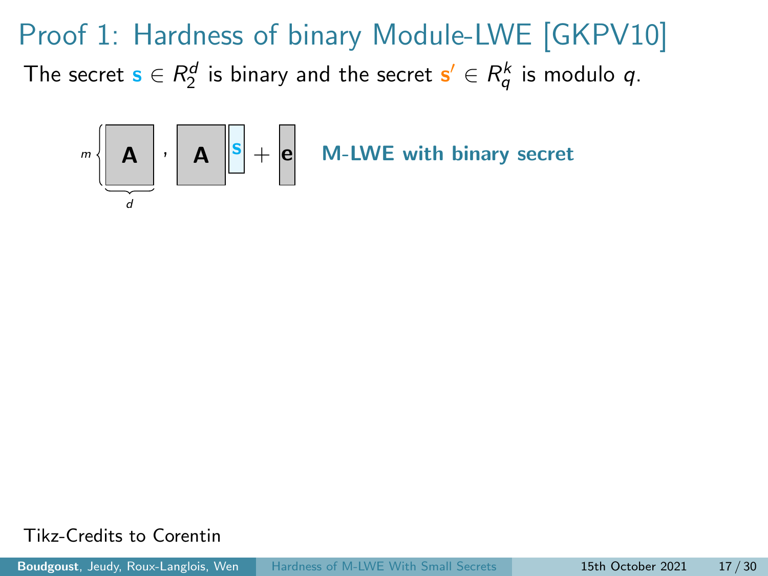# Proof 1: Hardness of binary Module-LWE [GKPV10]

The secret $\mathbf{s} \in R_2^d$ is binary and the secret $\mathbf{s}' \in R_q^k$ is modulo $q$.

$$\underbrace{\mathbf{A}}_{d} \text{ (}m \text{ rows)}, \quad \mathbf{A}\mathbf{s} + \mathbf{e}$$

**M-LWE with binary secret**

Tikz-Credits to Corentin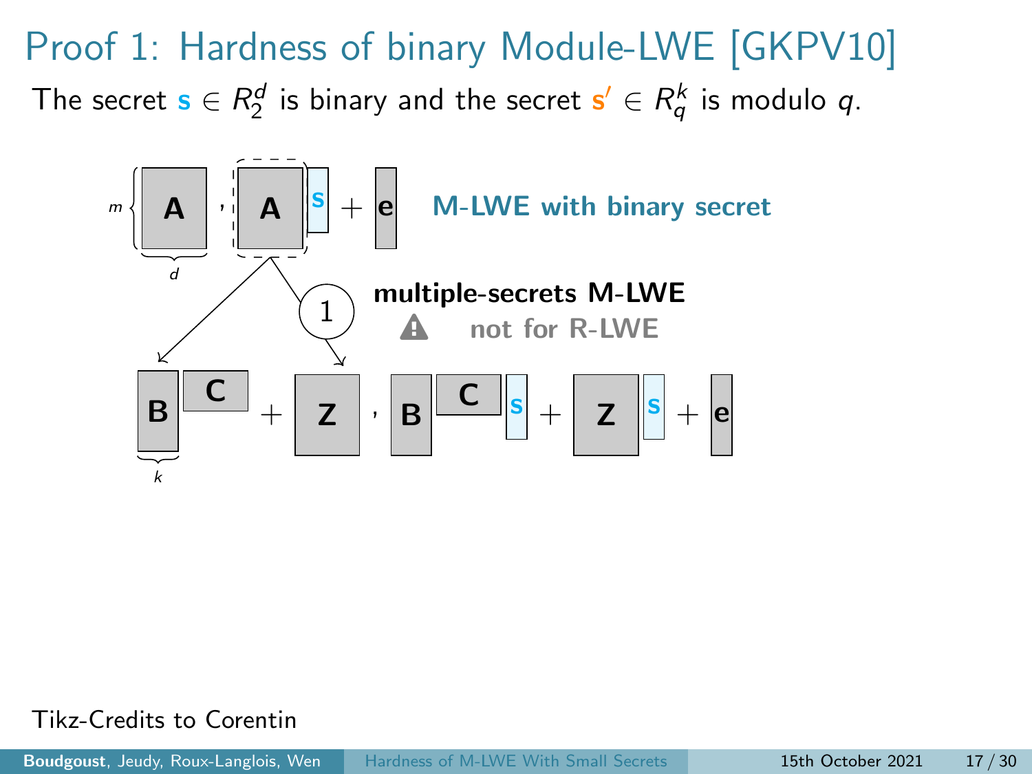# Proof 1: Hardness of binary Module-LWE [GKPV10]

The secret $\mathbf{s} \in R_2^d$ is binary and the secret $\mathbf{s}' \in R_q^k$ is modulo $q$.

$m$, $d$: $\mathbf{A}$ , $\mathbf{A}\mathbf{s} + \mathbf{e}$ **M-LWE with binary secret**

① **multiple-secrets M-LWE**

⚠ **not for R-LWE**

$k$: $\mathbf{B}\mathbf{C} + \mathbf{Z}$ , $\mathbf{B}\mathbf{C}\mathbf{s} + \mathbf{Z}\mathbf{s} + \mathbf{e}$

Tikz-Credits to Corentin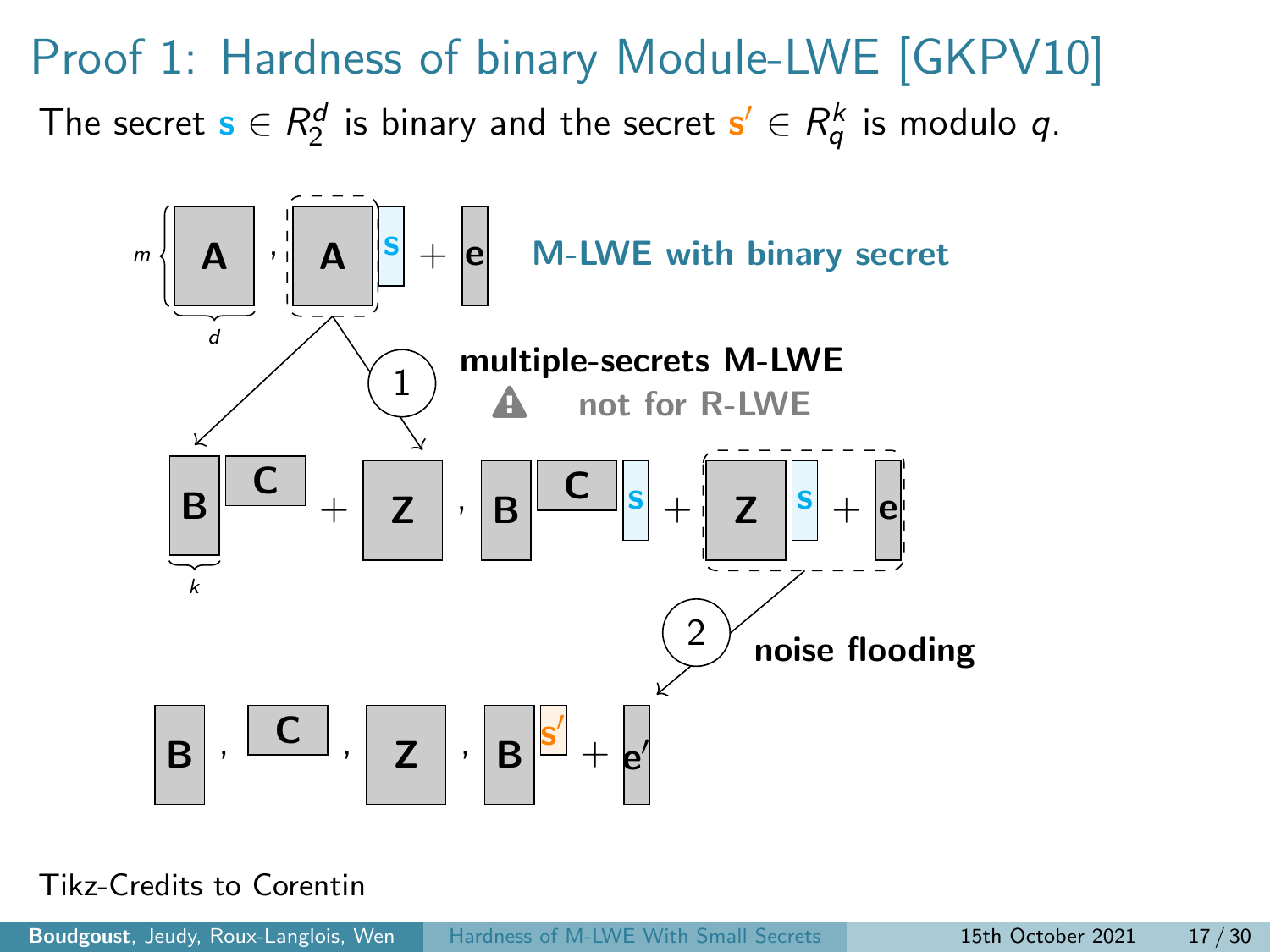# Proof 1: Hardness of binary Module-LWE [GKPV10]

The secret $\mathbf{s} \in R_2^d$ is binary and the secret $\mathbf{s}' \in R_q^k$ is modulo $q$.

$m$ $\mathbf{A}$ , $\mathbf{A}\mathbf{s} + \mathbf{e}$ **M-LWE with binary secret**

$d$

① **multiple-secrets M-LWE**

⚠ **not for R-LWE**

$\mathbf{B}\mathbf{C} + \mathbf{Z}$ , $\mathbf{B}\mathbf{C}\mathbf{s} + \mathbf{Z}\mathbf{s} + \mathbf{e}$

$k$

② **noise flooding**

$\mathbf{B}$ , $\mathbf{C}$ , $\mathbf{Z}$ , $\mathbf{B}\mathbf{s}' + \mathbf{e}'$

Tikz-Credits to Corentin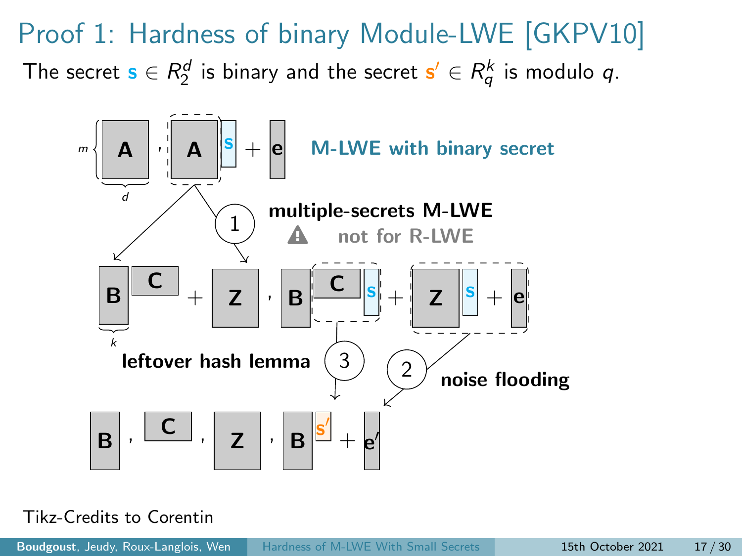# Proof 1: Hardness of binary Module-LWE [GKPV10]

The secret $\mathbf{s} \in R_2^d$ is binary and the secret $\mathbf{s}' \in R_q^k$ is modulo $q$.

$m$, $d$: $\mathbf{A}$ , $\mathbf{A}\mathbf{s} + \mathbf{e}$ **M-LWE with binary secret**

① **multiple-secrets M-LWE** — not for R-LWE

$k$: $\mathbf{B}\mathbf{C} + \mathbf{Z}$ , $\mathbf{B}\mathbf{C}\mathbf{s} + \mathbf{Z}\mathbf{s} + \mathbf{e}$

③ **leftover hash lemma**

② **noise flooding**

$\mathbf{B}$ , $\mathbf{C}$ , $\mathbf{Z}$ , $\mathbf{B}\mathbf{s}' + \mathbf{e}'$

Tikz-Credits to Corentin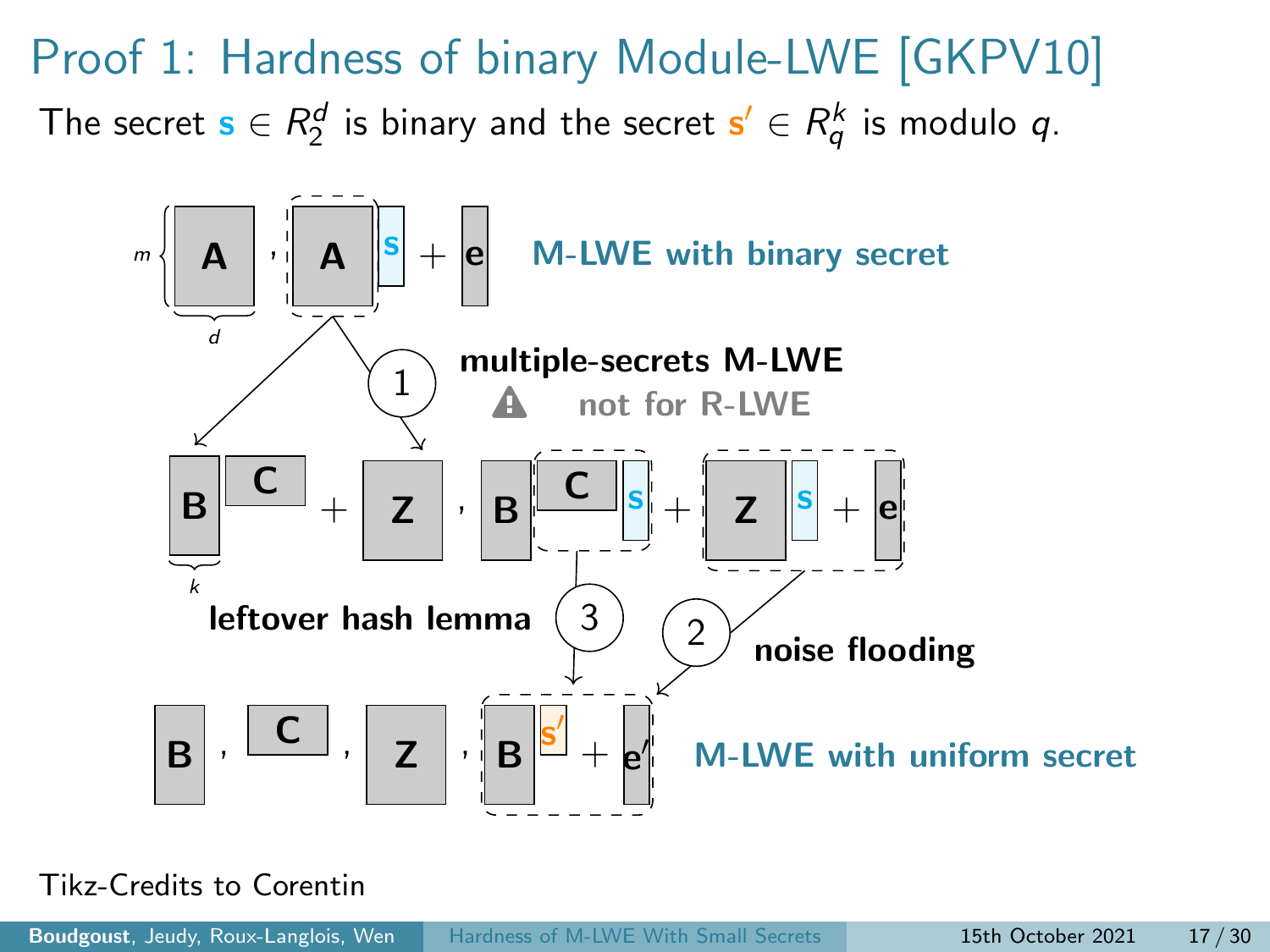# Proof 1: Hardness of binary Module-LWE [GKPV10]

The secret $\mathbf{s} \in R_2^d$ is binary and the secret $\mathbf{s}' \in R_q^k$ is modulo $q$.

$m$ $\mathbf{A}$ , $\mathbf{A}\mathbf{s} + \mathbf{e}$ **M-LWE with binary secret**

$d$

1 **multiple-secrets M-LWE**

⚠ **not for R-LWE**

$\mathbf{B}\mathbf{C} + \mathbf{Z}$ , $\mathbf{B}\mathbf{C}\mathbf{s} + \mathbf{Z}\mathbf{s} + \mathbf{e}$

$k$

**leftover hash lemma** 3

2 **noise flooding**

$\mathbf{B}$ , $\mathbf{C}$ , $\mathbf{Z}$ , $\mathbf{B}\mathbf{s}' + \mathbf{e}'$ **M-LWE with uniform secret**

Tikz-Credits to Corentin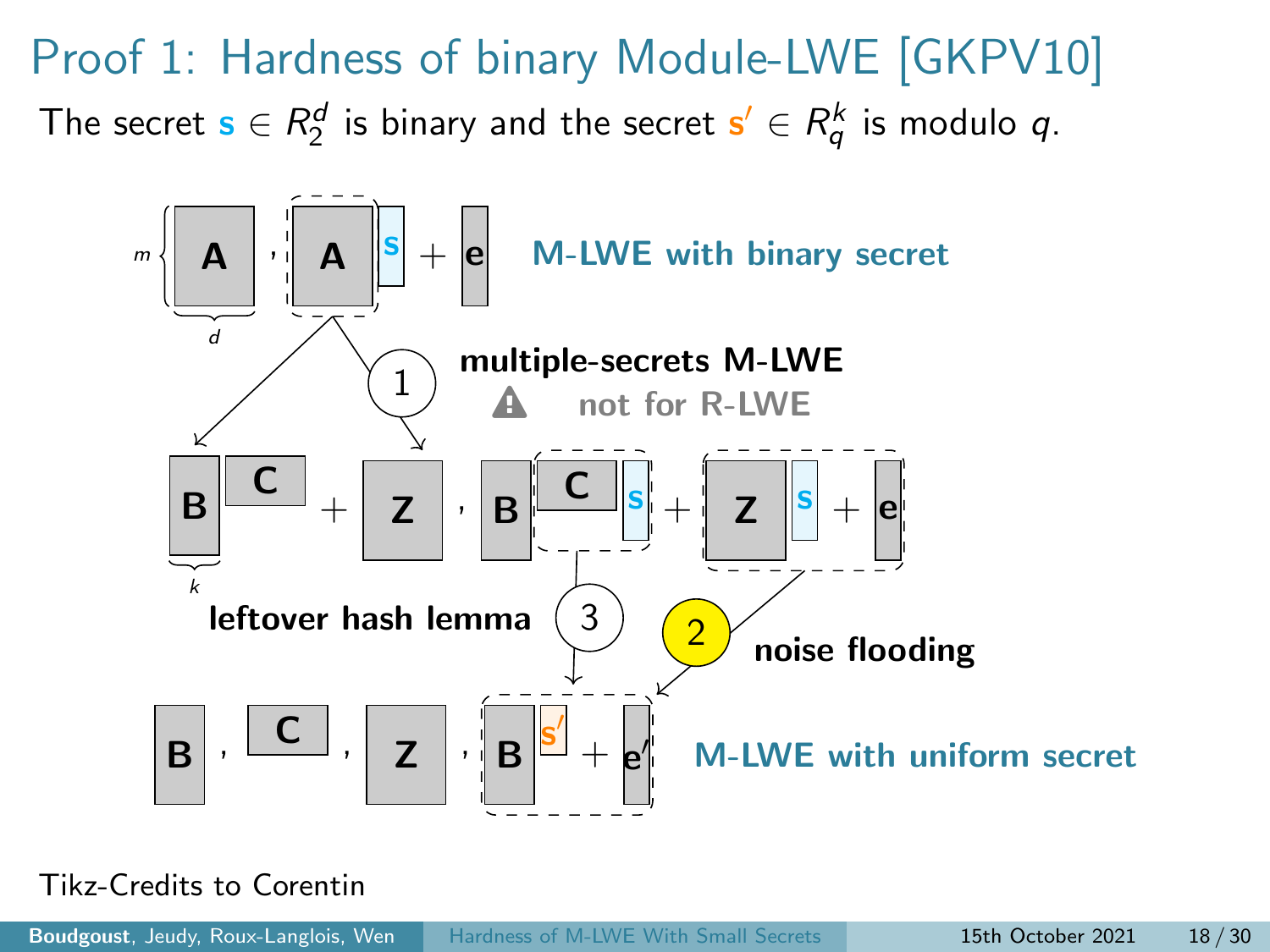# Proof 1: Hardness of binary Module-LWE [GKPV10]

The secret $\mathbf{s} \in R_2^d$ is binary and the secret $\mathbf{s}' \in R_q^k$ is modulo $q$.

$\mathbf{A}$, $\mathbf{A}\mathbf{s} + \mathbf{e}$ — **M-LWE with binary secret** (where $\mathbf{A}$ has $m$ rows and $d$ columns)

① **multiple-secrets M-LWE** — not for R-LWE

$\mathbf{B}\mathbf{C} + \mathbf{Z}$, $\mathbf{B}\mathbf{C}\mathbf{s} + \mathbf{Z}\mathbf{s} + \mathbf{e}$ (where $\mathbf{B}$ has $k$ columns)

③ **leftover hash lemma**

② **noise flooding**

$\mathbf{B}$, $\mathbf{C}$, $\mathbf{Z}$, $\mathbf{B}\mathbf{s}' + \mathbf{e}'$ — **M-LWE with uniform secret**

Tikz-Credits to Corentin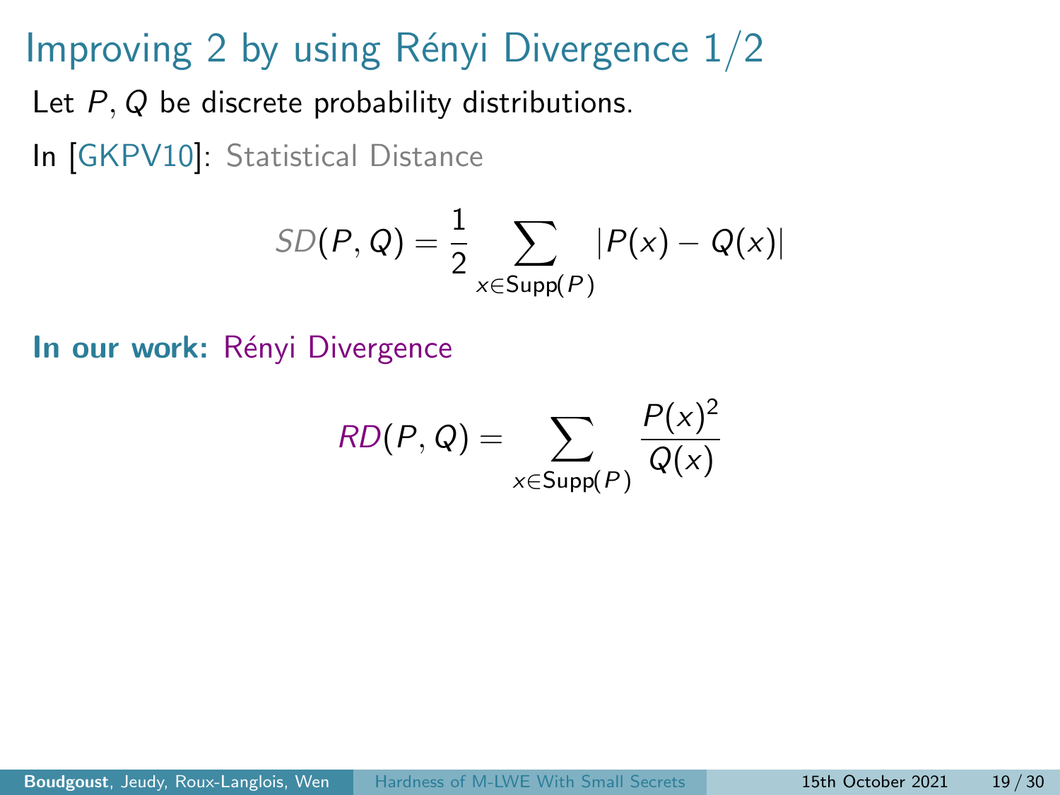# Improving 2 by using Rényi Divergence 1/2

Let $P, Q$ be discrete probability distributions.

In [GKPV10]: Statistical Distance

$$SD(P, Q) = \frac{1}{2} \sum_{x \in \mathsf{Supp}(P)} |P(x) - Q(x)|$$

**In our work:** Rényi Divergence

$$RD(P, Q) = \sum_{x \in \mathsf{Supp}(P)} \frac{P(x)^2}{Q(x)}$$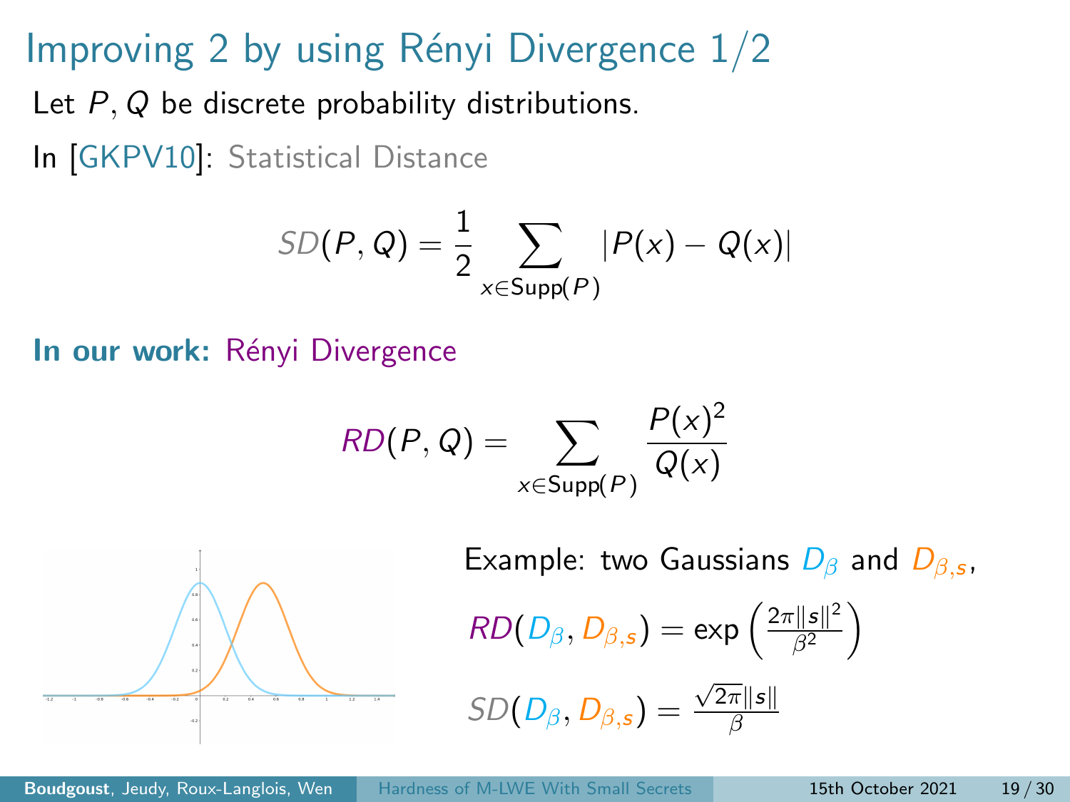# Improving 2 by using Rényi Divergence 1/2

Let $P, Q$ be discrete probability distributions.

In [GKPV10]: Statistical Distance

$$SD(P, Q) = \frac{1}{2} \sum_{x \in \mathrm{Supp}(P)} |P(x) - Q(x)|$$

**In our work:** Rényi Divergence

$$RD(P, Q) = \sum_{x \in \mathrm{Supp}(P)} \frac{P(x)^2}{Q(x)}$$

Example: two Gaussians $D_\beta$ and $D_{\beta,s}$,

$$RD(D_\beta, D_{\beta,s}) = \exp\left(\frac{2\pi\|s\|^2}{\beta^2}\right)$$

$$SD(D_\beta, D_{\beta,s}) = \frac{\sqrt{2\pi}\|s\|}{\beta}$$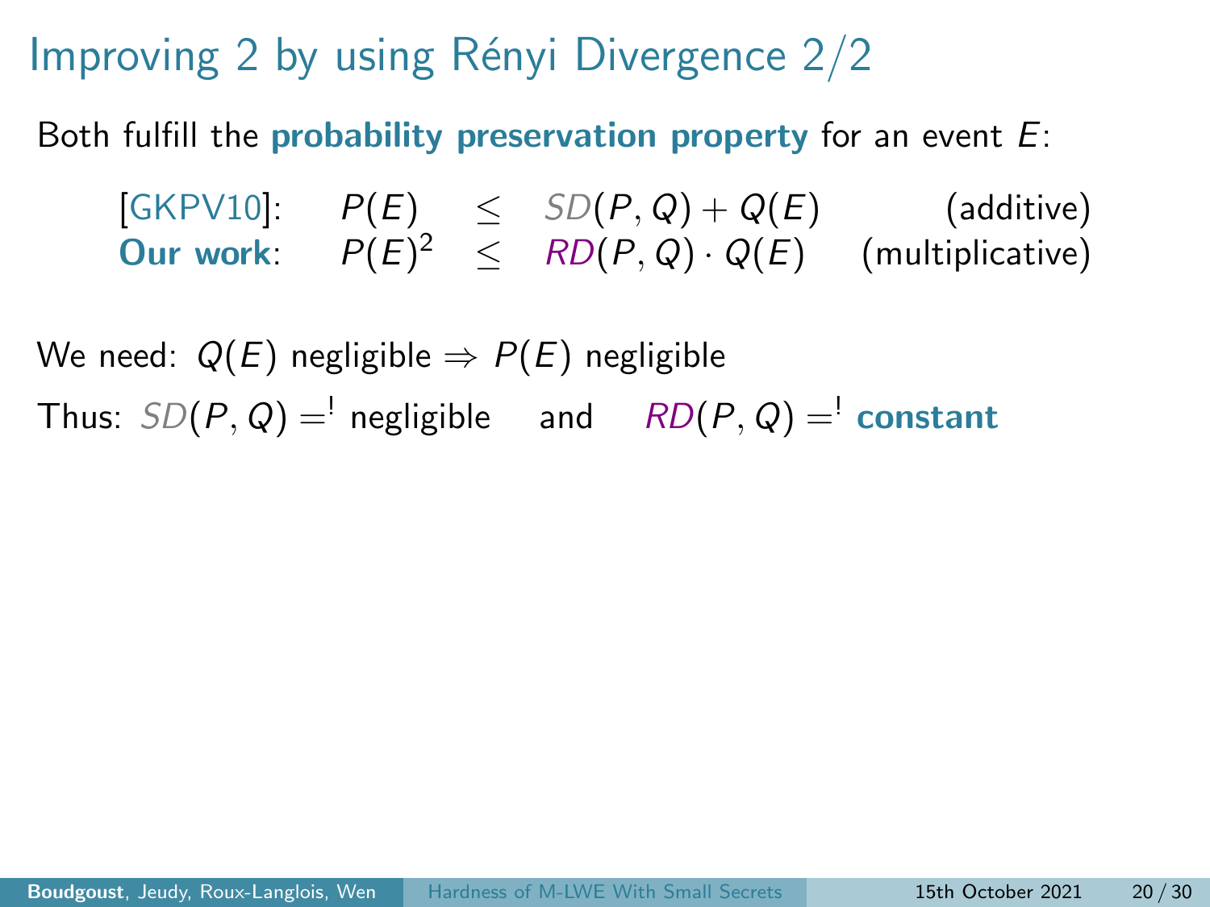# Improving 2 by using Rényi Divergence 2/2

Both fulfill the **probability preservation property** for an event $E$:

| | | | | |
|---|---|---|---|---|
| [GKPV10]: | $P(E)$ | $\leq$ | $SD(P,Q) + Q(E)$ | (additive) |
| **Our work**: | $P(E)^2$ | $\leq$ | $RD(P,Q) \cdot Q(E)$ | (multiplicative) |

We need: $Q(E)$ negligible $\Rightarrow$ $P(E)$ negligible

Thus: $SD(P,Q) \overset{!}{=}$ negligible and $RD(P,Q) \overset{!}{=}$ **constant**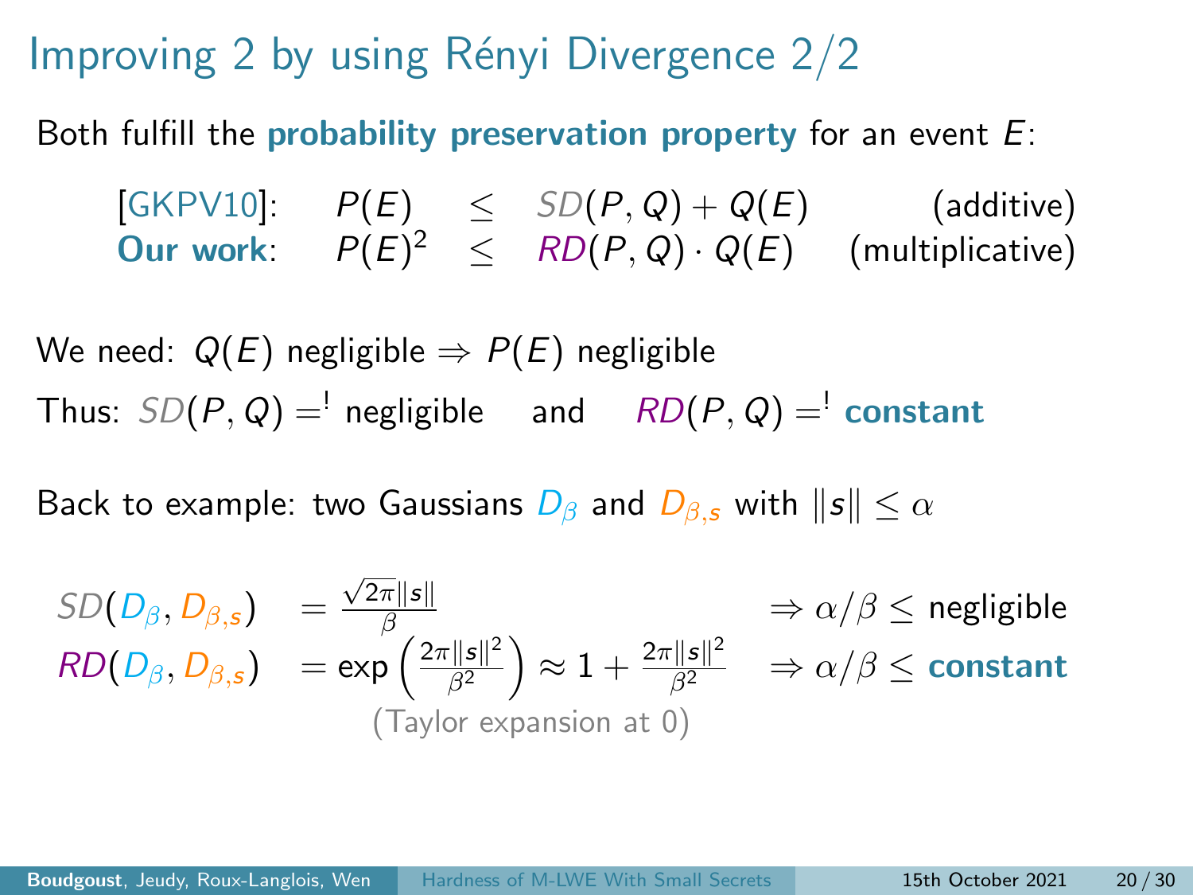# Improving 2 by using Rényi Divergence 2/2

Both fulfill the **probability preservation property** for an event $E$:

$$
\begin{array}{lrcll}
\text{[GKPV10]:} & P(E) & \leq & SD(P,Q) + Q(E) & \text{(additive)} \\
\textbf{Our work}: & P(E)^2 & \leq & RD(P,Q) \cdot Q(E) & \text{(multiplicative)}
\end{array}
$$

We need: $Q(E)$ negligible $\Rightarrow$ $P(E)$ negligible

Thus: $SD(P,Q) =^! \text{negligible}$ and $RD(P,Q) =^!$ **constant**

Back to example: two Gaussians $D_\beta$ and $D_{\beta,s}$ with $\|s\| \leq \alpha$

$$
\begin{array}{lll}
SD(D_\beta, D_{\beta,s}) & = \frac{\sqrt{2\pi}\|s\|}{\beta} & \Rightarrow \alpha/\beta \leq \text{negligible} \\
RD(D_\beta, D_{\beta,s}) & = \exp\left(\frac{2\pi\|s\|^2}{\beta^2}\right) \approx 1 + \frac{2\pi\|s\|^2}{\beta^2} & \Rightarrow \alpha/\beta \leq \textbf{constant}
\end{array}
$$

(Taylor expansion at 0)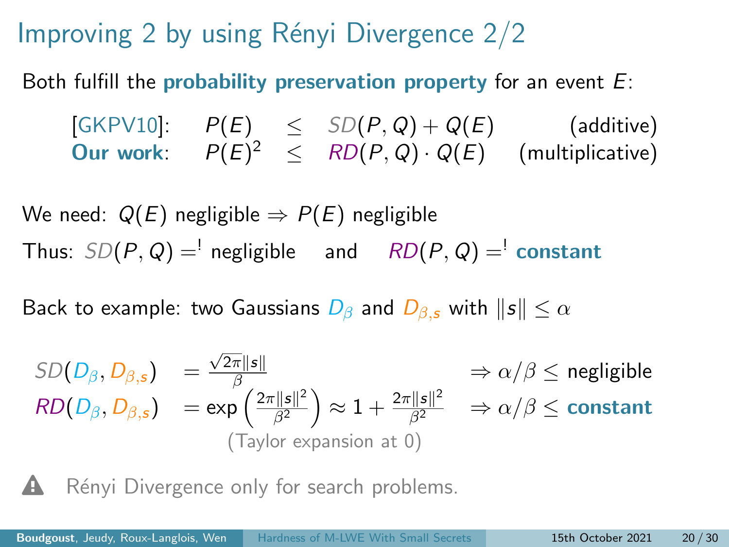# Improving 2 by using Rényi Divergence 2/2

Both fulfill the **probability preservation property** for an event $E$:

| | | | | |
|---|---|---|---|---|
| [GKPV10]: | $P(E)$ | $\leq$ | $SD(P,Q) + Q(E)$ | (additive) |
| **Our work**: | $P(E)^2$ | $\leq$ | $RD(P,Q) \cdot Q(E)$ | (multiplicative) |

We need: $Q(E)$ negligible $\Rightarrow$ $P(E)$ negligible

Thus: $SD(P,Q) \stackrel{!}{=}$ negligible and $RD(P,Q) \stackrel{!}{=}$ **constant**

Back to example: two Gaussians $D_\beta$ and $D_{\beta,s}$ with $\|s\| \leq \alpha$

$$SD(D_\beta, D_{\beta,s}) = \frac{\sqrt{2\pi}\|s\|}{\beta} \quad \Rightarrow \alpha/\beta \leq \text{negligible}$$

$$RD(D_\beta, D_{\beta,s}) = \exp\left(\frac{2\pi\|s\|^2}{\beta^2}\right) \approx 1 + \frac{2\pi\|s\|^2}{\beta^2} \quad \Rightarrow \alpha/\beta \leq \textbf{constant}$$

(Taylor expansion at 0)

⚠ Rényi Divergence only for search problems.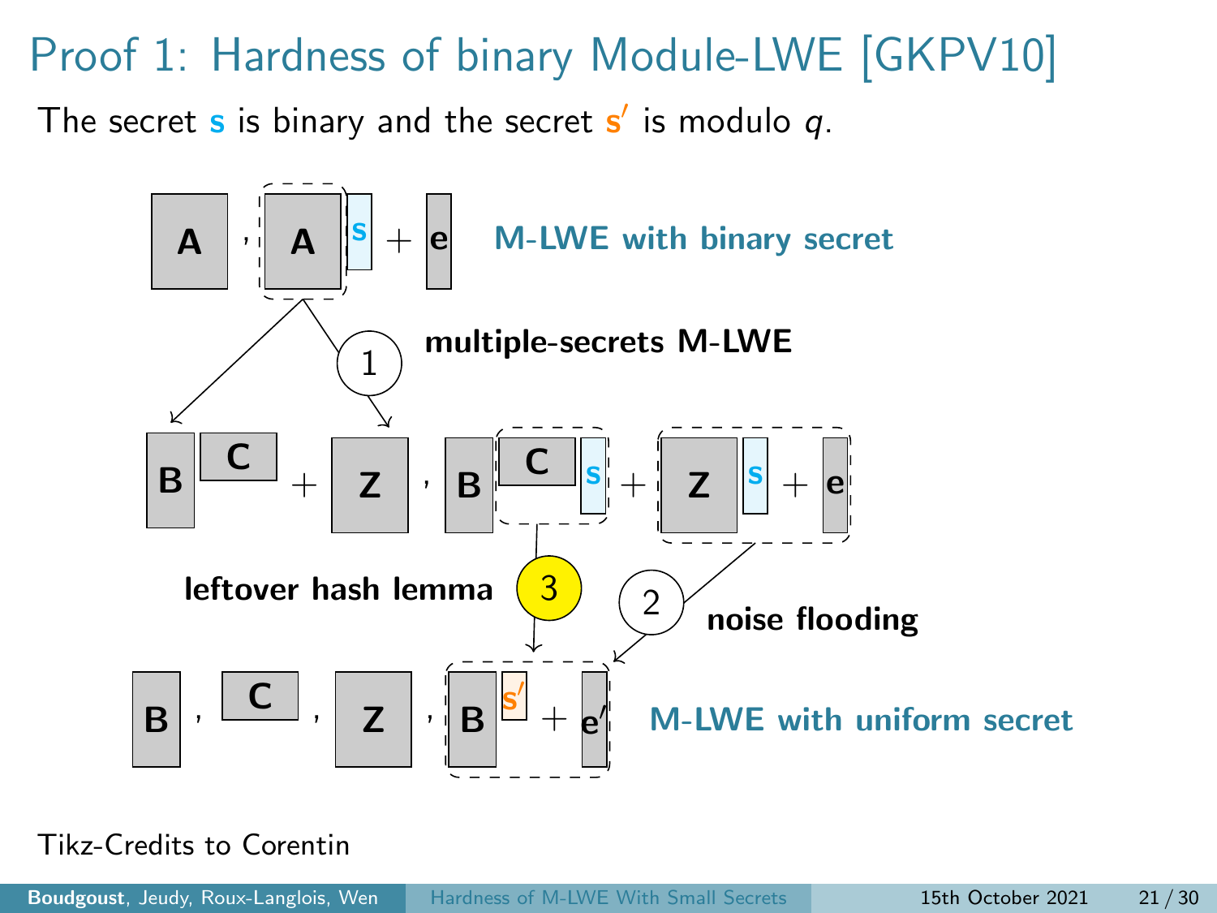# Proof 1: Hardness of binary Module-LWE [GKPV10]

The secret $\mathbf{s}$ is binary and the secret $\mathbf{s}'$ is modulo $q$.

$\mathbf{A}$, $\mathbf{A}\mathbf{s} + \mathbf{e}$ **M-LWE with binary secret**

① **multiple-secrets M-LWE**

$\mathbf{B}\mathbf{C} + \mathbf{Z}$, $\mathbf{B}\mathbf{C}\mathbf{s} + \mathbf{Z}\mathbf{s} + \mathbf{e}$

③ **leftover hash lemma**

② **noise flooding**

$\mathbf{B}$, $\mathbf{C}$, $\mathbf{Z}$, $\mathbf{B}\mathbf{s}' + \mathbf{e}'$ **M-LWE with uniform secret**

Tikz-Credits to Corentin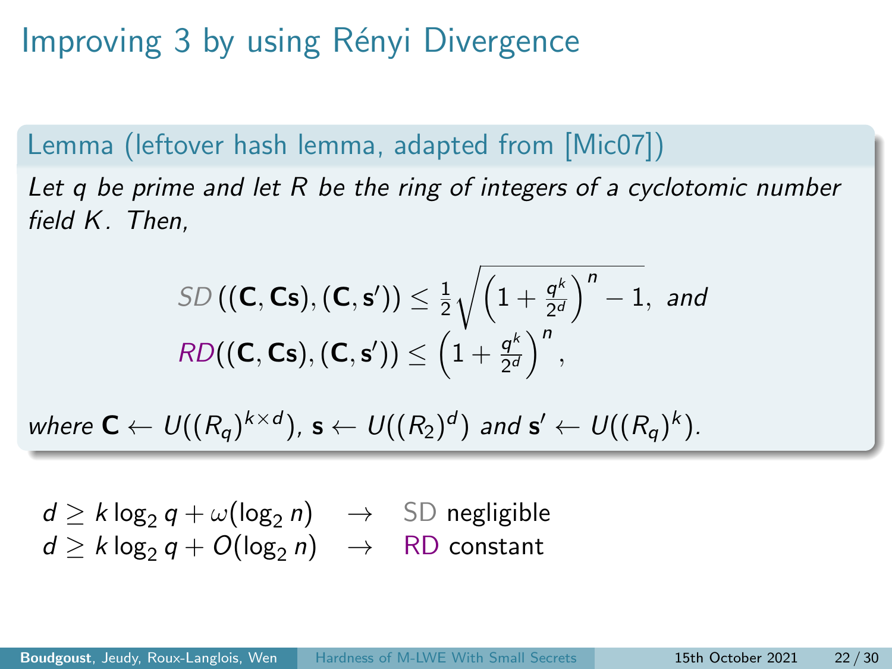# Improving 3 by using Rényi Divergence

**Lemma (leftover hash lemma, adapted from [Mic07])**

*Let $q$ be prime and let $R$ be the ring of integers of a cyclotomic number field $K$. Then,*

$$SD\left((\mathbf{C}, \mathbf{C}\mathbf{s}), (\mathbf{C}, \mathbf{s}')\right) \leq \frac{1}{2}\sqrt{\left(1 + \frac{q^k}{2^d}\right)^n - 1}, \text{ and}$$

$$RD\left((\mathbf{C}, \mathbf{C}\mathbf{s}), (\mathbf{C}, \mathbf{s}')\right) \leq \left(1 + \frac{q^k}{2^d}\right)^n,$$

*where $\mathbf{C} \leftarrow U((R_q)^{k \times d})$, $\mathbf{s} \leftarrow U((R_2)^d)$ and $\mathbf{s}' \leftarrow U((R_q)^k)$.*

$d \geq k \log_2 q + \omega(\log_2 n) \quad \rightarrow \quad$ SD negligible

$d \geq k \log_2 q + O(\log_2 n) \quad \rightarrow \quad$ RD constant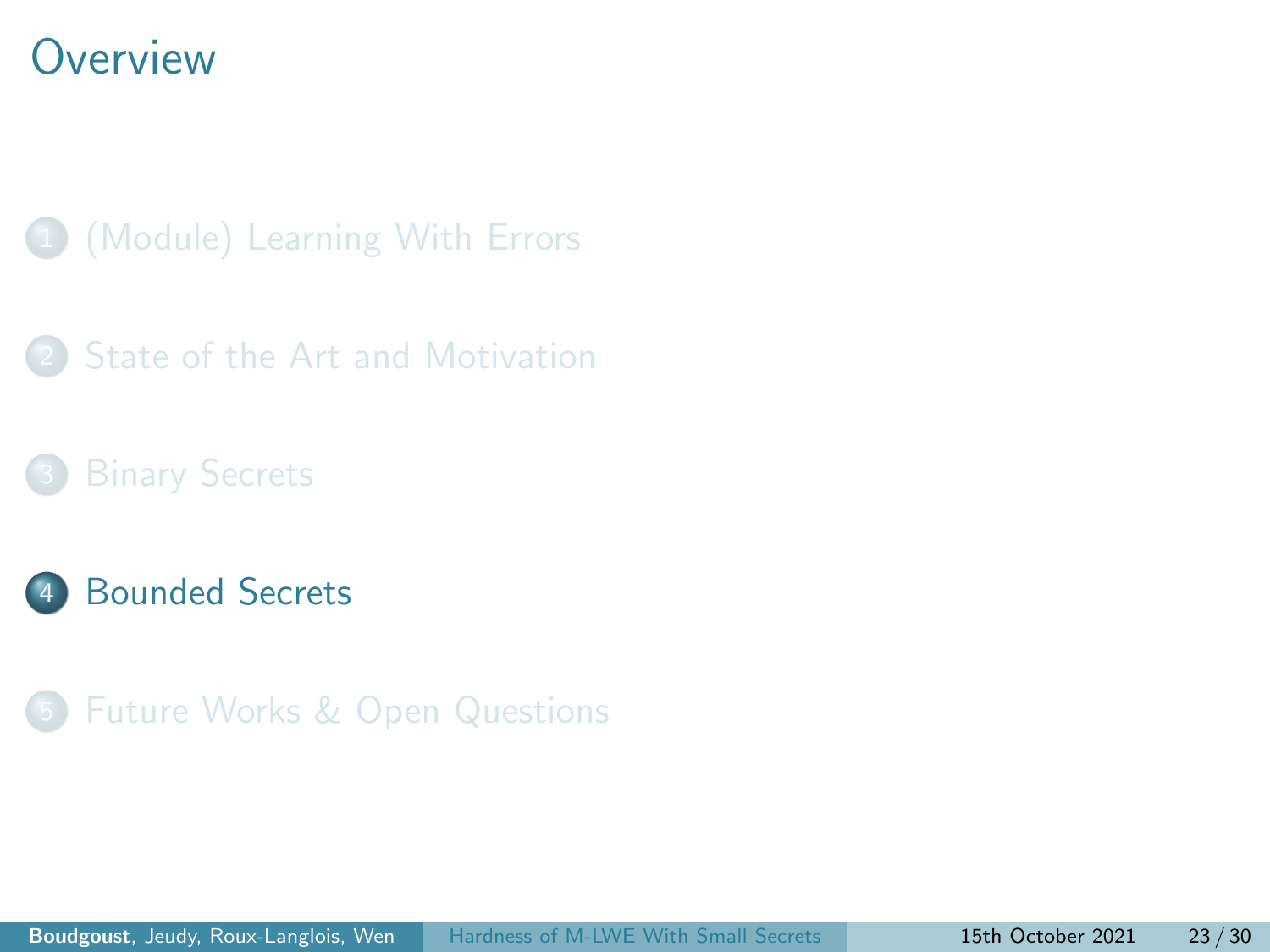# Overview

1. (Module) Learning With Errors
2. State of the Art and Motivation
3. Binary Secrets
4. **Bounded Secrets**
5. Future Works & Open Questions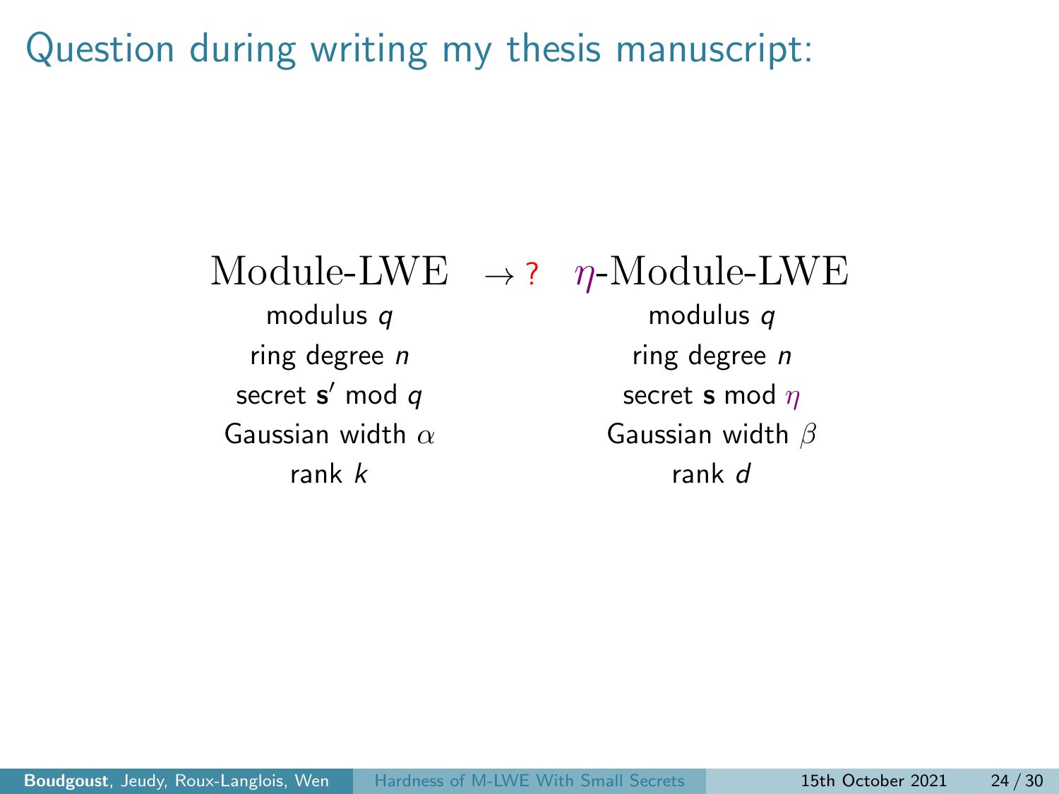# Question during writing my thesis manuscript:

| Module-LWE | $\rightarrow$ ? | $\eta$-Module-LWE |
|---|---|---|
| modulus $q$ | | modulus $q$ |
| ring degree $n$ | | ring degree $n$ |
| secret $\mathbf{s}'$ mod $q$ | | secret $\mathbf{s}$ mod $\eta$ |
| Gaussian width $\alpha$ | | Gaussian width $\beta$ |
| rank $k$ | | rank $d$ |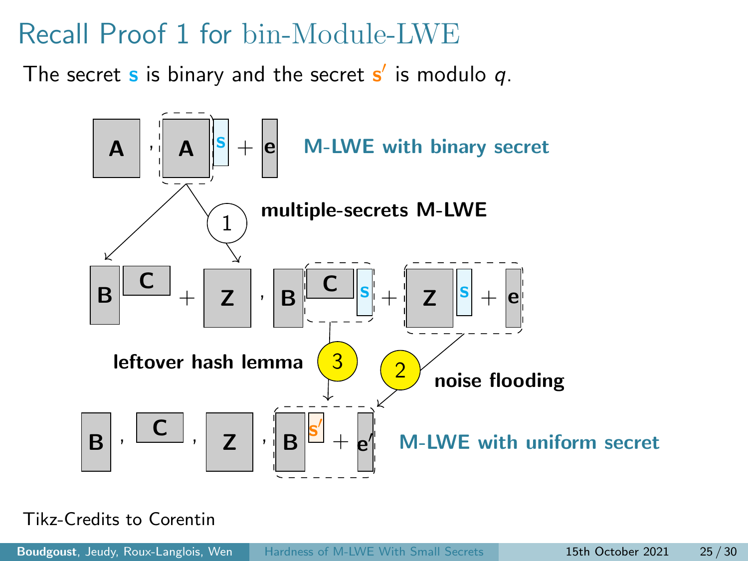# Recall Proof 1 for bin-Module-LWE

The secret $\mathbf{s}$ is binary and the secret $\mathbf{s}'$ is modulo $q$.

$\mathbf{A}, \mathbf{A}\mathbf{s} + \mathbf{e}$ **M-LWE with binary secret**

(1) **multiple-secrets M-LWE**

$\mathbf{B}\mathbf{C} + \mathbf{Z}, \mathbf{B}\mathbf{C}\mathbf{s} + \mathbf{Z}\mathbf{s} + \mathbf{e}$

(3) **leftover hash lemma**

(2) **noise flooding**

$\mathbf{B}, \mathbf{C}, \mathbf{Z}, \mathbf{B}\mathbf{s}' + \mathbf{e}'$ **M-LWE with uniform secret**

Tikz-Credits to Corentin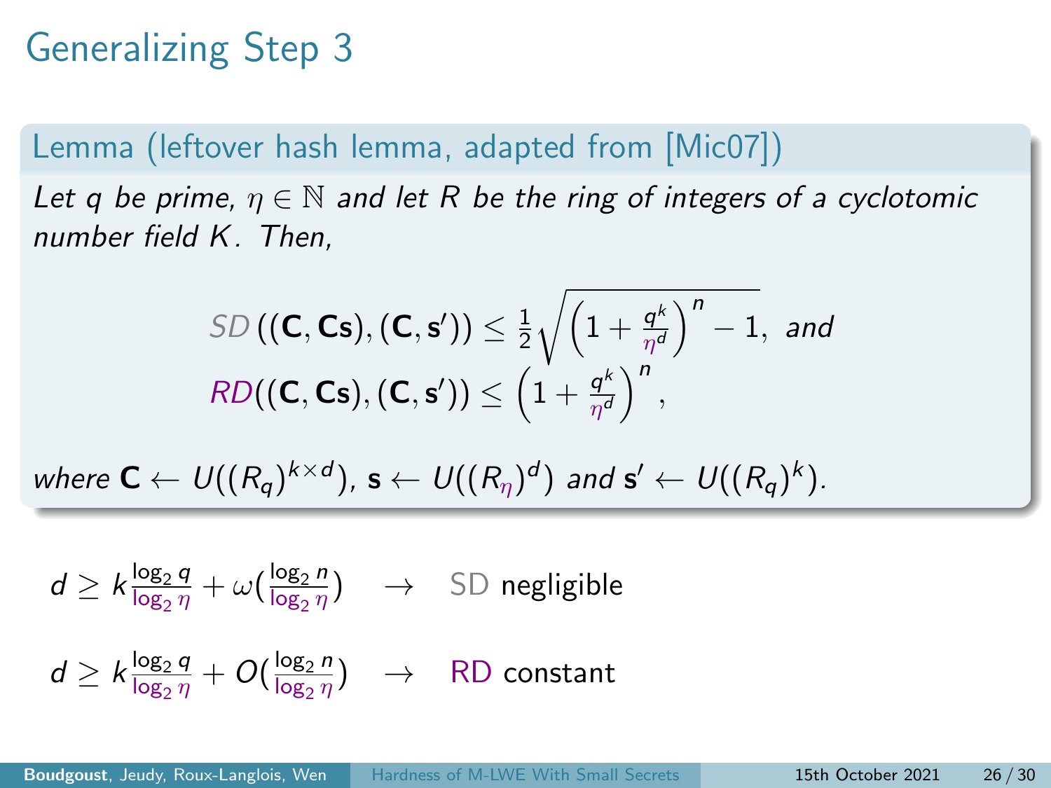# Generalizing Step 3

**Lemma (leftover hash lemma, adapted from [Mic07])**

*Let $q$ be prime, $\eta \in \mathbb{N}$ and let $R$ be the ring of integers of a cyclotomic number field $K$. Then,*

$$SD\left((\mathbf{C}, \mathbf{C}\mathbf{s}), (\mathbf{C}, \mathbf{s}')\right) \leq \frac{1}{2}\sqrt{\left(1 + \frac{q^k}{\eta^d}\right)^n - 1}, \text{ and}$$

$$RD\left((\mathbf{C}, \mathbf{C}\mathbf{s}), (\mathbf{C}, \mathbf{s}')\right) \leq \left(1 + \frac{q^k}{\eta^d}\right)^n,$$

*where $\mathbf{C} \leftarrow U((R_q)^{k \times d})$, $\mathbf{s} \leftarrow U((R_\eta)^d)$ and $\mathbf{s}' \leftarrow U((R_q)^k)$.*

$d \geq k\frac{\log_2 q}{\log_2 \eta} + \omega\left(\frac{\log_2 n}{\log_2 \eta}\right) \quad \rightarrow \quad$ SD negligible

$d \geq k\frac{\log_2 q}{\log_2 \eta} + O\left(\frac{\log_2 n}{\log_2 \eta}\right) \quad \rightarrow \quad$ RD constant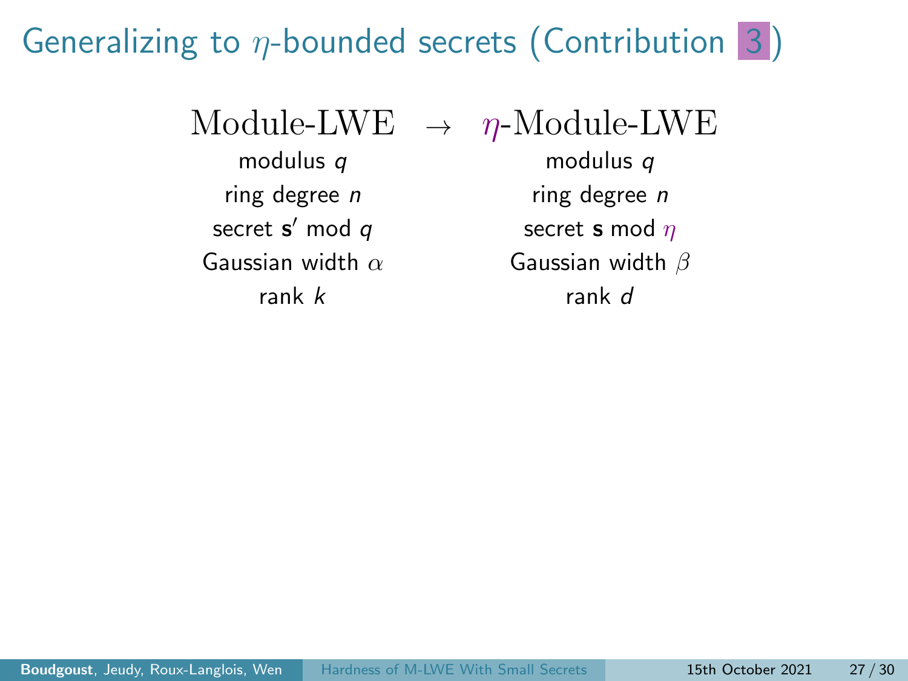# Generalizing to $\eta$-bounded secrets (Contribution 3)

| Module-LWE | $\rightarrow$ | $\eta$-Module-LWE |
|---|---|---|
| modulus $q$ | | modulus $q$ |
| ring degree $n$ | | ring degree $n$ |
| secret $\mathbf{s}'$ mod $q$ | | secret $\mathbf{s}$ mod $\eta$ |
| Gaussian width $\alpha$ | | Gaussian width $\beta$ |
| rank $k$ | | rank $d$ |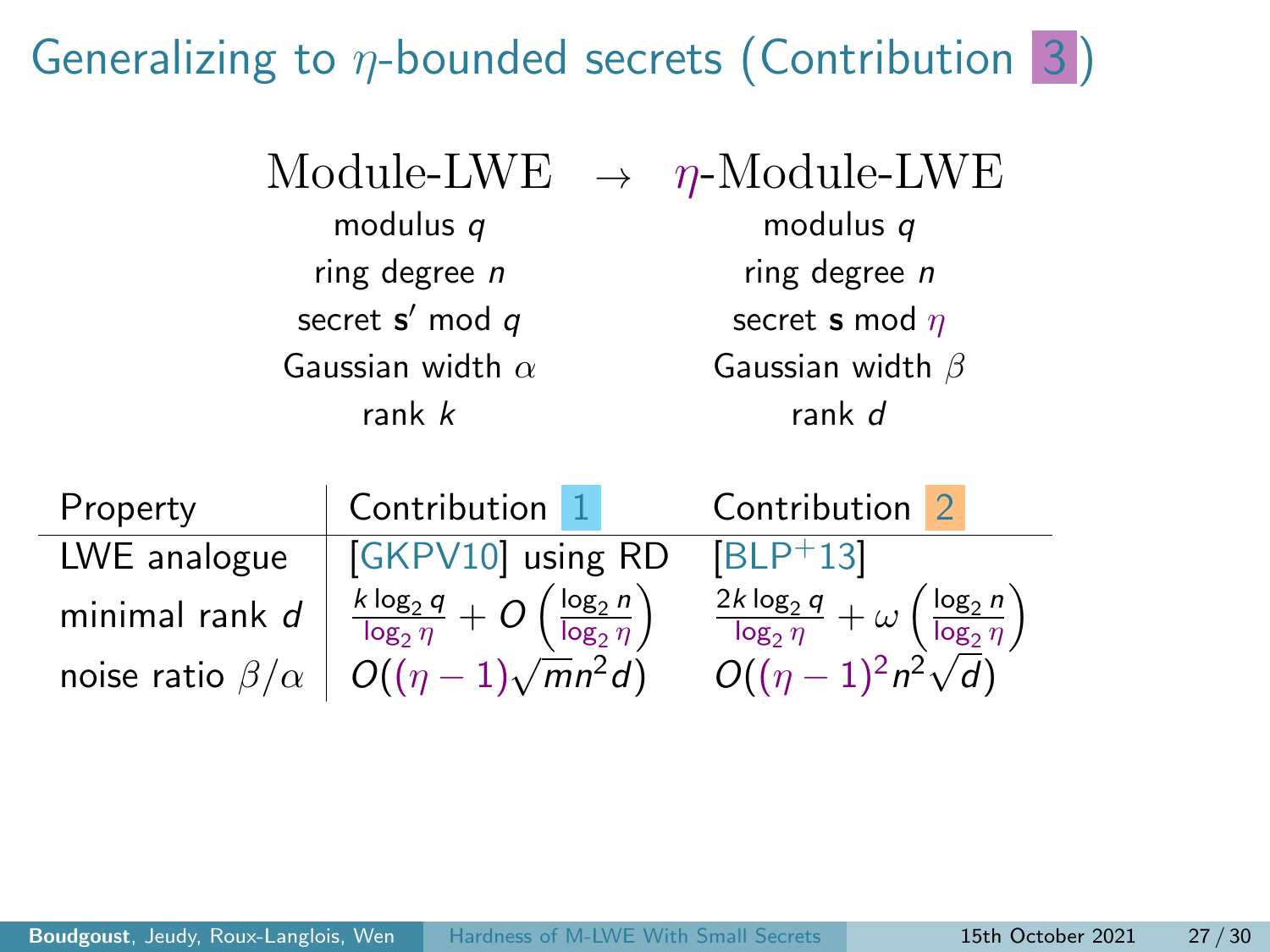# Generalizing to $\eta$-bounded secrets (Contribution 3)

| Module-LWE | $\rightarrow$ | $\eta$-Module-LWE |
|---|---|---|
| modulus $q$ | | modulus $q$ |
| ring degree $n$ | | ring degree $n$ |
| secret $\mathbf{s}'$ mod $q$ | | secret $\mathbf{s}$ mod $\eta$ |
| Gaussian width $\alpha$ | | Gaussian width $\beta$ |
| rank $k$ | | rank $d$ |

| Property | Contribution 1 | Contribution 2 |
|---|---|---|
| LWE analogue | [GKPV10] using RD | [BLP+13] |
| minimal rank $d$ | $\frac{k \log_2 q}{\log_2 \eta} + O\left(\frac{\log_2 n}{\log_2 \eta}\right)$ | $\frac{2k \log_2 q}{\log_2 \eta} + \omega\left(\frac{\log_2 n}{\log_2 \eta}\right)$ |
| noise ratio $\beta/\alpha$ | $O((\eta - 1)\sqrt{m} n^2 d)$ | $O((\eta - 1)^2 n^2 \sqrt{d})$ |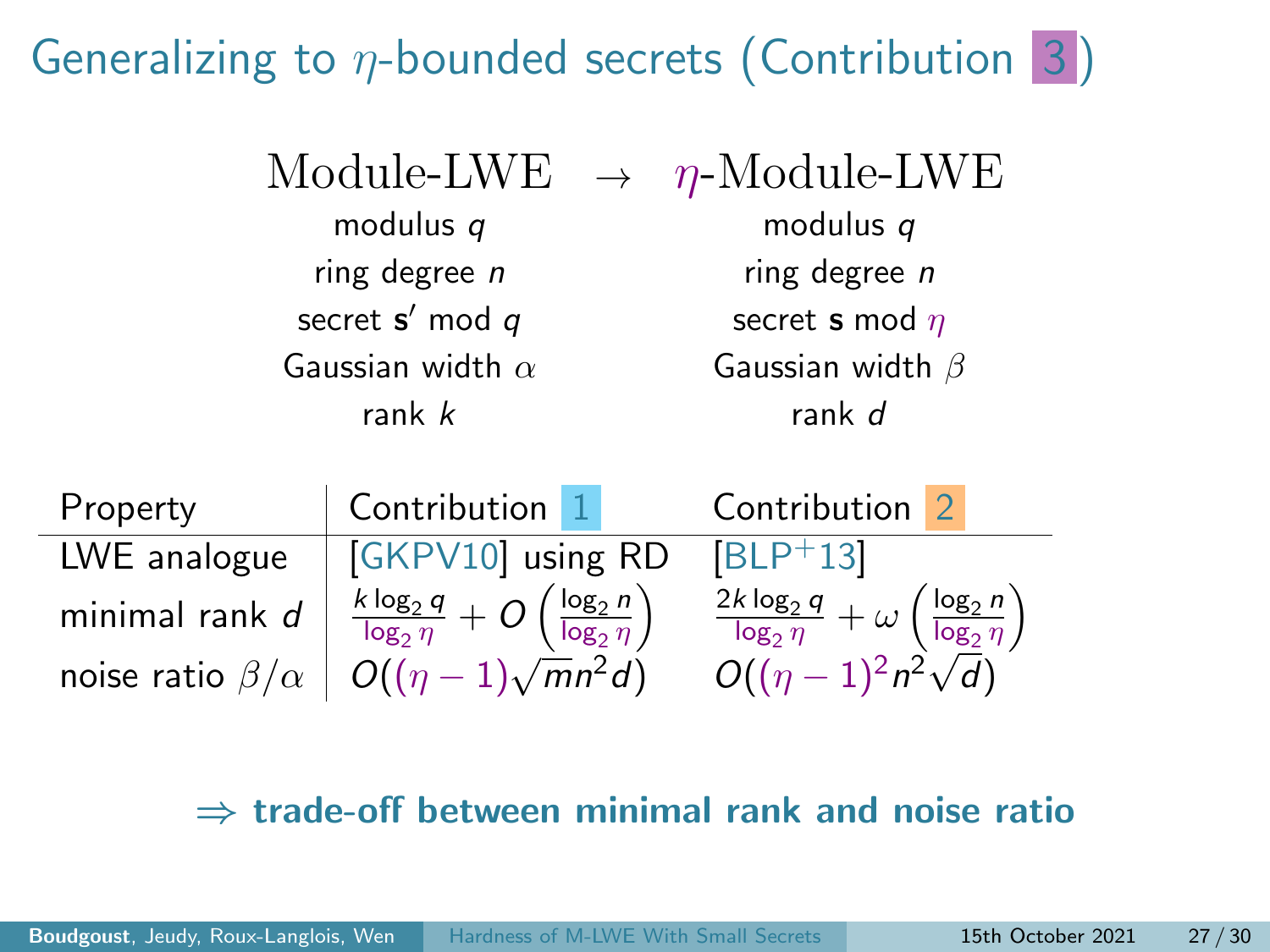# Generalizing to $\eta$-bounded secrets (Contribution 3)

| Module-LWE | $\rightarrow$ | $\eta$-Module-LWE |
|---|---|---|
| modulus $q$ | | modulus $q$ |
| ring degree $n$ | | ring degree $n$ |
| secret $\mathbf{s}'$ mod $q$ | | secret $\mathbf{s}$ mod $\eta$ |
| Gaussian width $\alpha$ | | Gaussian width $\beta$ |
| rank $k$ | | rank $d$ |

| Property | Contribution 1 | Contribution 2 |
|---|---|---|
| LWE analogue | [GKPV10] using RD | [BLP+13] |
| minimal rank $d$ | $\frac{k \log_2 q}{\log_2 \eta} + O\left(\frac{\log_2 n}{\log_2 \eta}\right)$ | $\frac{2k \log_2 q}{\log_2 \eta} + \omega\left(\frac{\log_2 n}{\log_2 \eta}\right)$ |
| noise ratio $\beta/\alpha$ | $O((\eta - 1)\sqrt{m}n^2 d)$ | $O((\eta - 1)^2 n^2 \sqrt{d})$ |

$\Rightarrow$ **trade-off between minimal rank and noise ratio**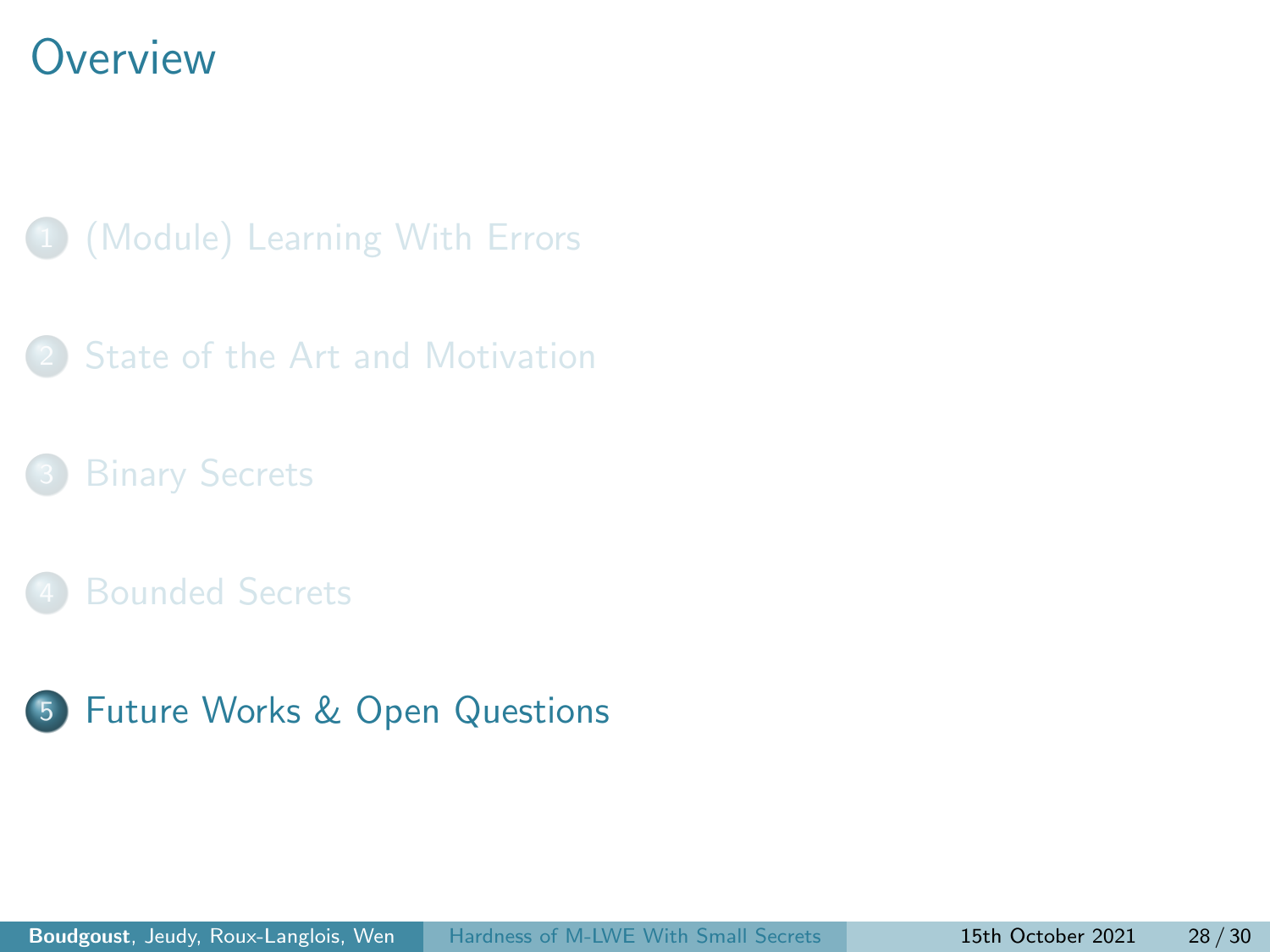# Overview

1. (Module) Learning With Errors
2. State of the Art and Motivation
3. Binary Secrets
4. Bounded Secrets
5. Future Works & Open Questions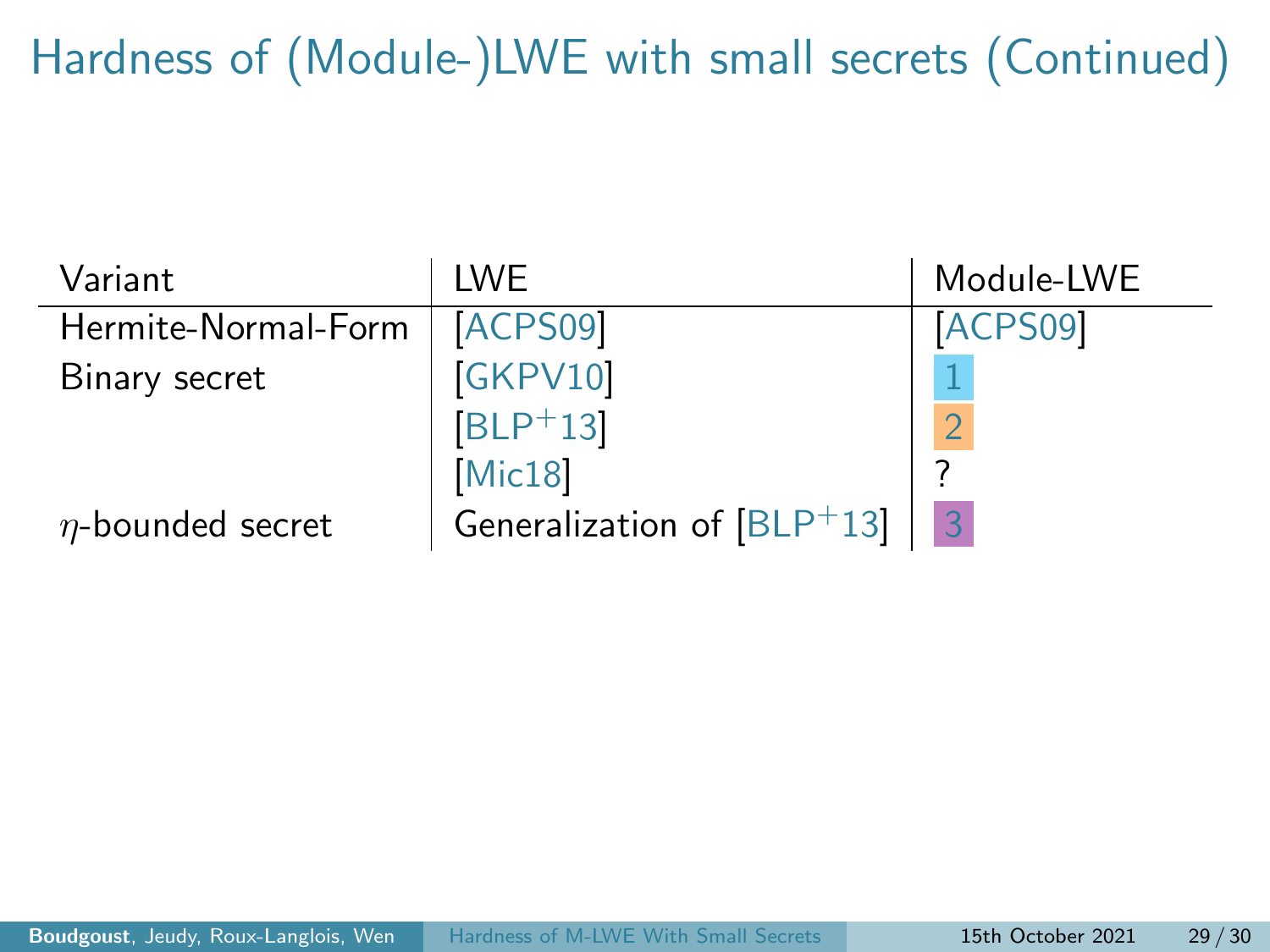# Hardness of (Module-)LWE with small secrets (Continued)

| Variant | LWE | Module-LWE |
|---|---|---|
| Hermite-Normal-Form | [ACPS09] | [ACPS09] |
| Binary secret | [GKPV10] | 1 |
| | [BLP+13] | 2 |
| | [Mic18] | ? |
| $\eta$-bounded secret | Generalization of [BLP+13] | 3 |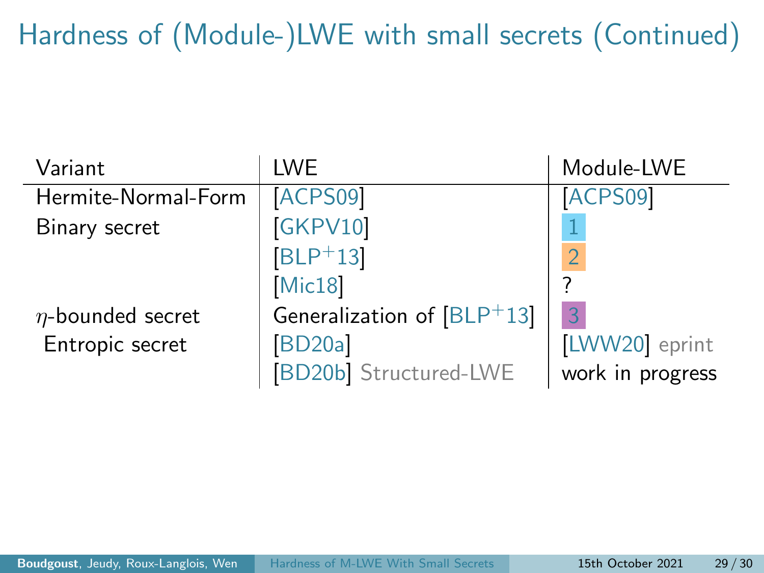# Hardness of (Module-)LWE with small secrets (Continued)

| Variant | LWE | Module-LWE |
|---|---|---|
| Hermite-Normal-Form | [ACPS09] | [ACPS09] |
| Binary secret | [GKPV10] | 1 |
| | [BLP+13] | 2 |
| | [Mic18] | ? |
| $\eta$-bounded secret | Generalization of [BLP+13] | 3 |
| Entropic secret | [BD20a] | [LWW20] eprint |
| | [BD20b] Structured-LWE | work in progress |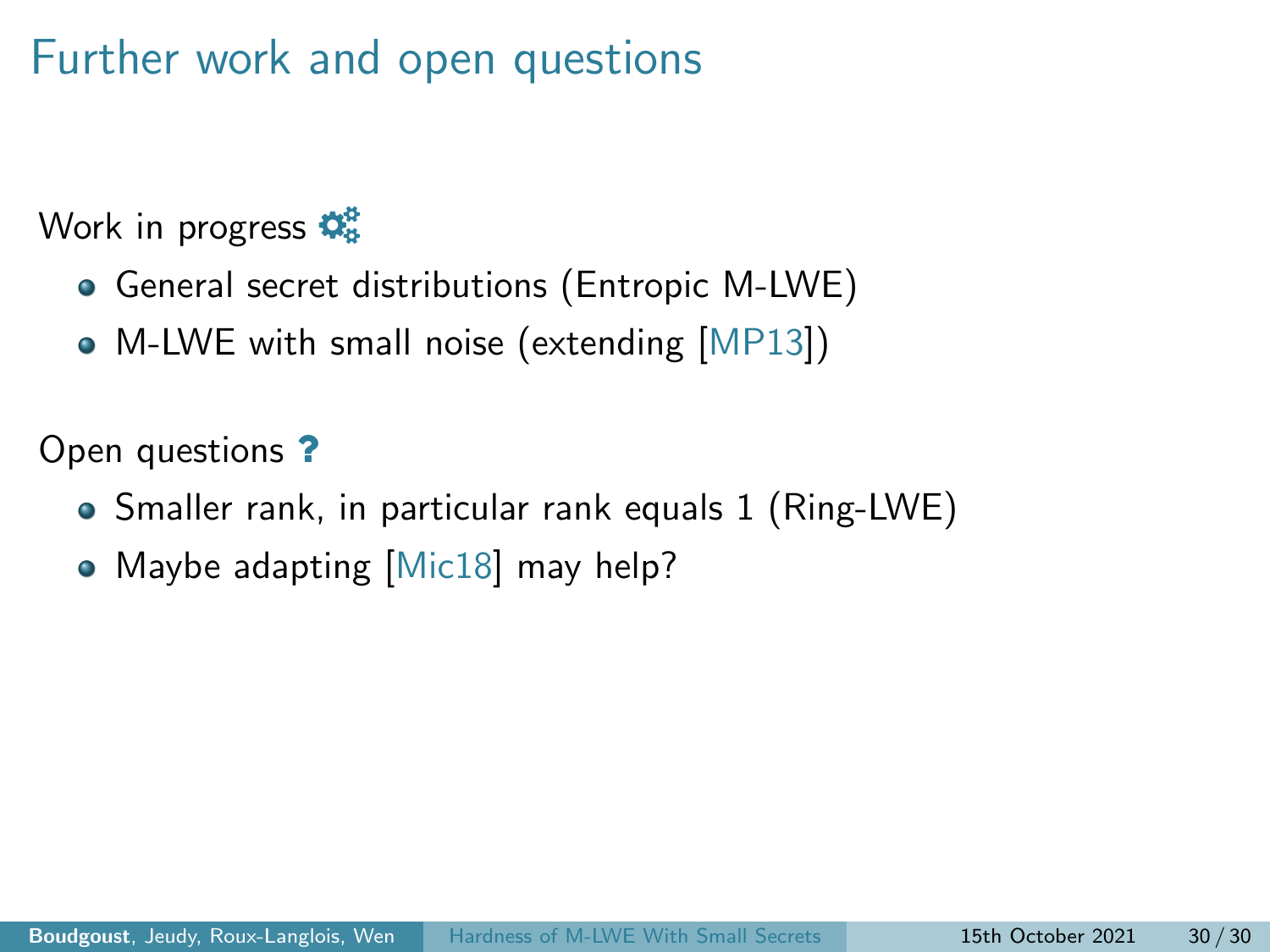# Further work and open questions

Work in progress

- General secret distributions (Entropic M-LWE)
- M-LWE with small noise (extending [MP13])

Open questions

- Smaller rank, in particular rank equals 1 (Ring-LWE)
- Maybe adapting [Mic18] may help?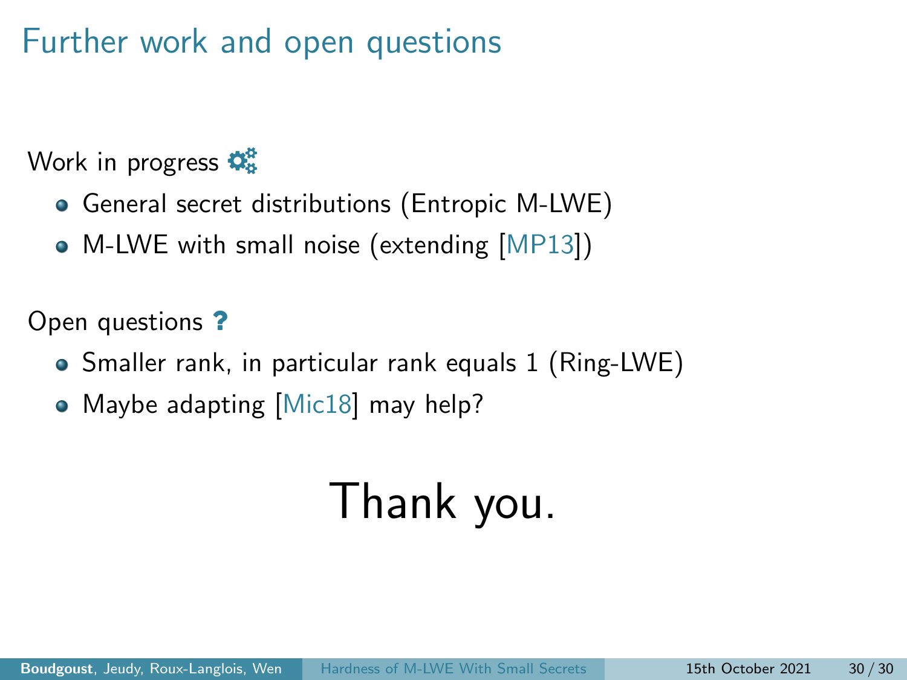# Further work and open questions

Work in progress

- General secret distributions (Entropic M-LWE)
- M-LWE with small noise (extending [MP13])

Open questions **?**

- Smaller rank, in particular rank equals 1 (Ring-LWE)
- Maybe adapting [Mic18] may help?

Thank you.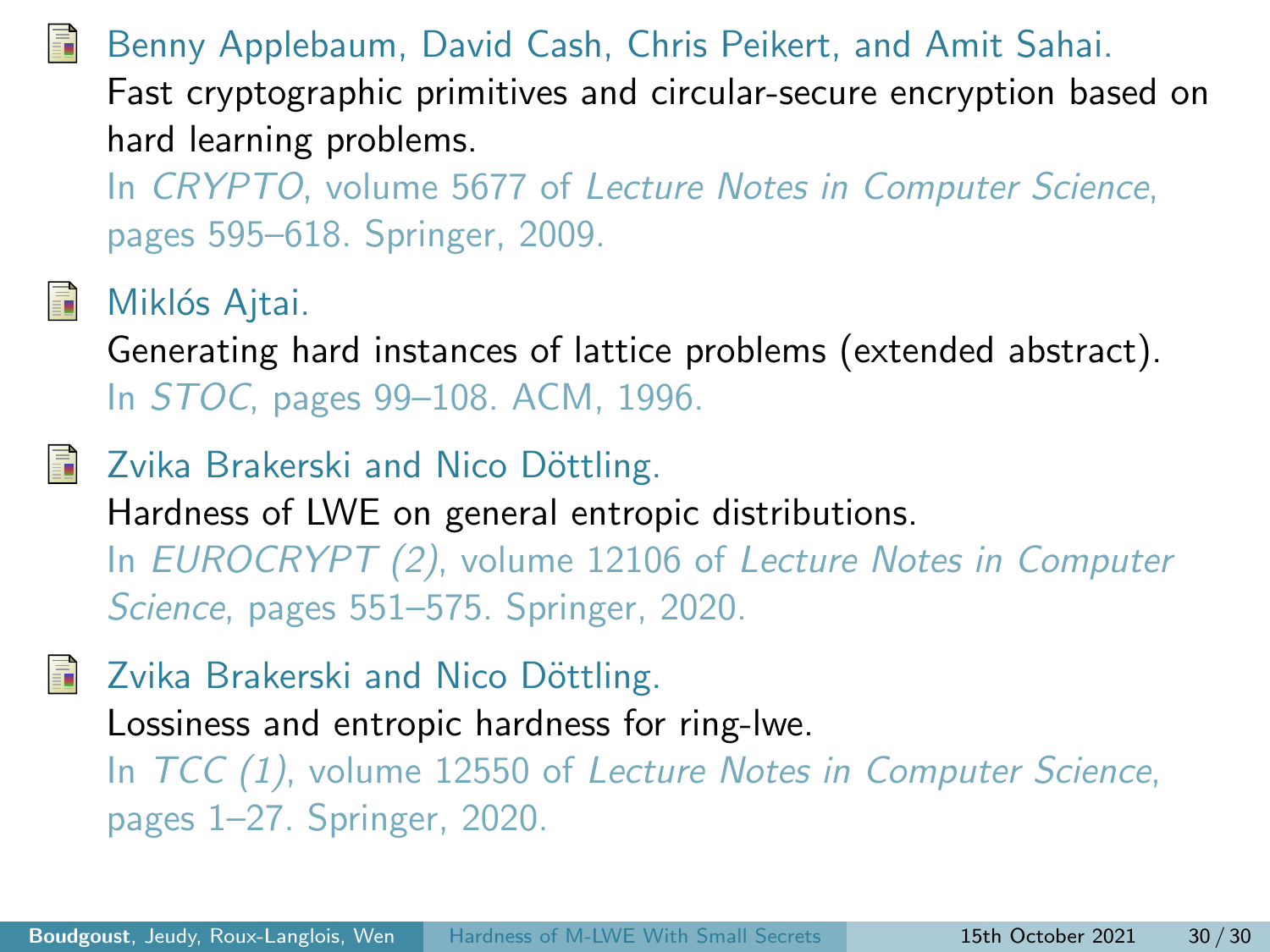- Benny Applebaum, David Cash, Chris Peikert, and Amit Sahai.
  Fast cryptographic primitives and circular-secure encryption based on hard learning problems.
  In *CRYPTO*, volume 5677 of *Lecture Notes in Computer Science*, pages 595–618. Springer, 2009.

- Miklós Ajtai.
  Generating hard instances of lattice problems (extended abstract).
  In *STOC*, pages 99–108. ACM, 1996.

- Zvika Brakerski and Nico Döttling.
  Hardness of LWE on general entropic distributions.
  In *EUROCRYPT (2)*, volume 12106 of *Lecture Notes in Computer Science*, pages 551–575. Springer, 2020.

- Zvika Brakerski and Nico Döttling.
  Lossiness and entropic hardness for ring-lwe.
  In *TCC (1)*, volume 12550 of *Lecture Notes in Computer Science*, pages 1–27. Springer, 2020.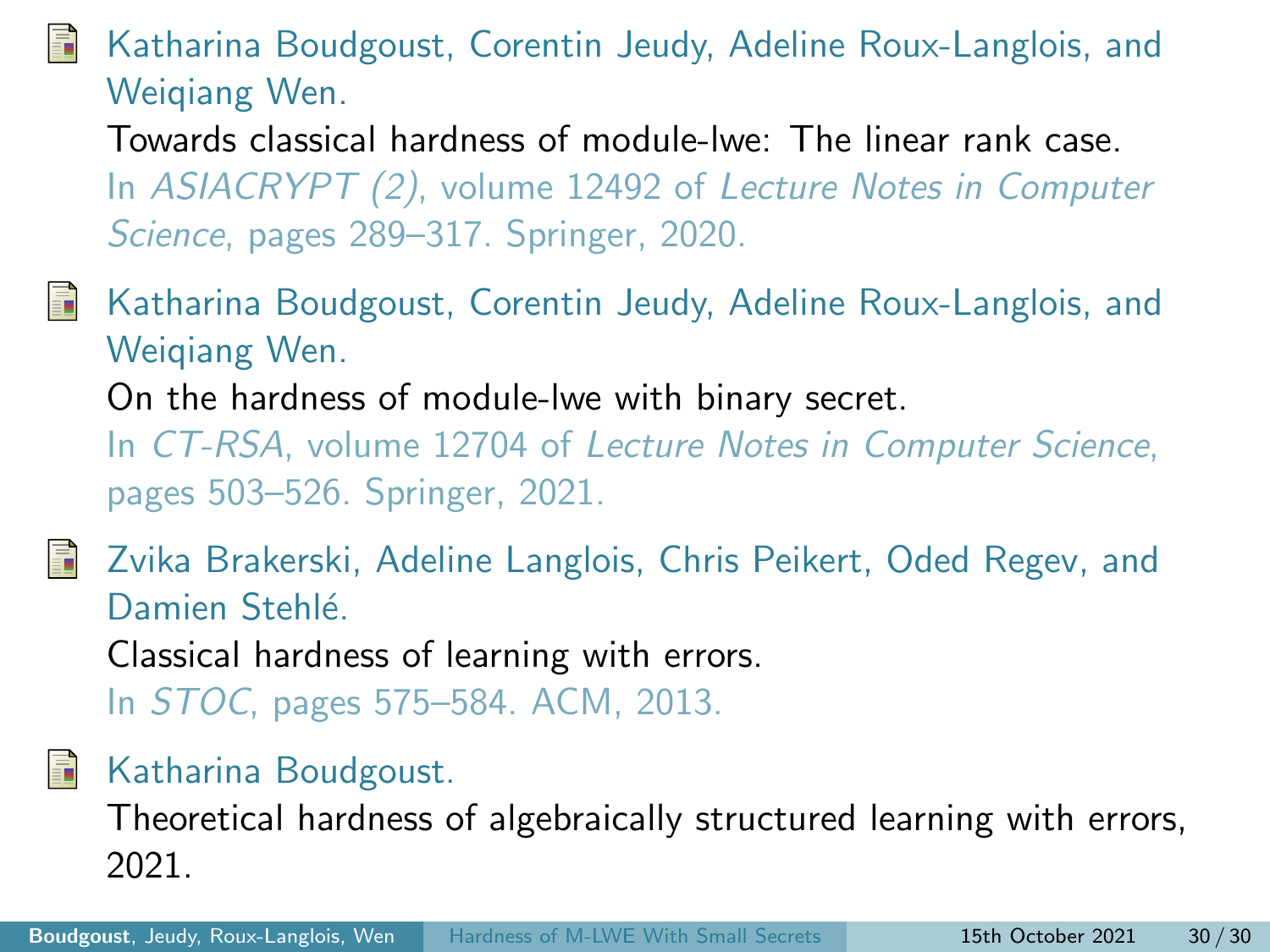- Katharina Boudgoust, Corentin Jeudy, Adeline Roux-Langlois, and Weiqiang Wen.
  Towards classical hardness of module-lwe: The linear rank case.
  In *ASIACRYPT (2)*, volume 12492 of *Lecture Notes in Computer Science*, pages 289–317. Springer, 2020.

- Katharina Boudgoust, Corentin Jeudy, Adeline Roux-Langlois, and Weiqiang Wen.
  On the hardness of module-lwe with binary secret.
  In *CT-RSA*, volume 12704 of *Lecture Notes in Computer Science*, pages 503–526. Springer, 2021.

- Zvika Brakerski, Adeline Langlois, Chris Peikert, Oded Regev, and Damien Stehlé.
  Classical hardness of learning with errors.
  In *STOC*, pages 575–584. ACM, 2013.

- Katharina Boudgoust.
  Theoretical hardness of algebraically structured learning with errors, 2021.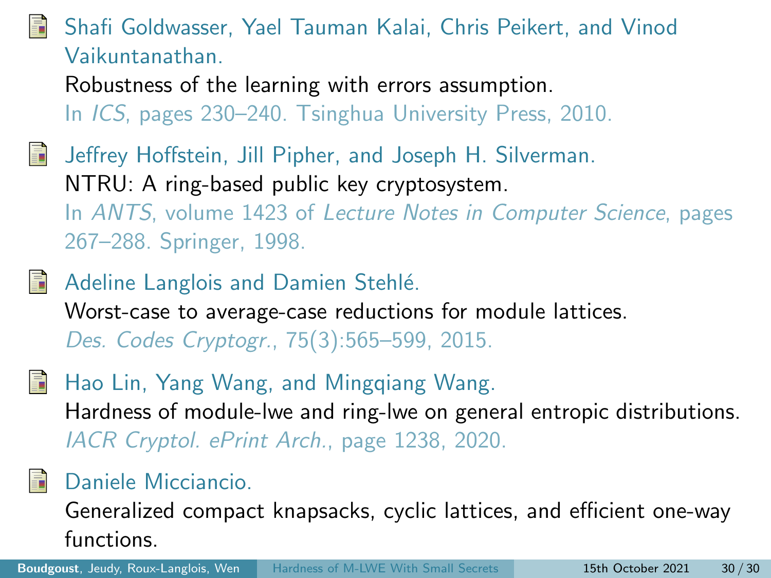- Shafi Goldwasser, Yael Tauman Kalai, Chris Peikert, and Vinod Vaikuntanathan.
  Robustness of the learning with errors assumption.
  In *ICS*, pages 230–240. Tsinghua University Press, 2010.

- Jeffrey Hoffstein, Jill Pipher, and Joseph H. Silverman.
  NTRU: A ring-based public key cryptosystem.
  In *ANTS*, volume 1423 of *Lecture Notes in Computer Science*, pages 267–288. Springer, 1998.

- Adeline Langlois and Damien Stehlé.
  Worst-case to average-case reductions for module lattices.
  *Des. Codes Cryptogr.*, 75(3):565–599, 2015.

- Hao Lin, Yang Wang, and Mingqiang Wang.
  Hardness of module-lwe and ring-lwe on general entropic distributions.
  *IACR Cryptol. ePrint Arch.*, page 1238, 2020.

- Daniele Micciancio.
  Generalized compact knapsacks, cyclic lattices, and efficient one-way functions.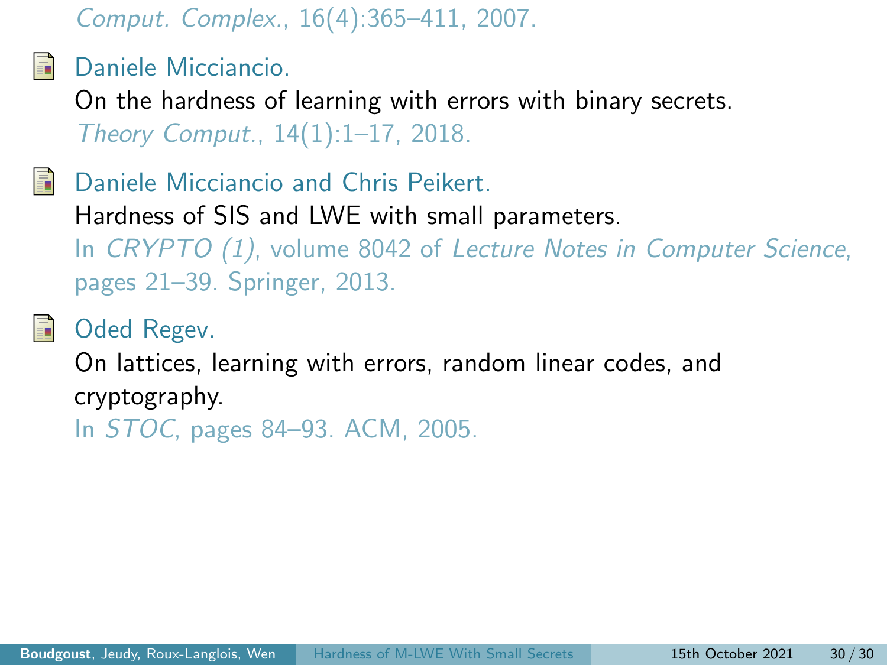*Comput. Complex.*, 16(4):365–411, 2007.

Daniele Micciancio.
On the hardness of learning with errors with binary secrets.
*Theory Comput.*, 14(1):1–17, 2018.

Daniele Micciancio and Chris Peikert.
Hardness of SIS and LWE with small parameters.
In *CRYPTO (1)*, volume 8042 of *Lecture Notes in Computer Science*, pages 21–39. Springer, 2013.

Oded Regev.
On lattices, learning with errors, random linear codes, and cryptography.
In *STOC*, pages 84–93. ACM, 2005.